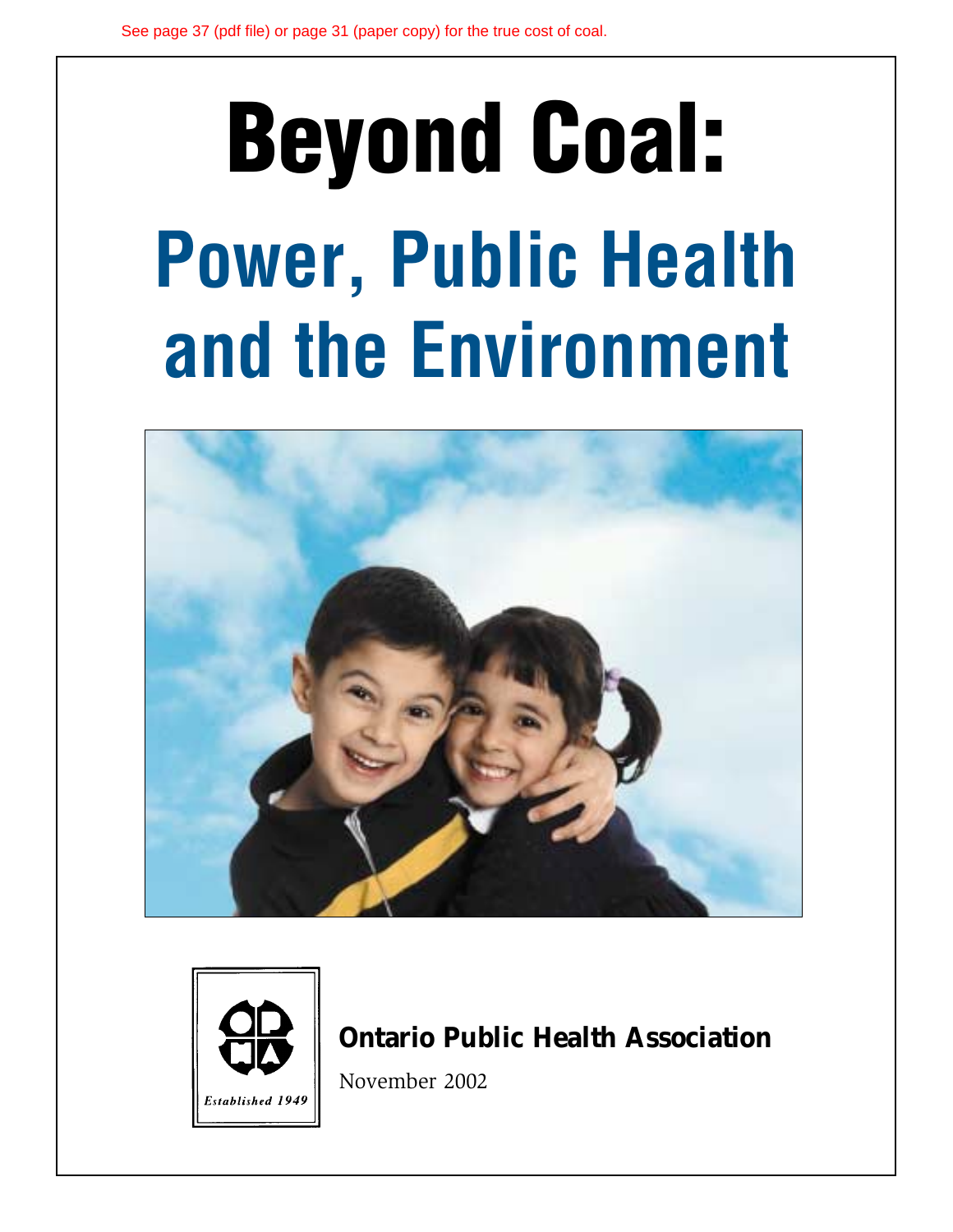See page 37 (pdf file) or page 31 (paper copy) for the true cost of coal.

# Beyond Coal:

## Power, Public Health and the Environment

Established 1949

**Ontario Public Health Association**

November 2002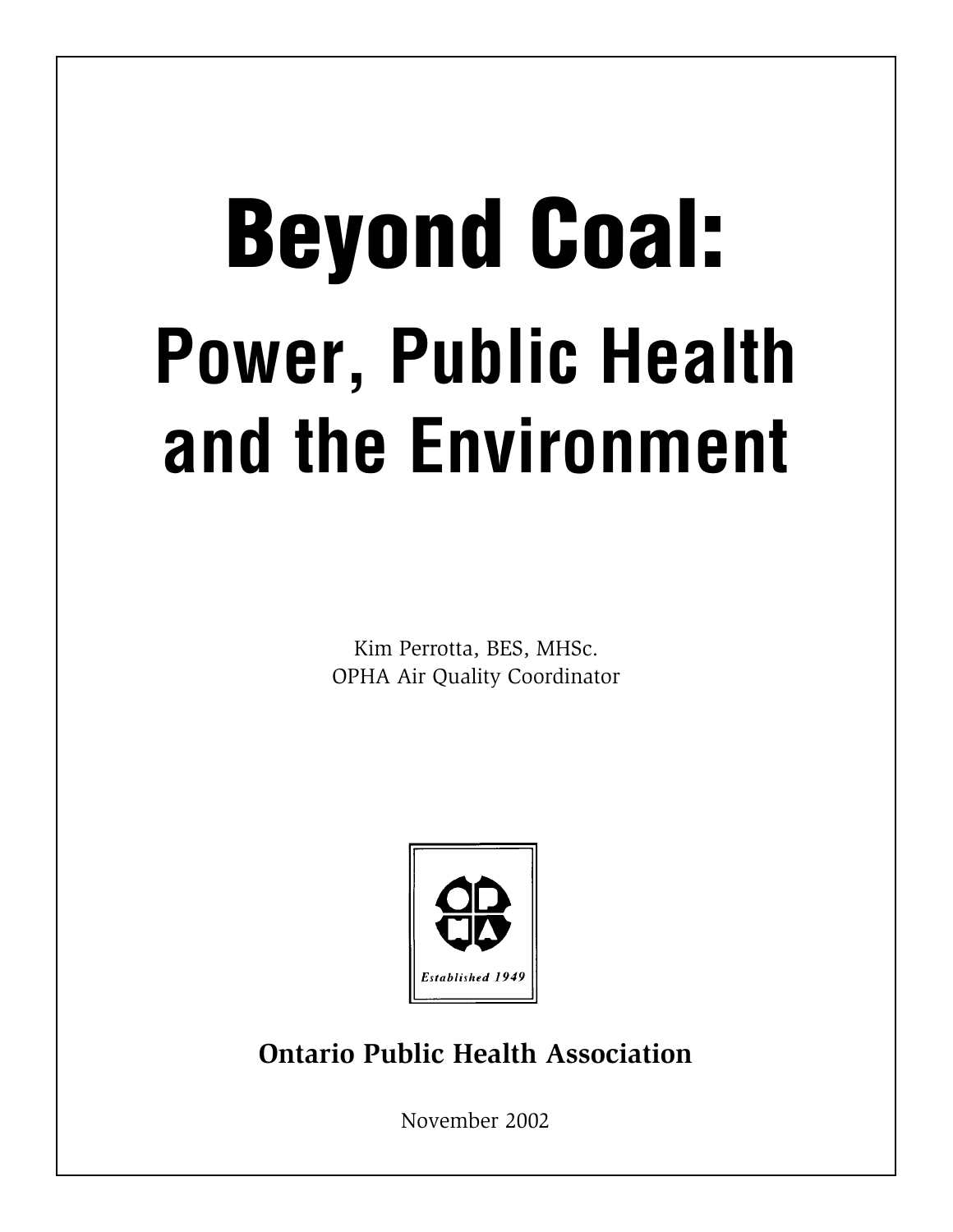# Beyond Coal:

## Power, Public Health and the Environment

Kim Perrotta, BES, MHSc.
OPHA Air Quality Coordinator

Established 1949

**Ontario Public Health Association**

November 2002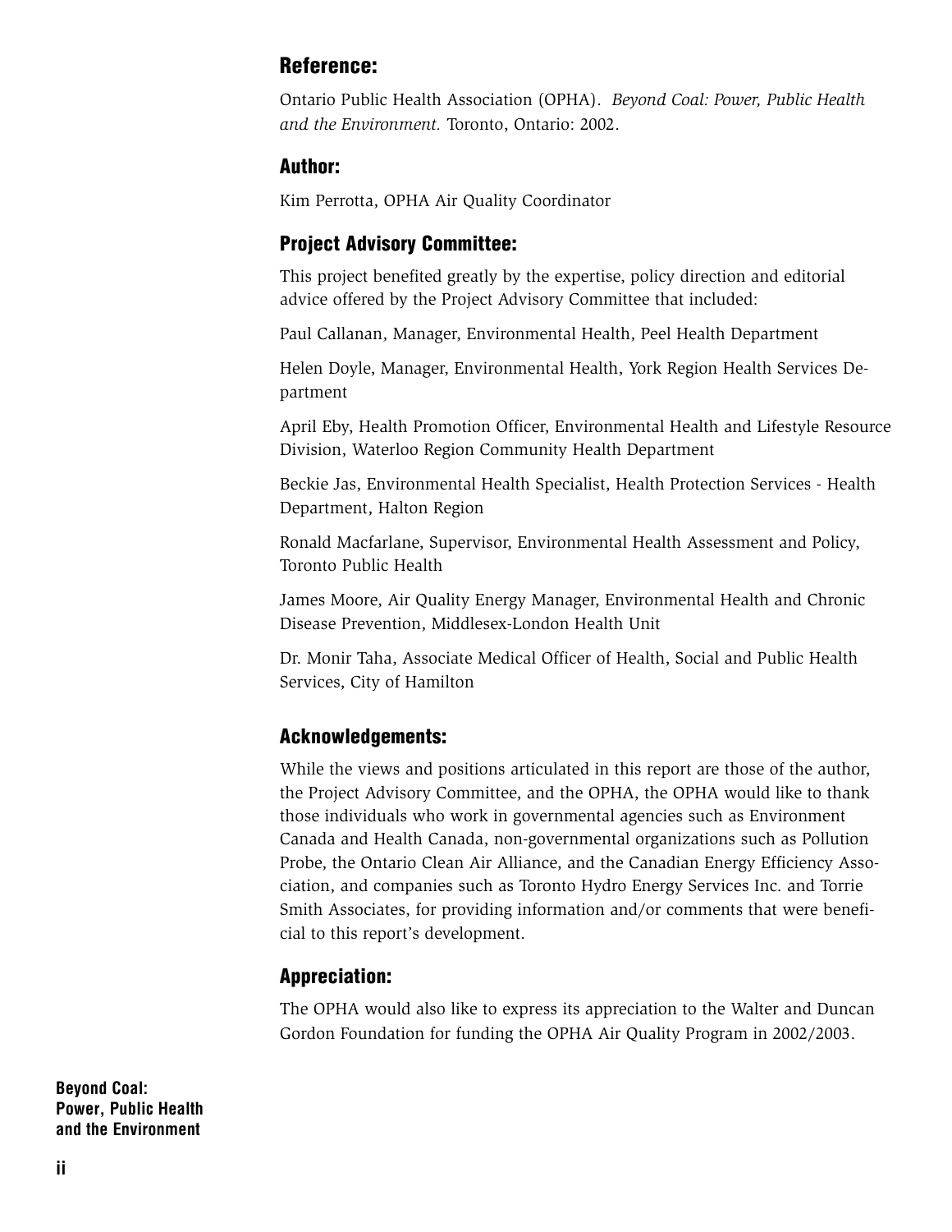## Reference:

Ontario Public Health Association (OPHA). *Beyond Coal: Power, Public Health and the Environment.* Toronto, Ontario: 2002.

## Author:

Kim Perrotta, OPHA Air Quality Coordinator

## Project Advisory Committee:

This project benefited greatly by the expertise, policy direction and editorial advice offered by the Project Advisory Committee that included:

Paul Callanan, Manager, Environmental Health, Peel Health Department

Helen Doyle, Manager, Environmental Health, York Region Health Services Department

April Eby, Health Promotion Officer, Environmental Health and Lifestyle Resource Division, Waterloo Region Community Health Department

Beckie Jas, Environmental Health Specialist, Health Protection Services - Health Department, Halton Region

Ronald Macfarlane, Supervisor, Environmental Health Assessment and Policy, Toronto Public Health

James Moore, Air Quality Energy Manager, Environmental Health and Chronic Disease Prevention, Middlesex-London Health Unit

Dr. Monir Taha, Associate Medical Officer of Health, Social and Public Health Services, City of Hamilton

## Acknowledgements:

While the views and positions articulated in this report are those of the author, the Project Advisory Committee, and the OPHA, the OPHA would like to thank those individuals who work in governmental agencies such as Environment Canada and Health Canada, non-governmental organizations such as Pollution Probe, the Ontario Clean Air Alliance, and the Canadian Energy Efficiency Association, and companies such as Toronto Hydro Energy Services Inc. and Torrie Smith Associates, for providing information and/or comments that were beneficial to this report's development.

## Appreciation:

The OPHA would also like to express its appreciation to the Walter and Duncan Gordon Foundation for funding the OPHA Air Quality Program in 2002/2003.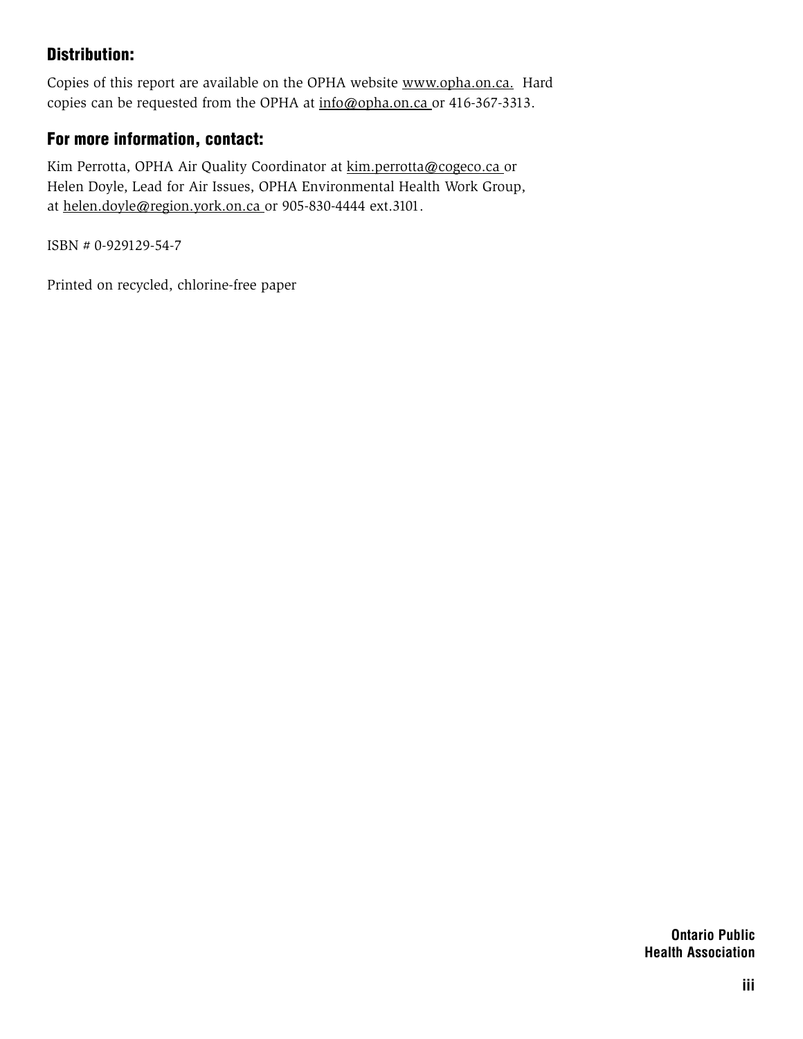## Distribution:

Copies of this report are available on the OPHA website www.opha.on.ca. Hard copies can be requested from the OPHA at info@opha.on.ca or 416-367-3313.

## For more information, contact:

Kim Perrotta, OPHA Air Quality Coordinator at kim.perrotta@cogeco.ca or Helen Doyle, Lead for Air Issues, OPHA Environmental Health Work Group, at helen.doyle@region.york.on.ca or 905-830-4444 ext.3101.

ISBN # 0-929129-54-7

Printed on recycled, chlorine-free paper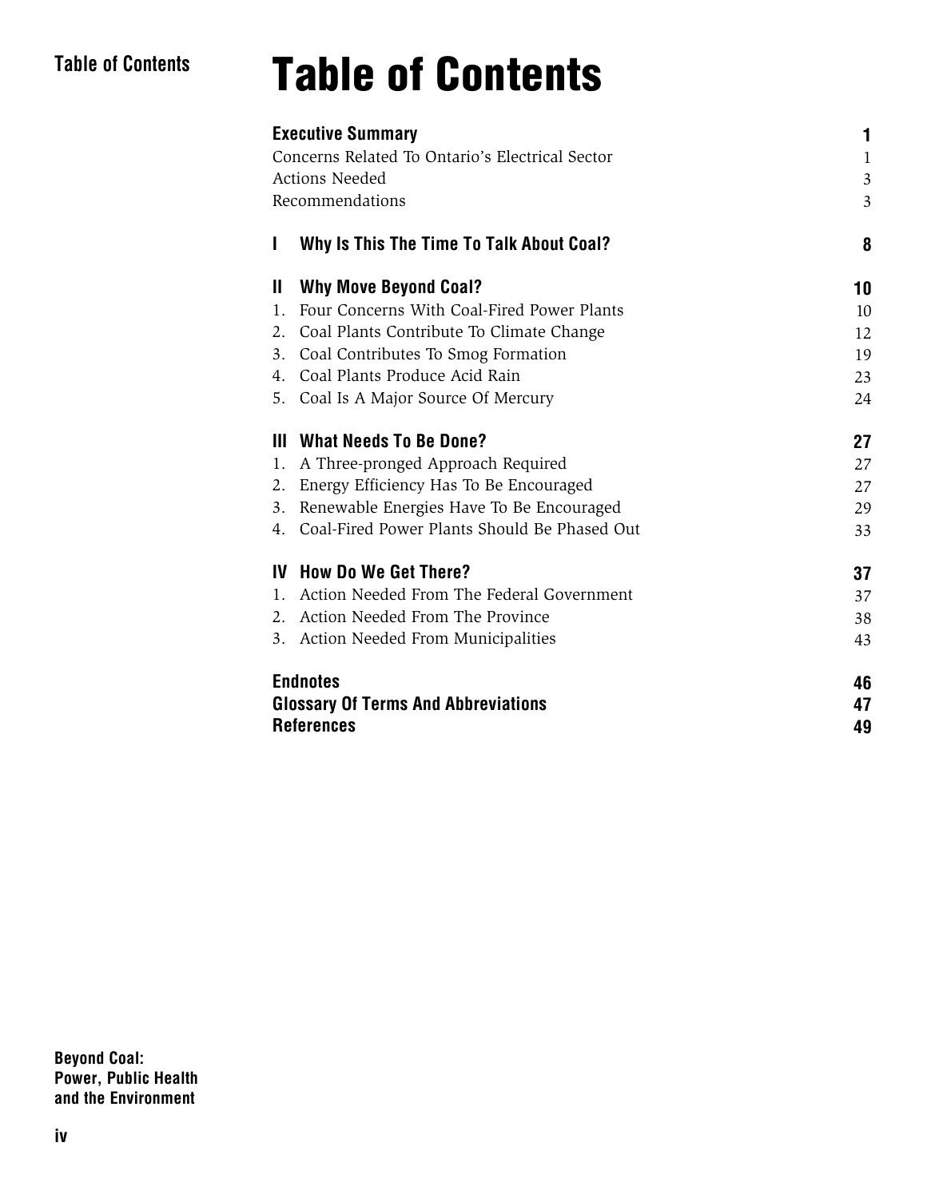# Table of Contents

| | |
|---|---|
| **Executive Summary** | **1** |
| Concerns Related To Ontario's Electrical Sector | 1 |
| Actions Needed | 3 |
| Recommendations | 3 |
| **I Why Is This The Time To Talk About Coal?** | **8** |
| **II Why Move Beyond Coal?** | **10** |
| 1. Four Concerns With Coal-Fired Power Plants | 10 |
| 2. Coal Plants Contribute To Climate Change | 12 |
| 3. Coal Contributes To Smog Formation | 19 |
| 4. Coal Plants Produce Acid Rain | 23 |
| 5. Coal Is A Major Source Of Mercury | 24 |
| **III What Needs To Be Done?** | **27** |
| 1. A Three-pronged Approach Required | 27 |
| 2. Energy Efficiency Has To Be Encouraged | 27 |
| 3. Renewable Energies Have To Be Encouraged | 29 |
| 4. Coal-Fired Power Plants Should Be Phased Out | 33 |
| **IV How Do We Get There?** | **37** |
| 1. Action Needed From The Federal Government | 37 |
| 2. Action Needed From The Province | 38 |
| 3. Action Needed From Municipalities | 43 |
| **Endnotes** | **46** |
| **Glossary Of Terms And Abbreviations** | **47** |
| **References** | **49** |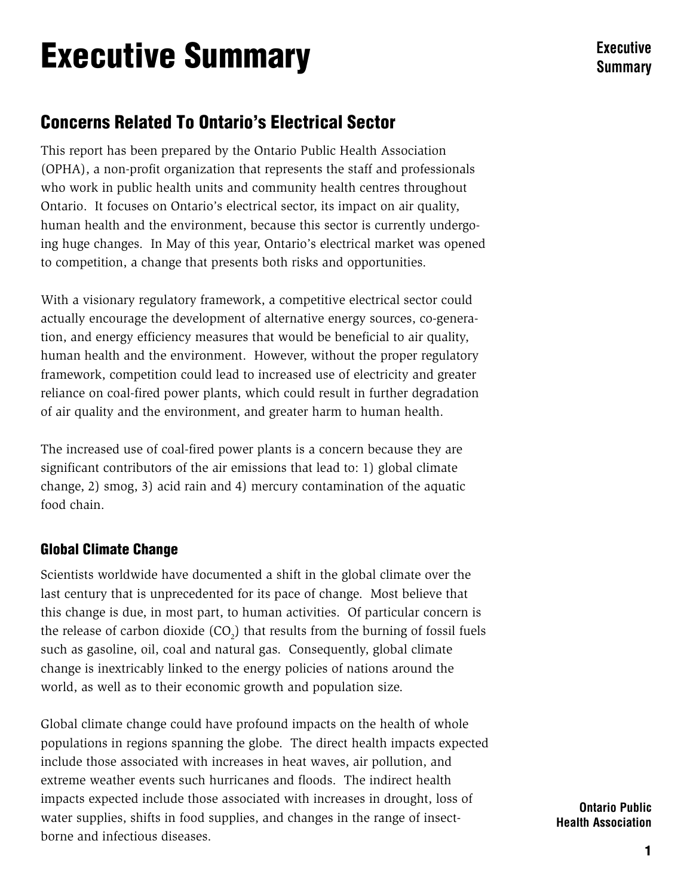# Executive Summary

## Concerns Related To Ontario's Electrical Sector

This report has been prepared by the Ontario Public Health Association (OPHA), a non-profit organization that represents the staff and professionals who work in public health units and community health centres throughout Ontario. It focuses on Ontario's electrical sector, its impact on air quality, human health and the environment, because this sector is currently undergoing huge changes. In May of this year, Ontario's electrical market was opened to competition, a change that presents both risks and opportunities.

With a visionary regulatory framework, a competitive electrical sector could actually encourage the development of alternative energy sources, co-generation, and energy efficiency measures that would be beneficial to air quality, human health and the environment. However, without the proper regulatory framework, competition could lead to increased use of electricity and greater reliance on coal-fired power plants, which could result in further degradation of air quality and the environment, and greater harm to human health.

The increased use of coal-fired power plants is a concern because they are significant contributors of the air emissions that lead to: 1) global climate change, 2) smog, 3) acid rain and 4) mercury contamination of the aquatic food chain.

### Global Climate Change

Scientists worldwide have documented a shift in the global climate over the last century that is unprecedented for its pace of change. Most believe that this change is due, in most part, to human activities. Of particular concern is the release of carbon dioxide ($CO_2$) that results from the burning of fossil fuels such as gasoline, oil, coal and natural gas. Consequently, global climate change is inextricably linked to the energy policies of nations around the world, as well as to their economic growth and population size.

Global climate change could have profound impacts on the health of whole populations in regions spanning the globe. The direct health impacts expected include those associated with increases in heat waves, air pollution, and extreme weather events such hurricanes and floods. The indirect health impacts expected include those associated with increases in drought, loss of water supplies, shifts in food supplies, and changes in the range of insect-borne and infectious diseases.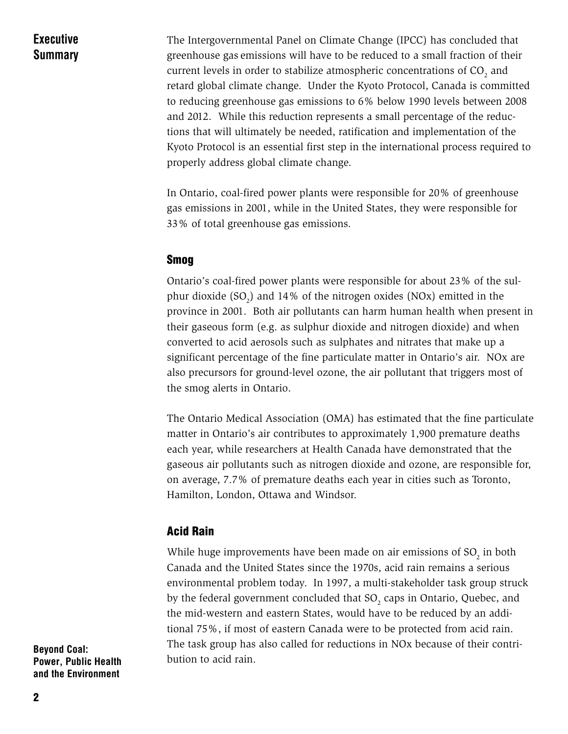## Executive Summary

The Intergovernmental Panel on Climate Change (IPCC) has concluded that greenhouse gas emissions will have to be reduced to a small fraction of their current levels in order to stabilize atmospheric concentrations of $CO_2$ and retard global climate change. Under the Kyoto Protocol, Canada is committed to reducing greenhouse gas emissions to 6% below 1990 levels between 2008 and 2012. While this reduction represents a small percentage of the reductions that will ultimately be needed, ratification and implementation of the Kyoto Protocol is an essential first step in the international process required to properly address global climate change.

In Ontario, coal-fired power plants were responsible for 20% of greenhouse gas emissions in 2001, while in the United States, they were responsible for 33% of total greenhouse gas emissions.

### Smog

Ontario's coal-fired power plants were responsible for about 23% of the sulphur dioxide ($SO_2$) and 14% of the nitrogen oxides (NOx) emitted in the province in 2001. Both air pollutants can harm human health when present in their gaseous form (e.g. as sulphur dioxide and nitrogen dioxide) and when converted to acid aerosols such as sulphates and nitrates that make up a significant percentage of the fine particulate matter in Ontario's air. NOx are also precursors for ground-level ozone, the air pollutant that triggers most of the smog alerts in Ontario.

The Ontario Medical Association (OMA) has estimated that the fine particulate matter in Ontario's air contributes to approximately 1,900 premature deaths each year, while researchers at Health Canada have demonstrated that the gaseous air pollutants such as nitrogen dioxide and ozone, are responsible for, on average, 7.7% of premature deaths each year in cities such as Toronto, Hamilton, London, Ottawa and Windsor.

### Acid Rain

While huge improvements have been made on air emissions of $SO_2$ in both Canada and the United States since the 1970s, acid rain remains a serious environmental problem today. In 1997, a multi-stakeholder task group struck by the federal government concluded that $SO_2$ caps in Ontario, Quebec, and the mid-western and eastern States, would have to be reduced by an additional 75%, if most of eastern Canada were to be protected from acid rain. The task group has also called for reductions in NOx because of their contribution to acid rain.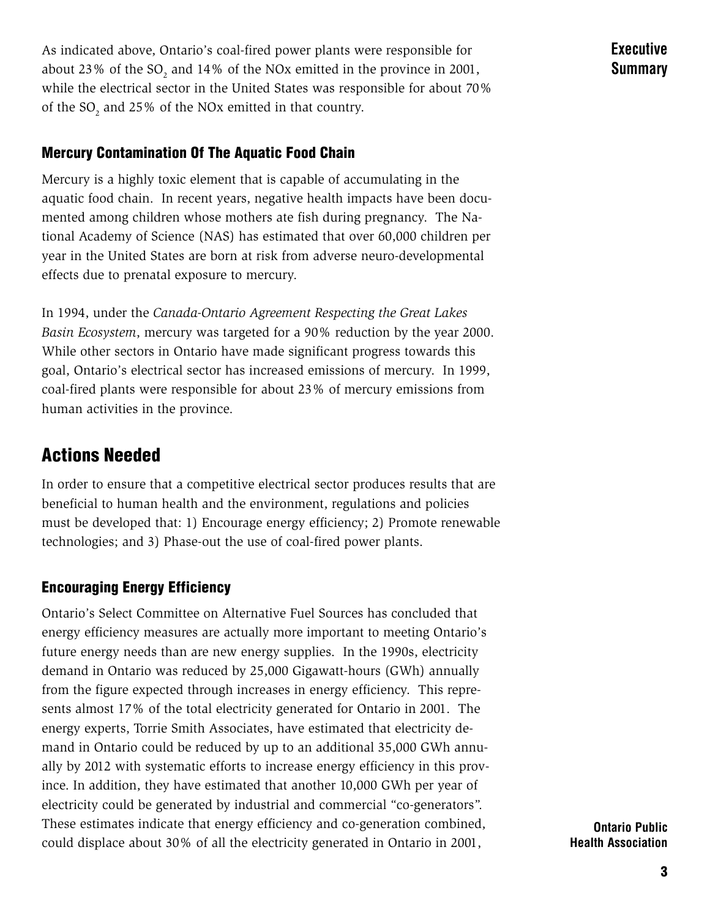As indicated above, Ontario's coal-fired power plants were responsible for about 23% of the $SO_2$ and 14% of the NOx emitted in the province in 2001, while the electrical sector in the United States was responsible for about 70% of the $SO_2$ and 25% of the NOx emitted in that country.

### Mercury Contamination Of The Aquatic Food Chain

Mercury is a highly toxic element that is capable of accumulating in the aquatic food chain. In recent years, negative health impacts have been documented among children whose mothers ate fish during pregnancy. The National Academy of Science (NAS) has estimated that over 60,000 children per year in the United States are born at risk from adverse neuro-developmental effects due to prenatal exposure to mercury.

In 1994, under the *Canada-Ontario Agreement Respecting the Great Lakes Basin Ecosystem*, mercury was targeted for a 90% reduction by the year 2000. While other sectors in Ontario have made significant progress towards this goal, Ontario's electrical sector has increased emissions of mercury. In 1999, coal-fired plants were responsible for about 23% of mercury emissions from human activities in the province.

## Actions Needed

In order to ensure that a competitive electrical sector produces results that are beneficial to human health and the environment, regulations and policies must be developed that: 1) Encourage energy efficiency; 2) Promote renewable technologies; and 3) Phase-out the use of coal-fired power plants.

### Encouraging Energy Efficiency

Ontario's Select Committee on Alternative Fuel Sources has concluded that energy efficiency measures are actually more important to meeting Ontario's future energy needs than are new energy supplies. In the 1990s, electricity demand in Ontario was reduced by 25,000 Gigawatt-hours (GWh) annually from the figure expected through increases in energy efficiency. This represents almost 17% of the total electricity generated for Ontario in 2001. The energy experts, Torrie Smith Associates, have estimated that electricity demand in Ontario could be reduced by up to an additional 35,000 GWh annually by 2012 with systematic efforts to increase energy efficiency in this province. In addition, they have estimated that another 10,000 GWh per year of electricity could be generated by industrial and commercial "co-generators". These estimates indicate that energy efficiency and co-generation combined, could displace about 30% of all the electricity generated in Ontario in 2001,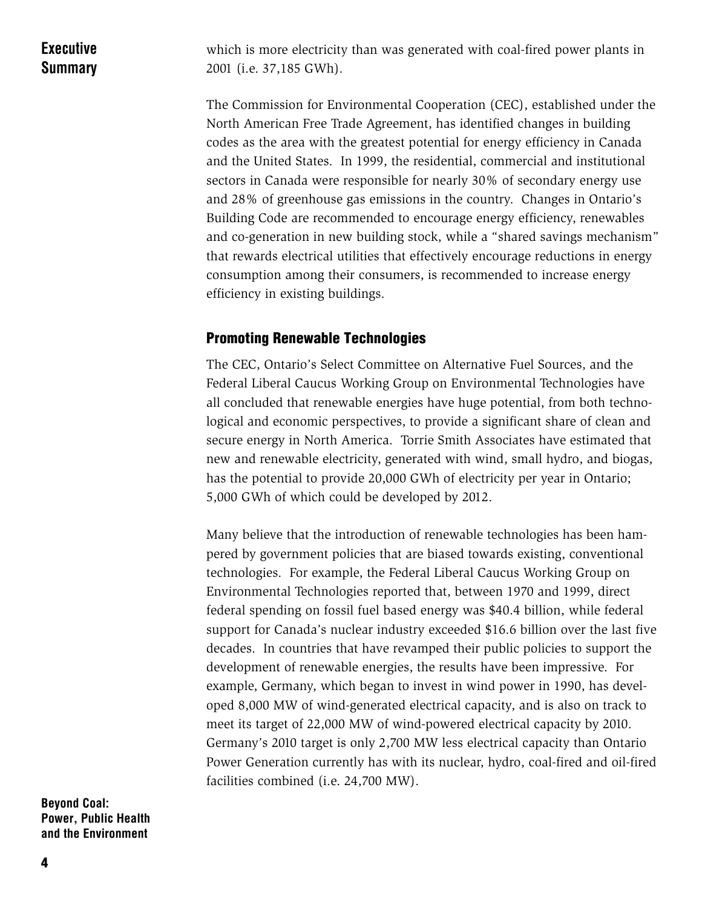which is more electricity than was generated with coal-fired power plants in 2001 (i.e. 37,185 GWh).

The Commission for Environmental Cooperation (CEC), established under the North American Free Trade Agreement, has identified changes in building codes as the area with the greatest potential for energy efficiency in Canada and the United States. In 1999, the residential, commercial and institutional sectors in Canada were responsible for nearly 30% of secondary energy use and 28% of greenhouse gas emissions in the country. Changes in Ontario's Building Code are recommended to encourage energy efficiency, renewables and co-generation in new building stock, while a "shared savings mechanism" that rewards electrical utilities that effectively encourage reductions in energy consumption among their consumers, is recommended to increase energy efficiency in existing buildings.

### Promoting Renewable Technologies

The CEC, Ontario's Select Committee on Alternative Fuel Sources, and the Federal Liberal Caucus Working Group on Environmental Technologies have all concluded that renewable energies have huge potential, from both technological and economic perspectives, to provide a significant share of clean and secure energy in North America. Torrie Smith Associates have estimated that new and renewable electricity, generated with wind, small hydro, and biogas, has the potential to provide 20,000 GWh of electricity per year in Ontario; 5,000 GWh of which could be developed by 2012.

Many believe that the introduction of renewable technologies has been hampered by government policies that are biased towards existing, conventional technologies. For example, the Federal Liberal Caucus Working Group on Environmental Technologies reported that, between 1970 and 1999, direct federal spending on fossil fuel based energy was $40.4 billion, while federal support for Canada's nuclear industry exceeded $16.6 billion over the last five decades. In countries that have revamped their public policies to support the development of renewable energies, the results have been impressive. For example, Germany, which began to invest in wind power in 1990, has developed 8,000 MW of wind-generated electrical capacity, and is also on track to meet its target of 22,000 MW of wind-powered electrical capacity by 2010. Germany's 2010 target is only 2,700 MW less electrical capacity than Ontario Power Generation currently has with its nuclear, hydro, coal-fired and oil-fired facilities combined (i.e. 24,700 MW).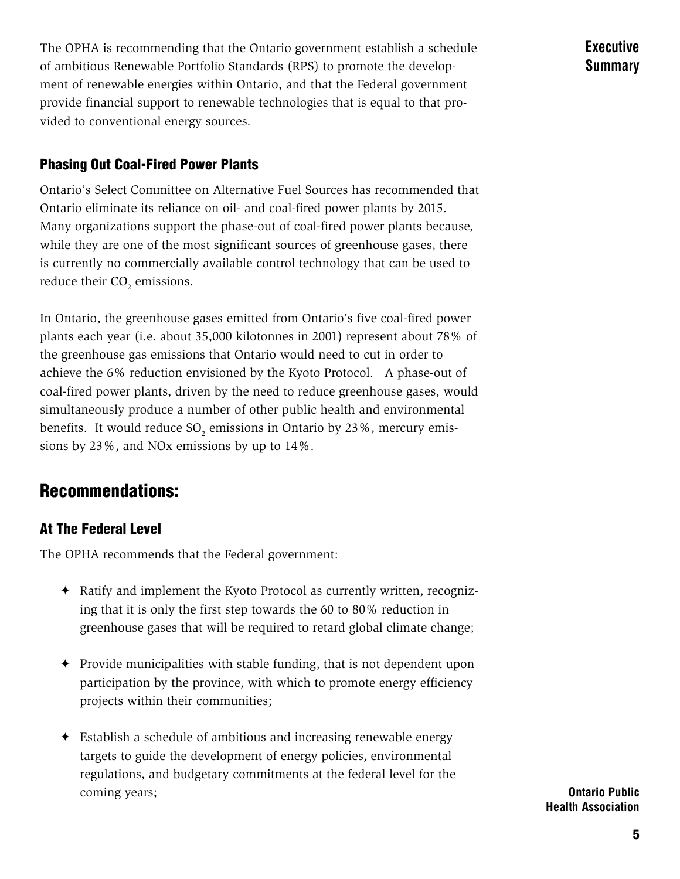The OPHA is recommending that the Ontario government establish a schedule of ambitious Renewable Portfolio Standards (RPS) to promote the development of renewable energies within Ontario, and that the Federal government provide financial support to renewable technologies that is equal to that provided to conventional energy sources.

### Phasing Out Coal-Fired Power Plants

Ontario's Select Committee on Alternative Fuel Sources has recommended that Ontario eliminate its reliance on oil- and coal-fired power plants by 2015. Many organizations support the phase-out of coal-fired power plants because, while they are one of the most significant sources of greenhouse gases, there is currently no commercially available control technology that can be used to reduce their $CO_2$ emissions.

In Ontario, the greenhouse gases emitted from Ontario's five coal-fired power plants each year (i.e. about 35,000 kilotonnes in 2001) represent about 78% of the greenhouse gas emissions that Ontario would need to cut in order to achieve the 6% reduction envisioned by the Kyoto Protocol. A phase-out of coal-fired power plants, driven by the need to reduce greenhouse gases, would simultaneously produce a number of other public health and environmental benefits. It would reduce $SO_2$ emissions in Ontario by 23%, mercury emissions by 23%, and NOx emissions by up to 14%.

## Recommendations:

### At The Federal Level

The OPHA recommends that the Federal government:

- Ratify and implement the Kyoto Protocol as currently written, recognizing that it is only the first step towards the 60 to 80% reduction in greenhouse gases that will be required to retard global climate change;
- Provide municipalities with stable funding, that is not dependent upon participation by the province, with which to promote energy efficiency projects within their communities;
- Establish a schedule of ambitious and increasing renewable energy targets to guide the development of energy policies, environmental regulations, and budgetary commitments at the federal level for the coming years;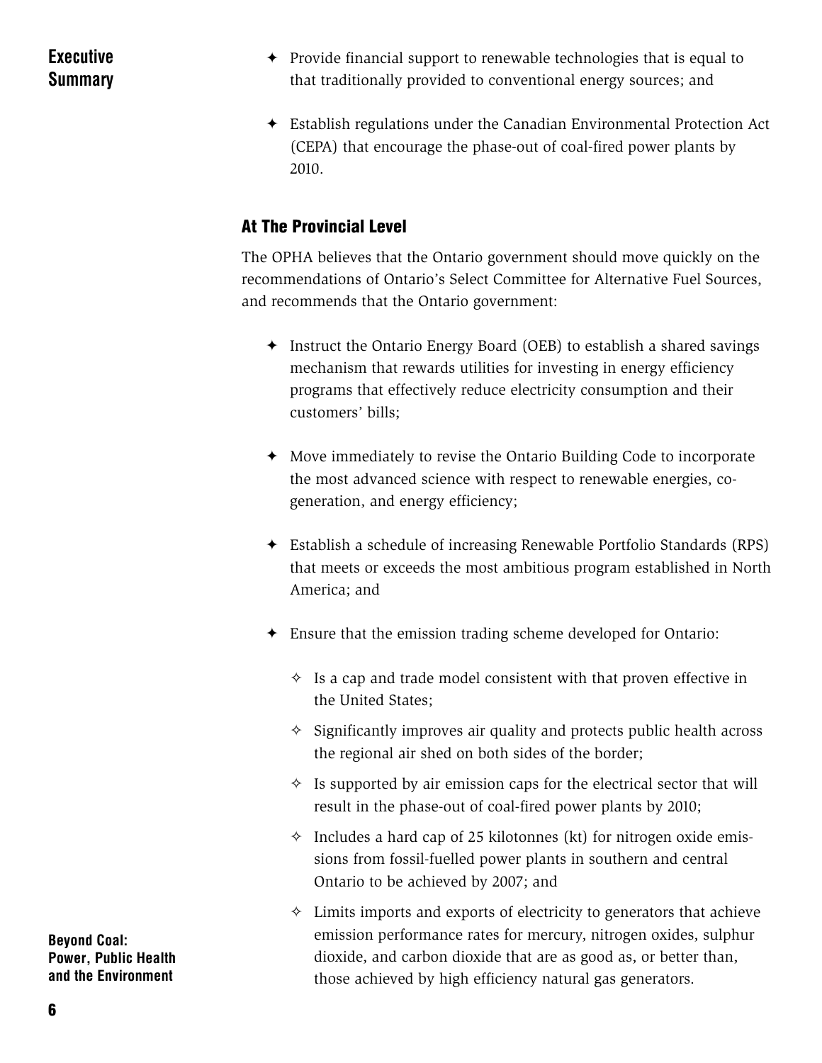- Provide financial support to renewable technologies that is equal to that traditionally provided to conventional energy sources; and
- Establish regulations under the Canadian Environmental Protection Act (CEPA) that encourage the phase-out of coal-fired power plants by 2010.

### At The Provincial Level

The OPHA believes that the Ontario government should move quickly on the recommendations of Ontario's Select Committee for Alternative Fuel Sources, and recommends that the Ontario government:

- Instruct the Ontario Energy Board (OEB) to establish a shared savings mechanism that rewards utilities for investing in energy efficiency programs that effectively reduce electricity consumption and their customers' bills;
- Move immediately to revise the Ontario Building Code to incorporate the most advanced science with respect to renewable energies, co-generation, and energy efficiency;
- Establish a schedule of increasing Renewable Portfolio Standards (RPS) that meets or exceeds the most ambitious program established in North America; and
- Ensure that the emission trading scheme developed for Ontario:
  - Is a cap and trade model consistent with that proven effective in the United States;
  - Significantly improves air quality and protects public health across the regional air shed on both sides of the border;
  - Is supported by air emission caps for the electrical sector that will result in the phase-out of coal-fired power plants by 2010;
  - Includes a hard cap of 25 kilotonnes (kt) for nitrogen oxide emissions from fossil-fuelled power plants in southern and central Ontario to be achieved by 2007; and
  - Limits imports and exports of electricity to generators that achieve emission performance rates for mercury, nitrogen oxides, sulphur dioxide, and carbon dioxide that are as good as, or better than, those achieved by high efficiency natural gas generators.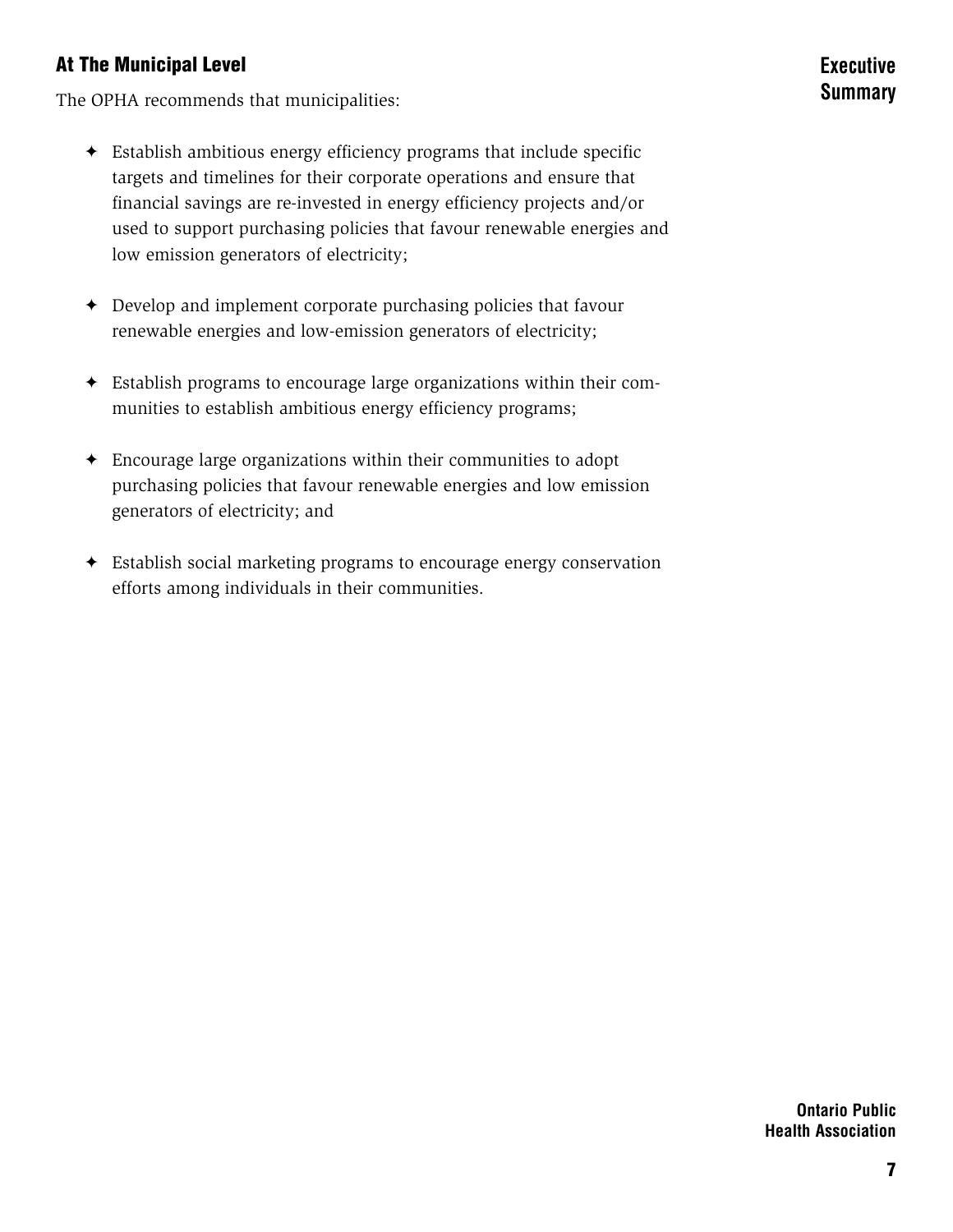## At The Municipal Level

The OPHA recommends that municipalities:

- Establish ambitious energy efficiency programs that include specific targets and timelines for their corporate operations and ensure that financial savings are re-invested in energy efficiency projects and/or used to support purchasing policies that favour renewable energies and low emission generators of electricity;

- Develop and implement corporate purchasing policies that favour renewable energies and low-emission generators of electricity;

- Establish programs to encourage large organizations within their communities to establish ambitious energy efficiency programs;

- Encourage large organizations within their communities to adopt purchasing policies that favour renewable energies and low emission generators of electricity; and

- Establish social marketing programs to encourage energy conservation efforts among individuals in their communities.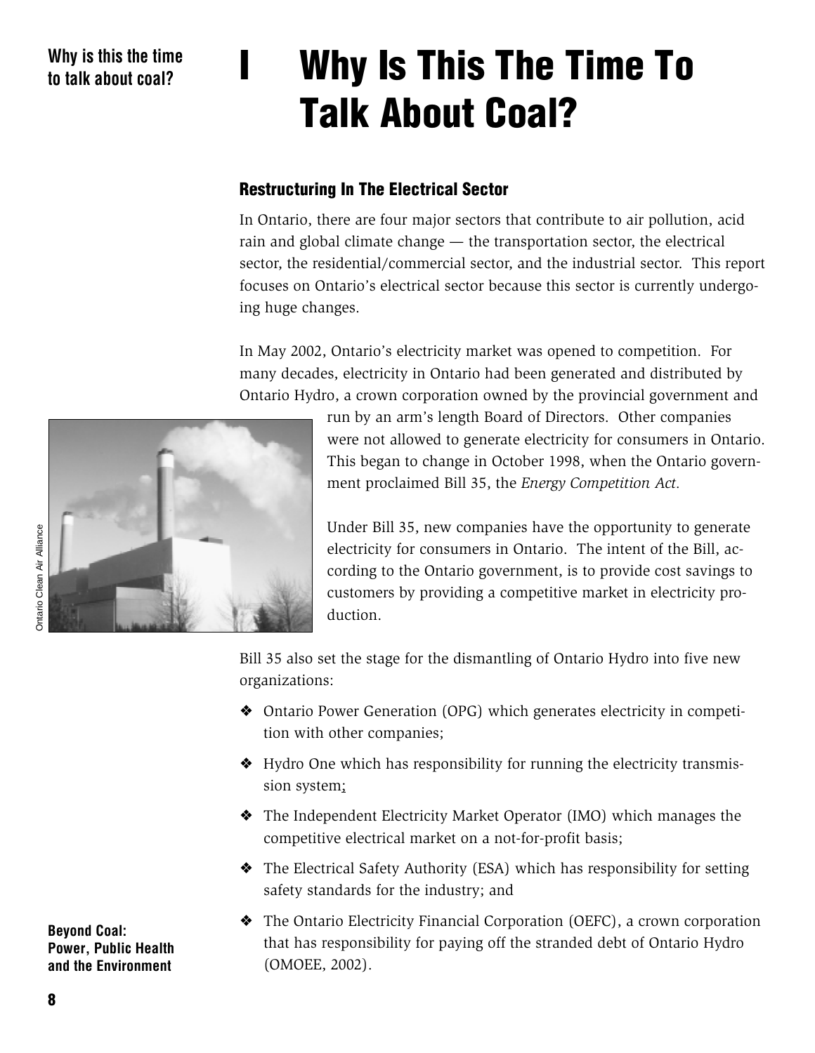# I Why Is This The Time To Talk About Coal?

## Restructuring In The Electrical Sector

In Ontario, there are four major sectors that contribute to air pollution, acid rain and global climate change — the transportation sector, the electrical sector, the residential/commercial sector, and the industrial sector. This report focuses on Ontario's electrical sector because this sector is currently undergoing huge changes.

In May 2002, Ontario's electricity market was opened to competition. For many decades, electricity in Ontario had been generated and distributed by Ontario Hydro, a crown corporation owned by the provincial government and run by an arm's length Board of Directors. Other companies were not allowed to generate electricity for consumers in Ontario. This began to change in October 1998, when the Ontario government proclaimed Bill 35, the *Energy Competition Act.*

Ontario Clean Air Alliance

Under Bill 35, new companies have the opportunity to generate electricity for consumers in Ontario. The intent of the Bill, according to the Ontario government, is to provide cost savings to customers by providing a competitive market in electricity production.

Bill 35 also set the stage for the dismantling of Ontario Hydro into five new organizations:

- Ontario Power Generation (OPG) which generates electricity in competition with other companies;
- Hydro One which has responsibility for running the electricity transmission system;
- The Independent Electricity Market Operator (IMO) which manages the competitive electrical market on a not-for-profit basis;
- The Electrical Safety Authority (ESA) which has responsibility for setting safety standards for the industry; and
- The Ontario Electricity Financial Corporation (OEFC), a crown corporation that has responsibility for paying off the stranded debt of Ontario Hydro (OMOEE, 2002).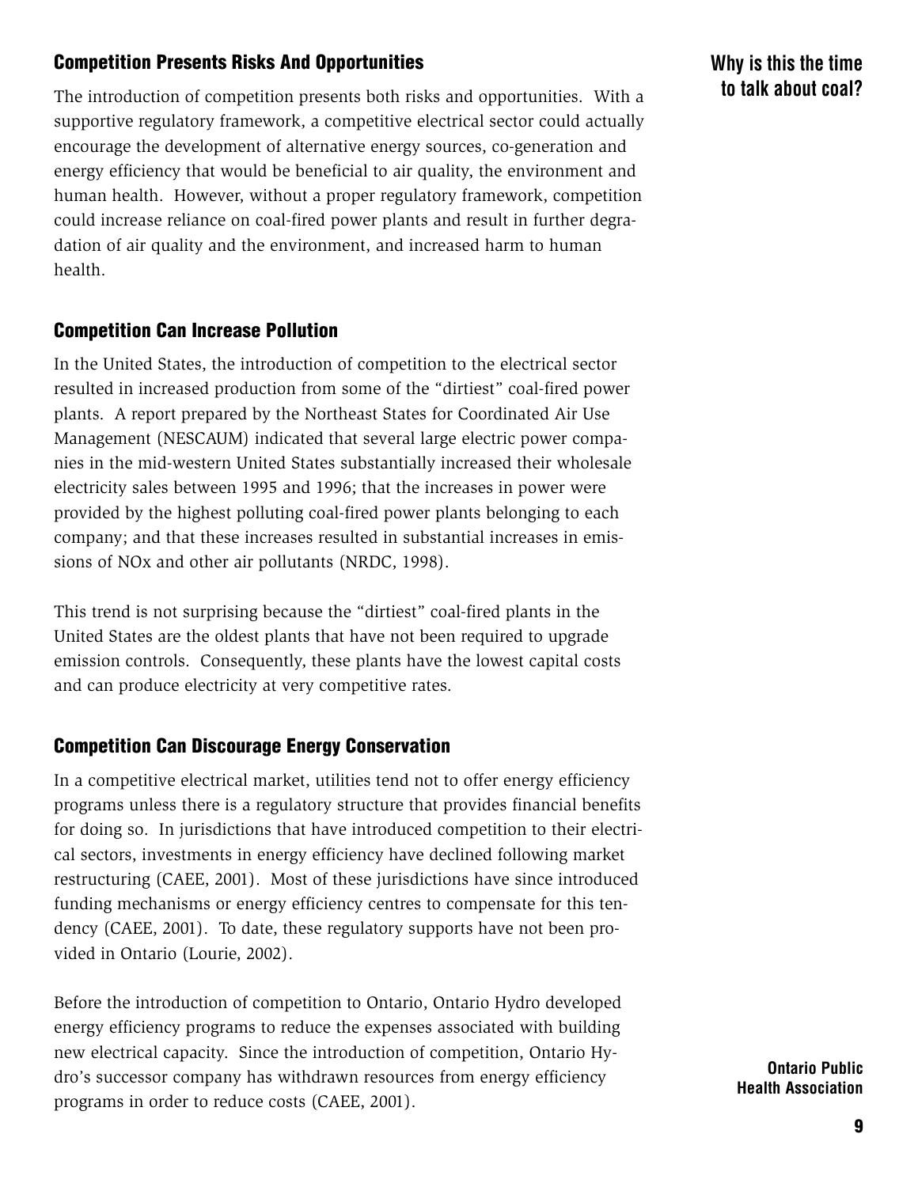## Competition Presents Risks And Opportunities

The introduction of competition presents both risks and opportunities. With a supportive regulatory framework, a competitive electrical sector could actually encourage the development of alternative energy sources, co-generation and energy efficiency that would be beneficial to air quality, the environment and human health. However, without a proper regulatory framework, competition could increase reliance on coal-fired power plants and result in further degradation of air quality and the environment, and increased harm to human health.

## Competition Can Increase Pollution

In the United States, the introduction of competition to the electrical sector resulted in increased production from some of the "dirtiest" coal-fired power plants. A report prepared by the Northeast States for Coordinated Air Use Management (NESCAUM) indicated that several large electric power companies in the mid-western United States substantially increased their wholesale electricity sales between 1995 and 1996; that the increases in power were provided by the highest polluting coal-fired power plants belonging to each company; and that these increases resulted in substantial increases in emissions of NOx and other air pollutants (NRDC, 1998).

This trend is not surprising because the "dirtiest" coal-fired plants in the United States are the oldest plants that have not been required to upgrade emission controls. Consequently, these plants have the lowest capital costs and can produce electricity at very competitive rates.

## Competition Can Discourage Energy Conservation

In a competitive electrical market, utilities tend not to offer energy efficiency programs unless there is a regulatory structure that provides financial benefits for doing so. In jurisdictions that have introduced competition to their electrical sectors, investments in energy efficiency have declined following market restructuring (CAEE, 2001). Most of these jurisdictions have since introduced funding mechanisms or energy efficiency centres to compensate for this tendency (CAEE, 2001). To date, these regulatory supports have not been provided in Ontario (Lourie, 2002).

Before the introduction of competition to Ontario, Ontario Hydro developed energy efficiency programs to reduce the expenses associated with building new electrical capacity. Since the introduction of competition, Ontario Hydro's successor company has withdrawn resources from energy efficiency programs in order to reduce costs (CAEE, 2001).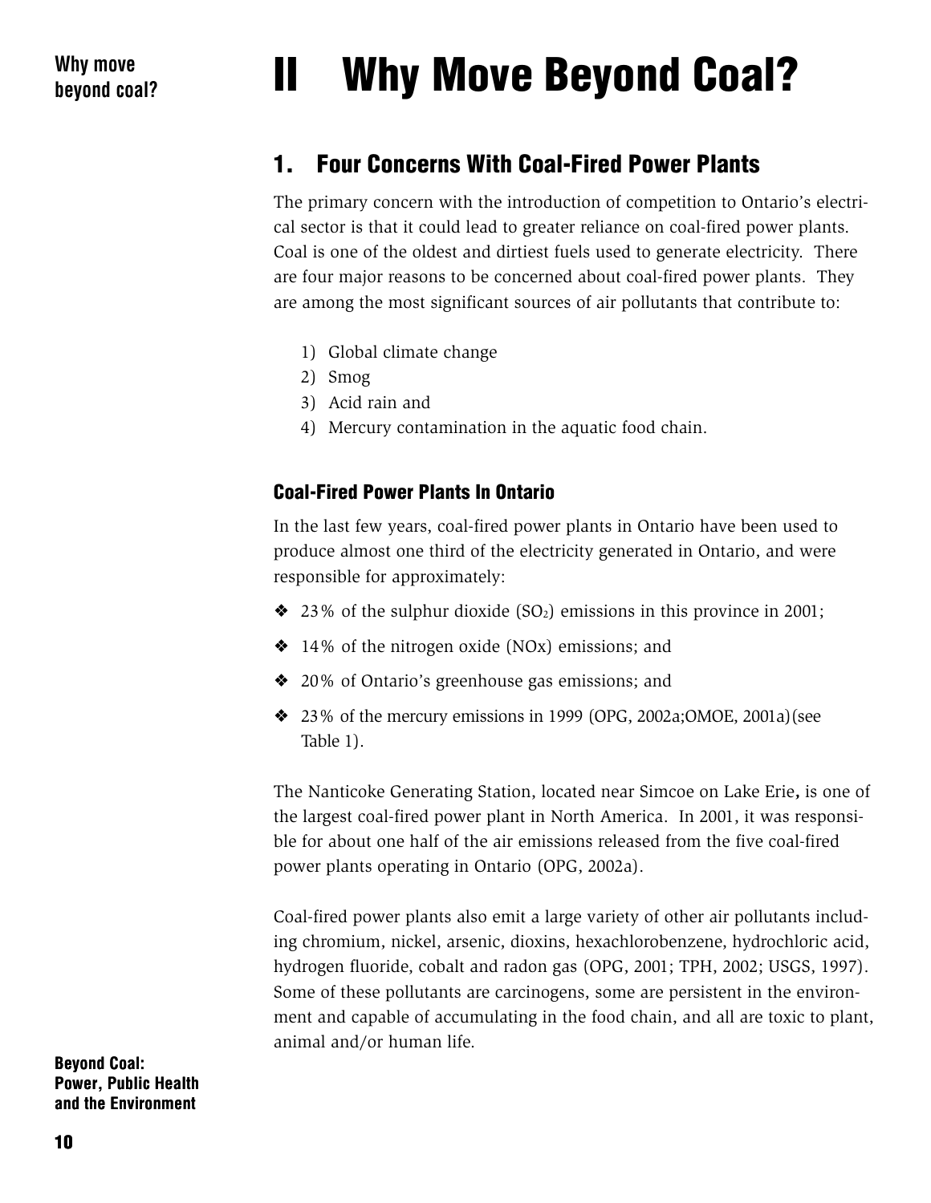# II Why Move Beyond Coal?

## 1. Four Concerns With Coal-Fired Power Plants

The primary concern with the introduction of competition to Ontario's electrical sector is that it could lead to greater reliance on coal-fired power plants. Coal is one of the oldest and dirtiest fuels used to generate electricity. There are four major reasons to be concerned about coal-fired power plants. They are among the most significant sources of air pollutants that contribute to:

1) Global climate change
2) Smog
3) Acid rain and
4) Mercury contamination in the aquatic food chain.

### Coal-Fired Power Plants In Ontario

In the last few years, coal-fired power plants in Ontario have been used to produce almost one third of the electricity generated in Ontario, and were responsible for approximately:

- 23% of the sulphur dioxide ($SO_2$) emissions in this province in 2001;
- 14% of the nitrogen oxide (NOx) emissions; and
- 20% of Ontario's greenhouse gas emissions; and
- 23% of the mercury emissions in 1999 (OPG, 2002a;OMOE, 2001a)(see Table 1).

The Nanticoke Generating Station, located near Simcoe on Lake Erie**,** is one of the largest coal-fired power plant in North America. In 2001, it was responsible for about one half of the air emissions released from the five coal-fired power plants operating in Ontario (OPG, 2002a).

Coal-fired power plants also emit a large variety of other air pollutants including chromium, nickel, arsenic, dioxins, hexachlorobenzene, hydrochloric acid, hydrogen fluoride, cobalt and radon gas (OPG, 2001; TPH, 2002; USGS, 1997). Some of these pollutants are carcinogens, some are persistent in the environment and capable of accumulating in the food chain, and all are toxic to plant, animal and/or human life.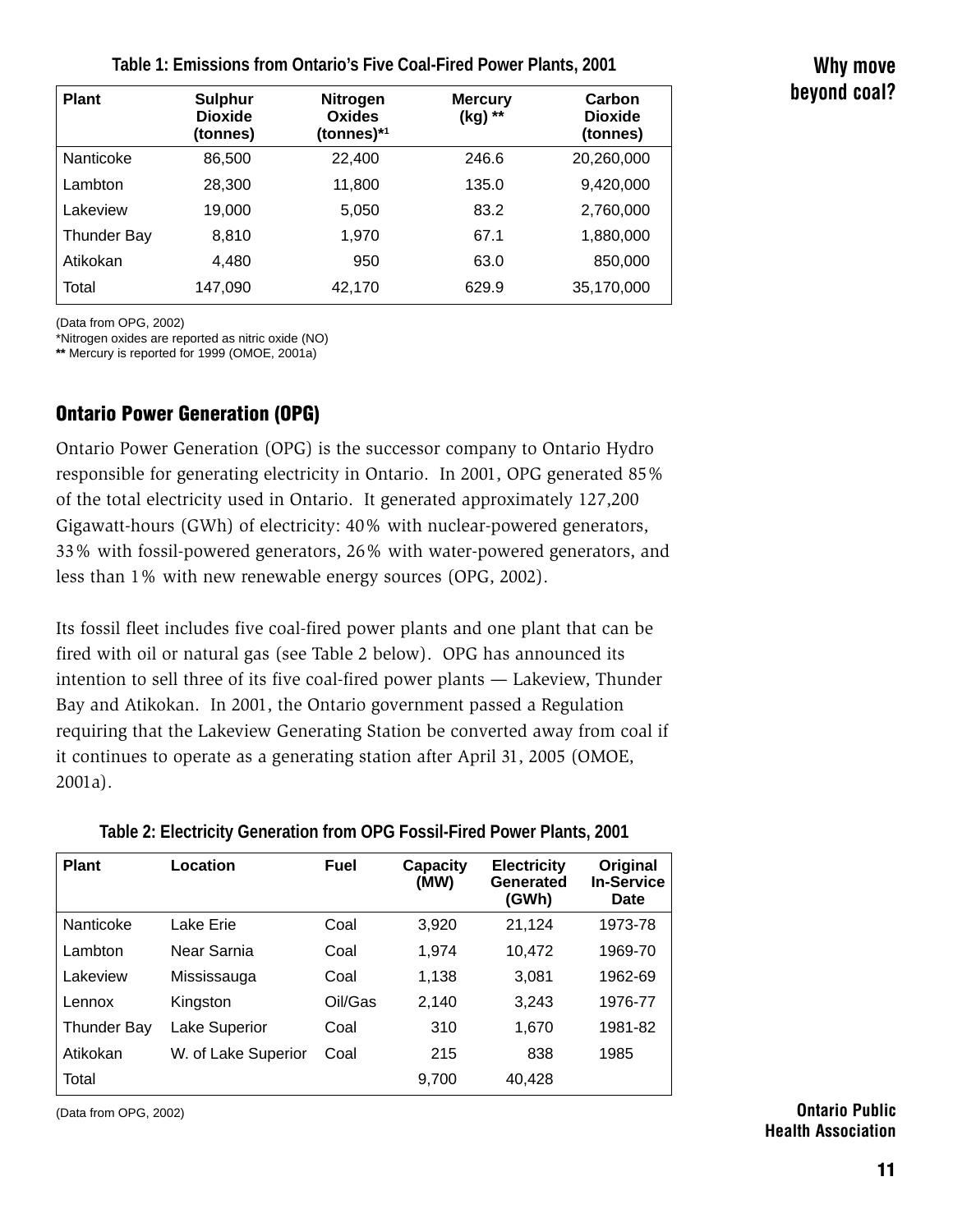**Table 1: Emissions from Ontario's Five Coal-Fired Power Plants, 2001**

| Plant | Sulphur Dioxide (tonnes) | Nitrogen Oxides (tonnes)*[1] | Mercury (kg) ** | Carbon Dioxide (tonnes) |
|---|---|---|---|---|
| Nanticoke | 86,500 | 22,400 | 246.6 | 20,260,000 |
| Lambton | 28,300 | 11,800 | 135.0 | 9,420,000 |
| Lakeview | 19,000 | 5,050 | 83.2 | 2,760,000 |
| Thunder Bay | 8,810 | 1,970 | 67.1 | 1,880,000 |
| Atikokan | 4,480 | 950 | 63.0 | 850,000 |
| Total | 147,090 | 42,170 | 629.9 | 35,170,000 |

(Data from OPG, 2002)
*Nitrogen oxides are reported as nitric oxide (NO)
** Mercury is reported for 1999 (OMOE, 2001a)

## Ontario Power Generation (OPG)

Ontario Power Generation (OPG) is the successor company to Ontario Hydro responsible for generating electricity in Ontario. In 2001, OPG generated 85% of the total electricity used in Ontario. It generated approximately 127,200 Gigawatt-hours (GWh) of electricity: 40% with nuclear-powered generators, 33% with fossil-powered generators, 26% with water-powered generators, and less than 1% with new renewable energy sources (OPG, 2002).

Its fossil fleet includes five coal-fired power plants and one plant that can be fired with oil or natural gas (see Table 2 below). OPG has announced its intention to sell three of its five coal-fired power plants — Lakeview, Thunder Bay and Atikokan. In 2001, the Ontario government passed a Regulation requiring that the Lakeview Generating Station be converted away from coal if it continues to operate as a generating station after April 31, 2005 (OMOE, 2001a).

**Table 2: Electricity Generation from OPG Fossil-Fired Power Plants, 2001**

| Plant | Location | Fuel | Capacity (MW) | Electricity Generated (GWh) | Original In-Service Date |
|---|---|---|---|---|---|
| Nanticoke | Lake Erie | Coal | 3,920 | 21,124 | 1973-78 |
| Lambton | Near Sarnia | Coal | 1,974 | 10,472 | 1969-70 |
| Lakeview | Mississauga | Coal | 1,138 | 3,081 | 1962-69 |
| Lennox | Kingston | Oil/Gas | 2,140 | 3,243 | 1976-77 |
| Thunder Bay | Lake Superior | Coal | 310 | 1,670 | 1981-82 |
| Atikokan | W. of Lake Superior | Coal | 215 | 838 | 1985 |
| Total | | | 9,700 | 40,428 | |

(Data from OPG, 2002)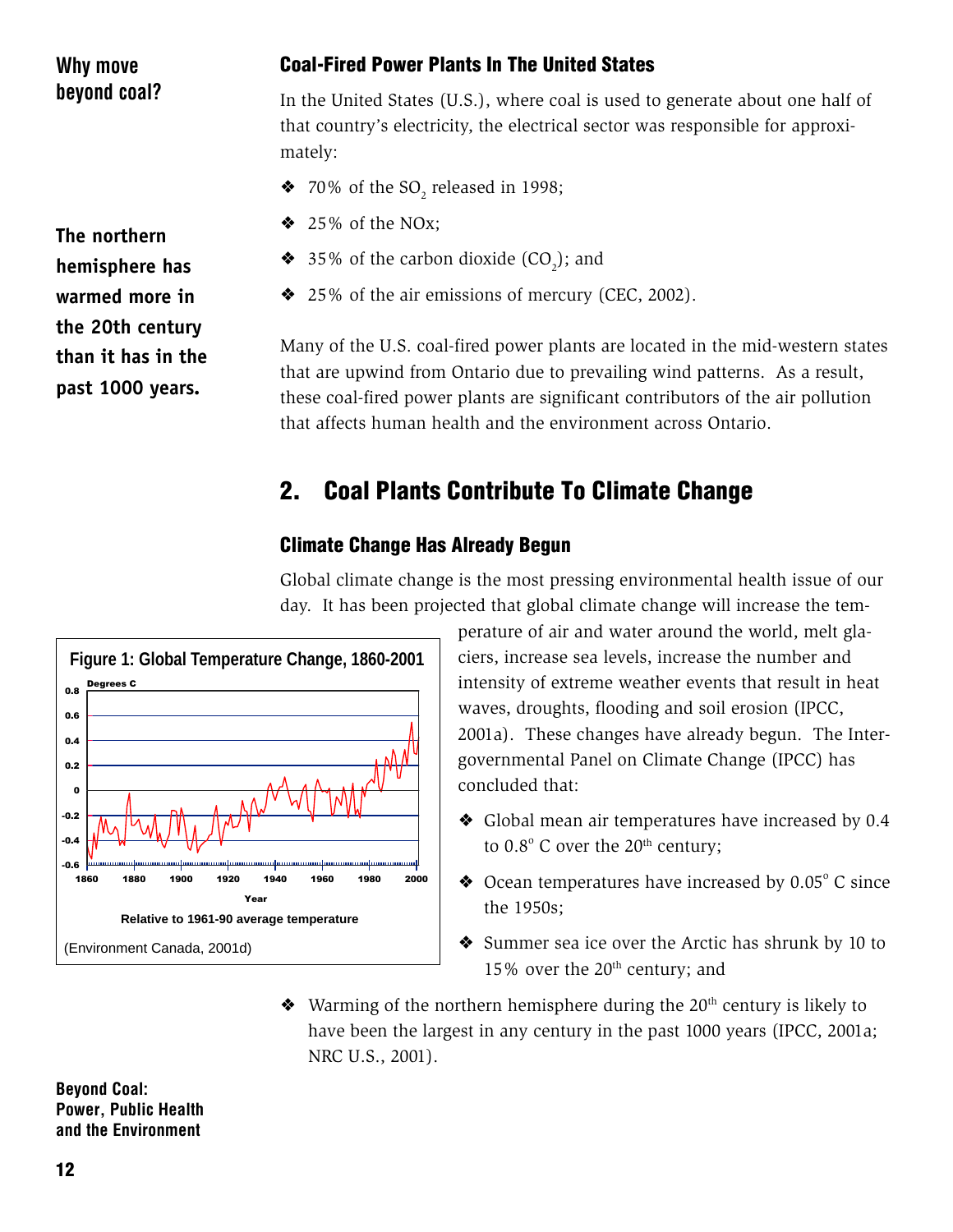**Why move beyond coal?**

### Coal-Fired Power Plants In The United States

In the United States (U.S.), where coal is used to generate about one half of that country's electricity, the electrical sector was responsible for approximately:

- 70% of the $SO_2$ released in 1998;
- 25% of the NOx;
- 35% of the carbon dioxide ($CO_2$); and
- 25% of the air emissions of mercury (CEC, 2002).

**The northern hemisphere has warmed more in the 20th century than it has in the past 1000 years.**

Many of the U.S. coal-fired power plants are located in the mid-western states that are upwind from Ontario due to prevailing wind patterns. As a result, these coal-fired power plants are significant contributors of the air pollution that affects human health and the environment across Ontario.

## 2. Coal Plants Contribute To Climate Change

### Climate Change Has Already Begun

Global climate change is the most pressing environmental health issue of our day. It has been projected that global climate change will increase the temperature of air and water around the world, melt glaciers, increase sea levels, increase the number and intensity of extreme weather events that result in heat waves, droughts, flooding and soil erosion (IPCC, 2001a). These changes have already begun. The Intergovernmental Panel on Climate Change (IPCC) has concluded that:

- Global mean air temperatures have increased by 0.4 to 0.8° C over the 20th century;
- Ocean temperatures have increased by 0.05° C since the 1950s;
- Summer sea ice over the Arctic has shrunk by 10 to 15% over the 20th century; and
- Warming of the northern hemisphere during the 20th century is likely to have been the largest in any century in the past 1000 years (IPCC, 2001a; NRC U.S., 2001).

**Figure 1: Global Temperature Change, 1860-2001**

Relative to 1961-90 average temperature

(Environment Canada, 2001d)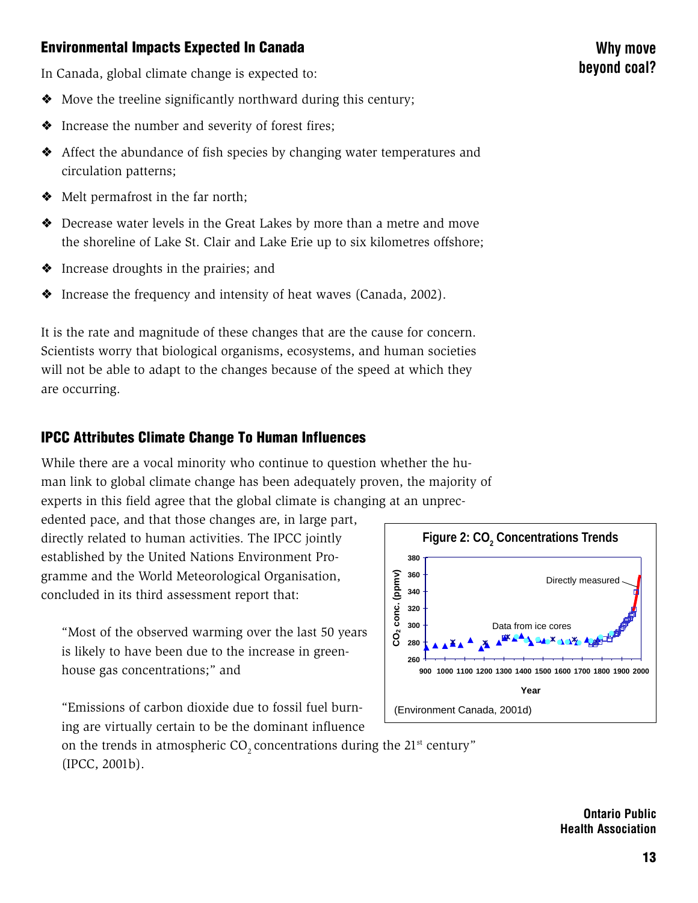## Environmental Impacts Expected In Canada

In Canada, global climate change is expected to:

- Move the treeline significantly northward during this century;
- Increase the number and severity of forest fires;
- Affect the abundance of fish species by changing water temperatures and circulation patterns;
- Melt permafrost in the far north;
- Decrease water levels in the Great Lakes by more than a metre and move the shoreline of Lake St. Clair and Lake Erie up to six kilometres offshore;
- Increase droughts in the prairies; and
- Increase the frequency and intensity of heat waves (Canada, 2002).

It is the rate and magnitude of these changes that are the cause for concern. Scientists worry that biological organisms, ecosystems, and human societies will not be able to adapt to the changes because of the speed at which they are occurring.

## IPCC Attributes Climate Change To Human Influences

While there are a vocal minority who continue to question whether the human link to global climate change has been adequately proven, the majority of experts in this field agree that the global climate is changing at an unprecedented pace, and that those changes are, in large part, directly related to human activities. The IPCC jointly established by the United Nations Environment Programme and the World Meteorological Organisation, concluded in its third assessment report that:

> "Most of the observed warming over the last 50 years is likely to have been due to the increase in greenhouse gas concentrations;" and

> "Emissions of carbon dioxide due to fossil fuel burning are virtually certain to be the dominant influence on the trends in atmospheric $CO_2$ concentrations during the 21st century" (IPCC, 2001b).

**Figure 2: $CO_2$ Concentrations Trends**

(Environment Canada, 2001d)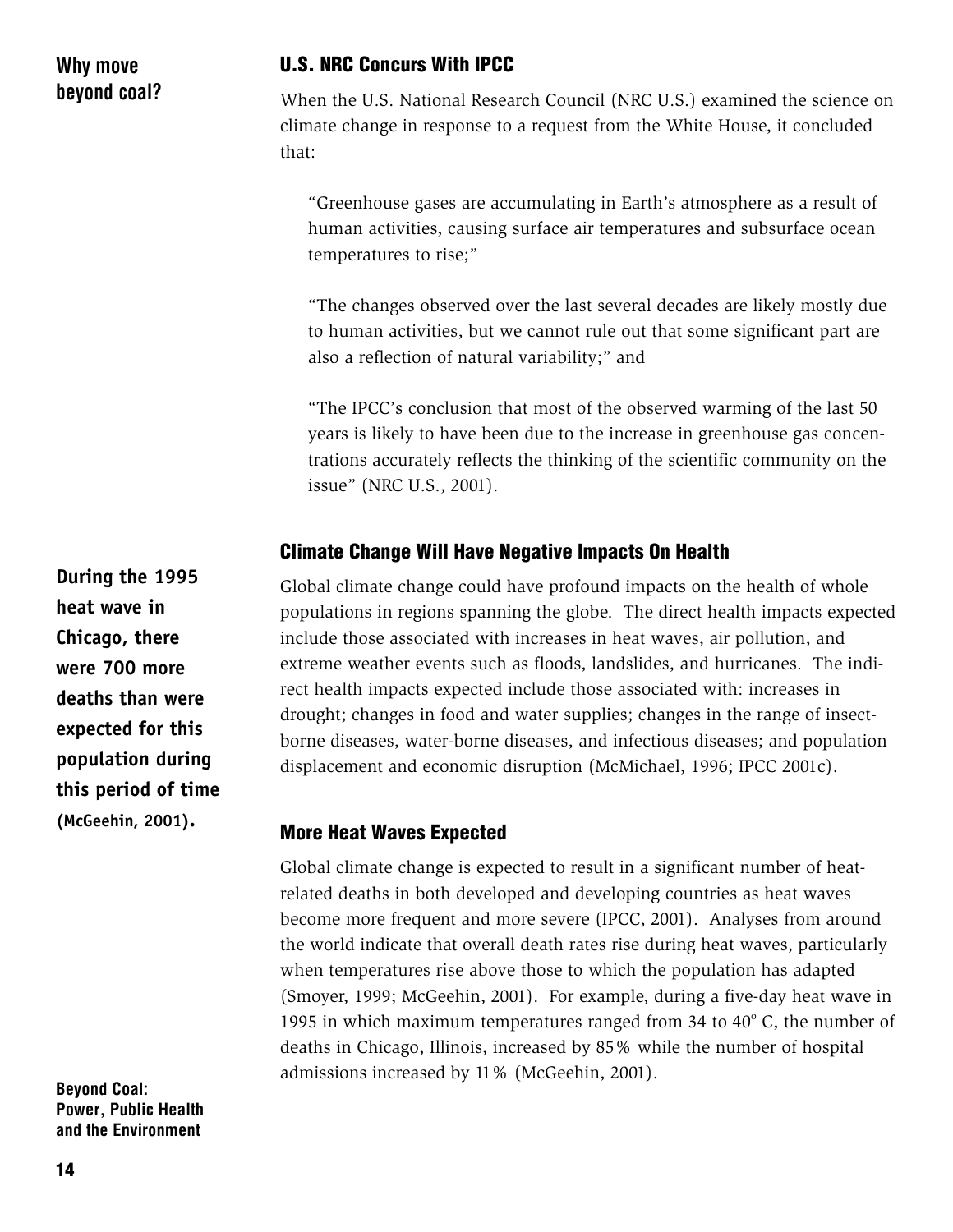## U.S. NRC Concurs With IPCC

When the U.S. National Research Council (NRC U.S.) examined the science on climate change in response to a request from the White House, it concluded that:

> "Greenhouse gases are accumulating in Earth's atmosphere as a result of human activities, causing surface air temperatures and subsurface ocean temperatures to rise;"
>
> "The changes observed over the last several decades are likely mostly due to human activities, but we cannot rule out that some significant part are also a reflection of natural variability;" and
>
> "The IPCC's conclusion that most of the observed warming of the last 50 years is likely to have been due to the increase in greenhouse gas concentrations accurately reflects the thinking of the scientific community on the issue" (NRC U.S., 2001).

## Climate Change Will Have Negative Impacts On Health

**During the 1995 heat wave in Chicago, there were 700 more deaths than were expected for this population during this period of time (McGeehin, 2001).**

Global climate change could have profound impacts on the health of whole populations in regions spanning the globe. The direct health impacts expected include those associated with increases in heat waves, air pollution, and extreme weather events such as floods, landslides, and hurricanes. The indirect health impacts expected include those associated with: increases in drought; changes in food and water supplies; changes in the range of insect-borne diseases, water-borne diseases, and infectious diseases; and population displacement and economic disruption (McMichael, 1996; IPCC 2001c).

## More Heat Waves Expected

Global climate change is expected to result in a significant number of heat-related deaths in both developed and developing countries as heat waves become more frequent and more severe (IPCC, 2001). Analyses from around the world indicate that overall death rates rise during heat waves, particularly when temperatures rise above those to which the population has adapted (Smoyer, 1999; McGeehin, 2001). For example, during a five-day heat wave in 1995 in which maximum temperatures ranged from 34 to 40$^{o}$ C, the number of deaths in Chicago, Illinois, increased by 85% while the number of hospital admissions increased by 11% (McGeehin, 2001).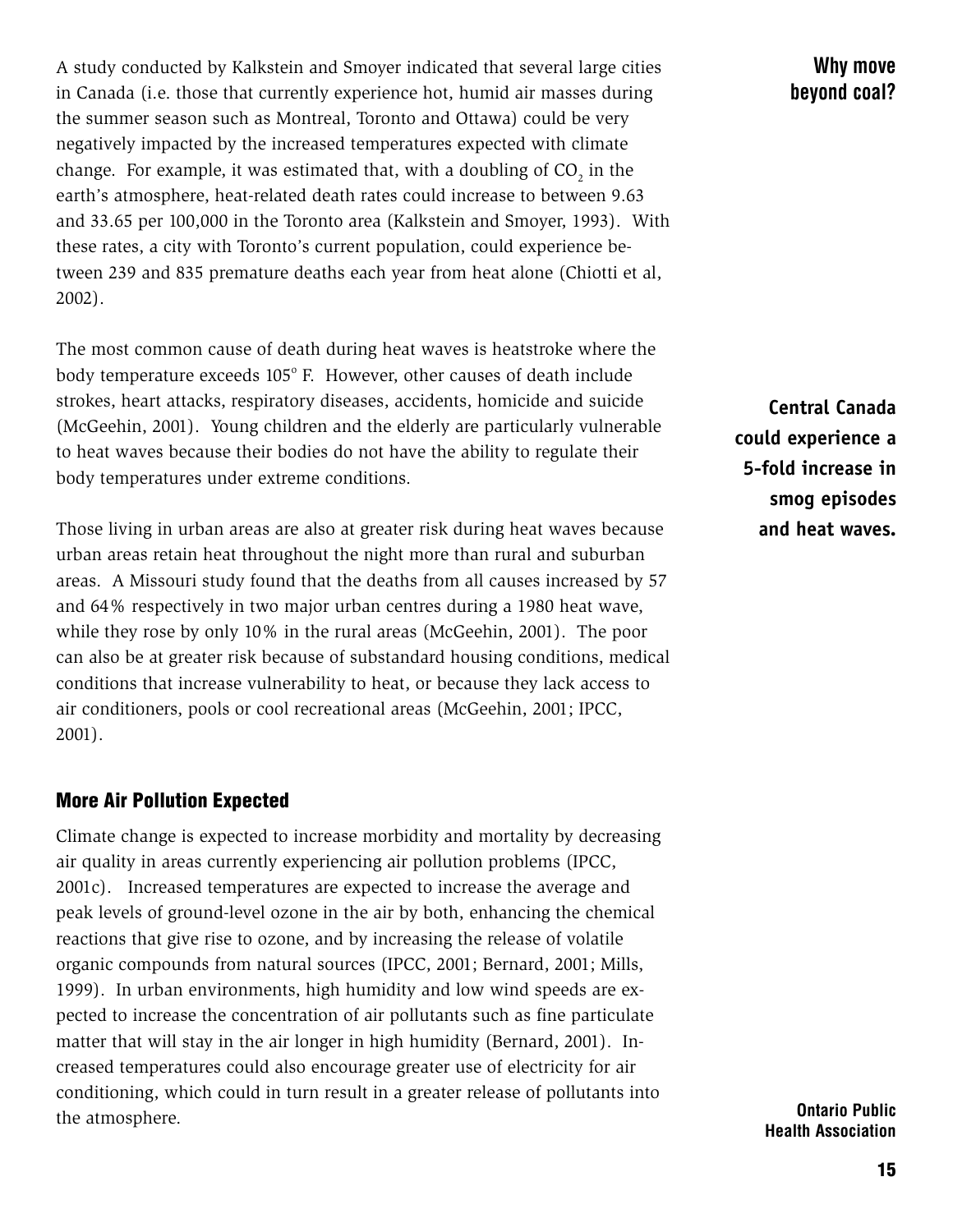A study conducted by Kalkstein and Smoyer indicated that several large cities in Canada (i.e. those that currently experience hot, humid air masses during the summer season such as Montreal, Toronto and Ottawa) could be very negatively impacted by the increased temperatures expected with climate change. For example, it was estimated that, with a doubling of $CO_2$ in the earth's atmosphere, heat-related death rates could increase to between 9.63 and 33.65 per 100,000 in the Toronto area (Kalkstein and Smoyer, 1993). With these rates, a city with Toronto's current population, could experience between 239 and 835 premature deaths each year from heat alone (Chiotti et al, 2002).

The most common cause of death during heat waves is heatstroke where the body temperature exceeds 105° F. However, other causes of death include strokes, heart attacks, respiratory diseases, accidents, homicide and suicide (McGeehin, 2001). Young children and the elderly are particularly vulnerable to heat waves because their bodies do not have the ability to regulate their body temperatures under extreme conditions.

**Central Canada could experience a 5-fold increase in smog episodes and heat waves.**

Those living in urban areas are also at greater risk during heat waves because urban areas retain heat throughout the night more than rural and suburban areas. A Missouri study found that the deaths from all causes increased by 57 and 64% respectively in two major urban centres during a 1980 heat wave, while they rose by only 10% in the rural areas (McGeehin, 2001). The poor can also be at greater risk because of substandard housing conditions, medical conditions that increase vulnerability to heat, or because they lack access to air conditioners, pools or cool recreational areas (McGeehin, 2001; IPCC, 2001).

## More Air Pollution Expected

Climate change is expected to increase morbidity and mortality by decreasing air quality in areas currently experiencing air pollution problems (IPCC, 2001c). Increased temperatures are expected to increase the average and peak levels of ground-level ozone in the air by both, enhancing the chemical reactions that give rise to ozone, and by increasing the release of volatile organic compounds from natural sources (IPCC, 2001; Bernard, 2001; Mills, 1999). In urban environments, high humidity and low wind speeds are expected to increase the concentration of air pollutants such as fine particulate matter that will stay in the air longer in high humidity (Bernard, 2001). Increased temperatures could also encourage greater use of electricity for air conditioning, which could in turn result in a greater release of pollutants into the atmosphere.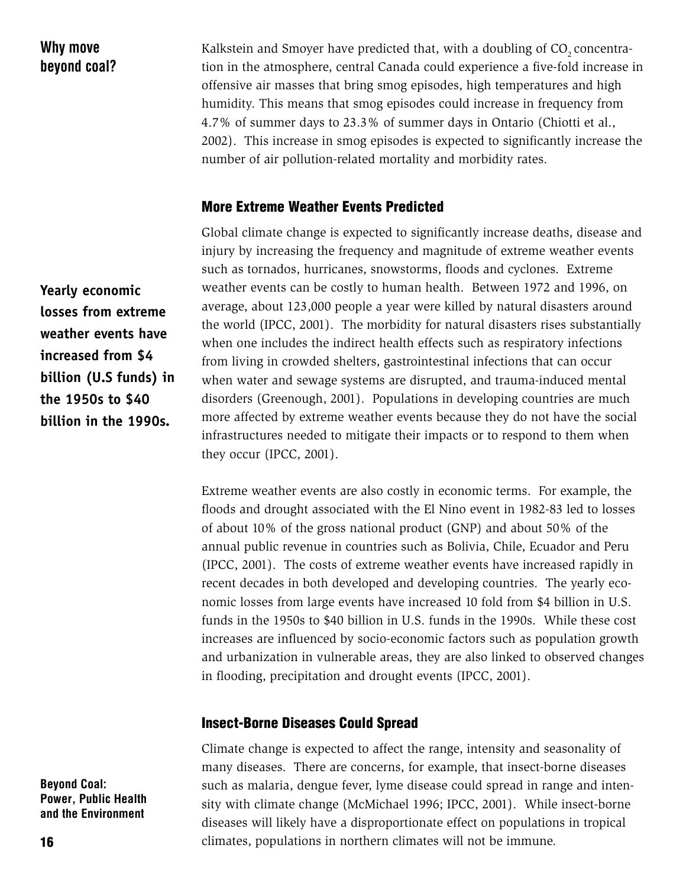Kalkstein and Smoyer have predicted that, with a doubling of $CO_2$ concentration in the atmosphere, central Canada could experience a five-fold increase in offensive air masses that bring smog episodes, high temperatures and high humidity. This means that smog episodes could increase in frequency from 4.7% of summer days to 23.3% of summer days in Ontario (Chiotti et al., 2002). This increase in smog episodes is expected to significantly increase the number of air pollution-related mortality and morbidity rates.

## More Extreme Weather Events Predicted

**Yearly economic losses from extreme weather events have increased from $4 billion (U.S funds) in the 1950s to $40 billion in the 1990s.**

Global climate change is expected to significantly increase deaths, disease and injury by increasing the frequency and magnitude of extreme weather events such as tornados, hurricanes, snowstorms, floods and cyclones. Extreme weather events can be costly to human health. Between 1972 and 1996, on average, about 123,000 people a year were killed by natural disasters around the world (IPCC, 2001). The morbidity for natural disasters rises substantially when one includes the indirect health effects such as respiratory infections from living in crowded shelters, gastrointestinal infections that can occur when water and sewage systems are disrupted, and trauma-induced mental disorders (Greenough, 2001). Populations in developing countries are much more affected by extreme weather events because they do not have the social infrastructures needed to mitigate their impacts or to respond to them when they occur (IPCC, 2001).

Extreme weather events are also costly in economic terms. For example, the floods and drought associated with the El Nino event in 1982-83 led to losses of about 10% of the gross national product (GNP) and about 50% of the annual public revenue in countries such as Bolivia, Chile, Ecuador and Peru (IPCC, 2001). The costs of extreme weather events have increased rapidly in recent decades in both developed and developing countries. The yearly economic losses from large events have increased 10 fold from $4 billion in U.S. funds in the 1950s to $40 billion in U.S. funds in the 1990s. While these cost increases are influenced by socio-economic factors such as population growth and urbanization in vulnerable areas, they are also linked to observed changes in flooding, precipitation and drought events (IPCC, 2001).

## Insect-Borne Diseases Could Spread

Climate change is expected to affect the range, intensity and seasonality of many diseases. There are concerns, for example, that insect-borne diseases such as malaria, dengue fever, lyme disease could spread in range and intensity with climate change (McMichael 1996; IPCC, 2001). While insect-borne diseases will likely have a disproportionate effect on populations in tropical climates, populations in northern climates will not be immune.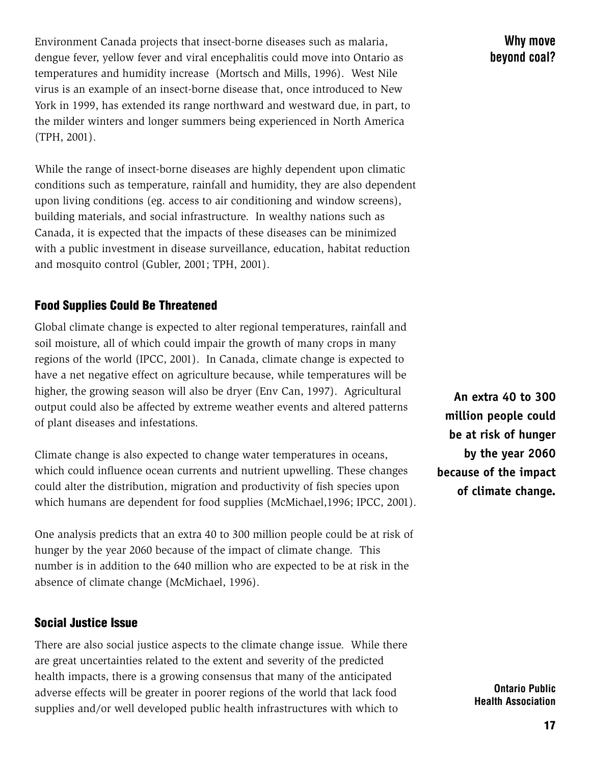Environment Canada projects that insect-borne diseases such as malaria, dengue fever, yellow fever and viral encephalitis could move into Ontario as temperatures and humidity increase (Mortsch and Mills, 1996). West Nile virus is an example of an insect-borne disease that, once introduced to New York in 1999, has extended its range northward and westward due, in part, to the milder winters and longer summers being experienced in North America (TPH, 2001).

While the range of insect-borne diseases are highly dependent upon climatic conditions such as temperature, rainfall and humidity, they are also dependent upon living conditions (eg. access to air conditioning and window screens), building materials, and social infrastructure. In wealthy nations such as Canada, it is expected that the impacts of these diseases can be minimized with a public investment in disease surveillance, education, habitat reduction and mosquito control (Gubler, 2001; TPH, 2001).

### Food Supplies Could Be Threatened

Global climate change is expected to alter regional temperatures, rainfall and soil moisture, all of which could impair the growth of many crops in many regions of the world (IPCC, 2001). In Canada, climate change is expected to have a net negative effect on agriculture because, while temperatures will be higher, the growing season will also be dryer (Env Can, 1997). Agricultural output could also be affected by extreme weather events and altered patterns of plant diseases and infestations.

**An extra 40 to 300 million people could be at risk of hunger by the year 2060 because of the impact of climate change.**

Climate change is also expected to change water temperatures in oceans, which could influence ocean currents and nutrient upwelling. These changes could alter the distribution, migration and productivity of fish species upon which humans are dependent for food supplies (McMichael,1996; IPCC, 2001).

One analysis predicts that an extra 40 to 300 million people could be at risk of hunger by the year 2060 because of the impact of climate change. This number is in addition to the 640 million who are expected to be at risk in the absence of climate change (McMichael, 1996).

### Social Justice Issue

There are also social justice aspects to the climate change issue. While there are great uncertainties related to the extent and severity of the predicted health impacts, there is a growing consensus that many of the anticipated adverse effects will be greater in poorer regions of the world that lack food supplies and/or well developed public health infrastructures with which to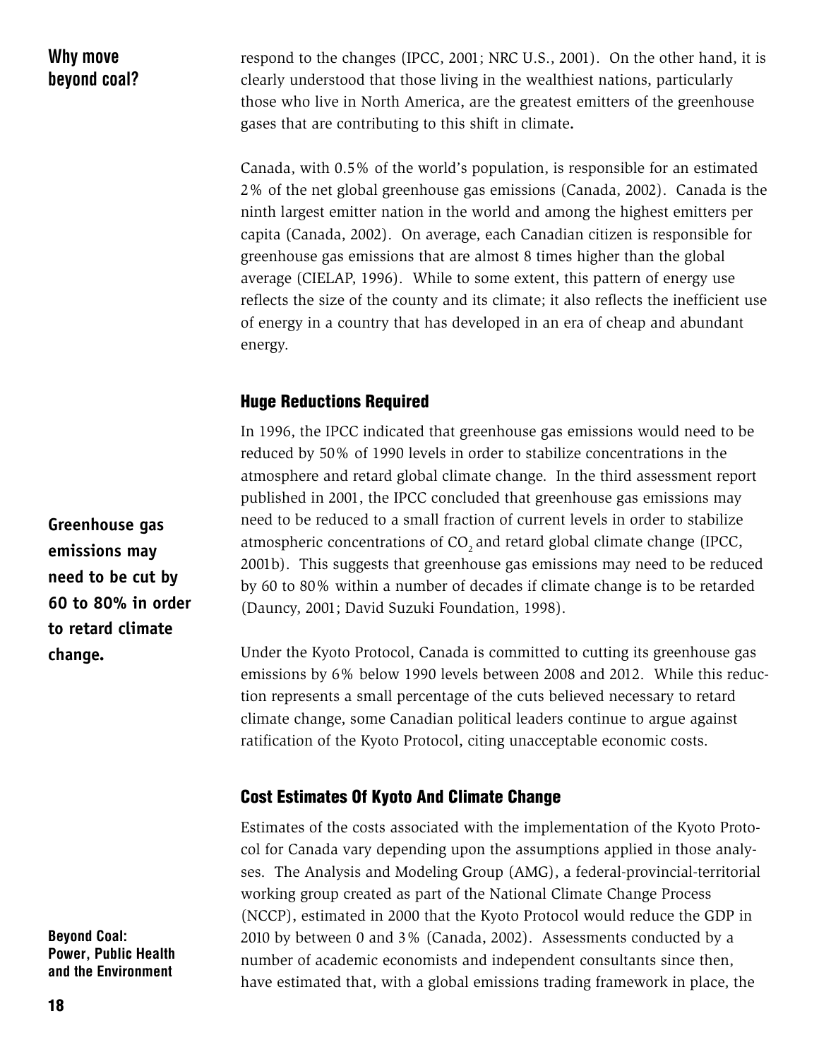respond to the changes (IPCC, 2001; NRC U.S., 2001). On the other hand, it is clearly understood that those living in the wealthiest nations, particularly those who live in North America, are the greatest emitters of the greenhouse gases that are contributing to this shift in climate.

Canada, with 0.5% of the world's population, is responsible for an estimated 2% of the net global greenhouse gas emissions (Canada, 2002). Canada is the ninth largest emitter nation in the world and among the highest emitters per capita (Canada, 2002). On average, each Canadian citizen is responsible for greenhouse gas emissions that are almost 8 times higher than the global average (CIELAP, 1996). While to some extent, this pattern of energy use reflects the size of the county and its climate; it also reflects the inefficient use of energy in a country that has developed in an era of cheap and abundant energy.

## Huge Reductions Required

**Greenhouse gas emissions may need to be cut by 60 to 80% in order to retard climate change.**

In 1996, the IPCC indicated that greenhouse gas emissions would need to be reduced by 50% of 1990 levels in order to stabilize concentrations in the atmosphere and retard global climate change. In the third assessment report published in 2001, the IPCC concluded that greenhouse gas emissions may need to be reduced to a small fraction of current levels in order to stabilize atmospheric concentrations of $CO_2$ and retard global climate change (IPCC, 2001b). This suggests that greenhouse gas emissions may need to be reduced by 60 to 80% within a number of decades if climate change is to be retarded (Dauncy, 2001; David Suzuki Foundation, 1998).

Under the Kyoto Protocol, Canada is committed to cutting its greenhouse gas emissions by 6% below 1990 levels between 2008 and 2012. While this reduction represents a small percentage of the cuts believed necessary to retard climate change, some Canadian political leaders continue to argue against ratification of the Kyoto Protocol, citing unacceptable economic costs.

## Cost Estimates Of Kyoto And Climate Change

Estimates of the costs associated with the implementation of the Kyoto Protocol for Canada vary depending upon the assumptions applied in those analyses. The Analysis and Modeling Group (AMG), a federal-provincial-territorial working group created as part of the National Climate Change Process (NCCP), estimated in 2000 that the Kyoto Protocol would reduce the GDP in 2010 by between 0 and 3% (Canada, 2002). Assessments conducted by a number of academic economists and independent consultants since then, have estimated that, with a global emissions trading framework in place, the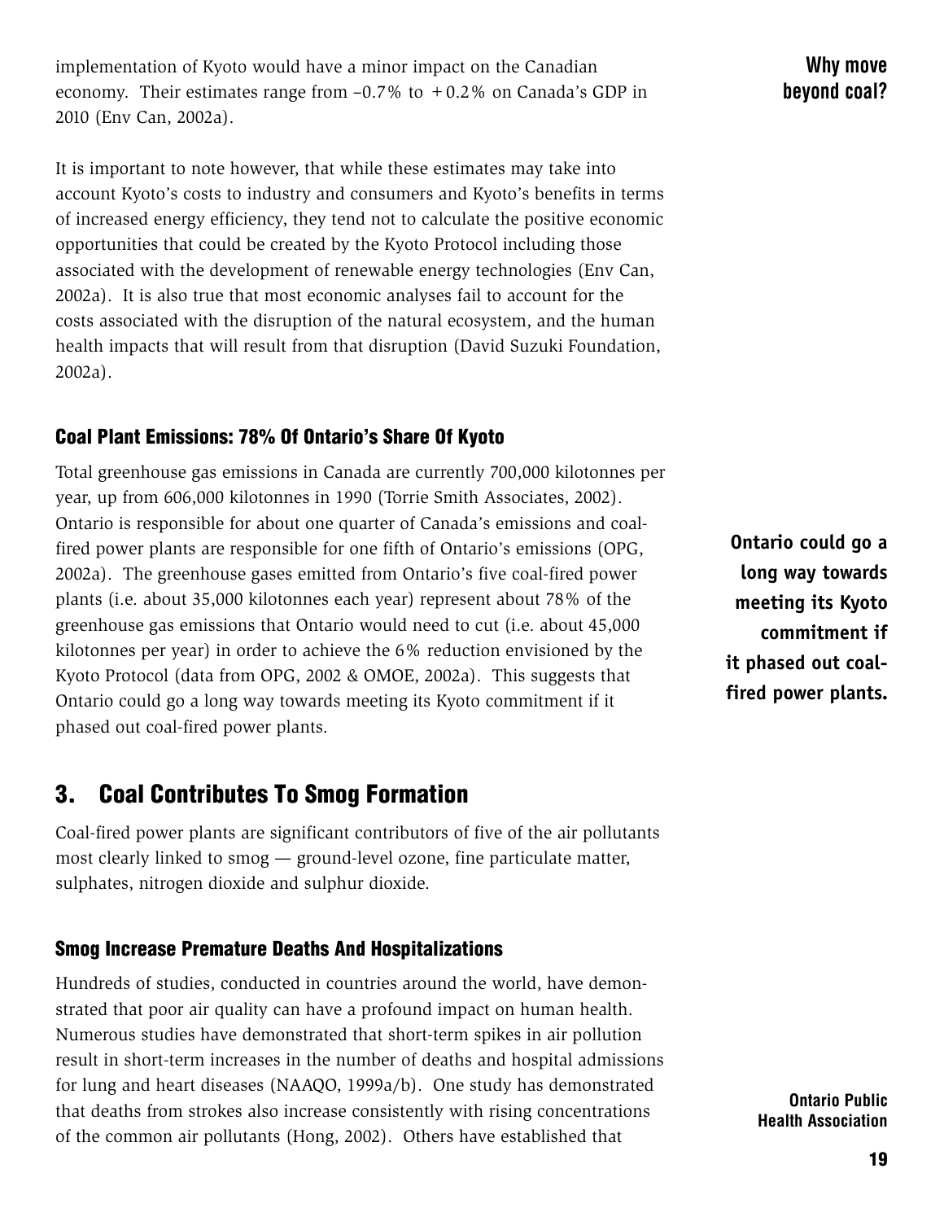implementation of Kyoto would have a minor impact on the Canadian economy. Their estimates range from –0.7% to +0.2% on Canada's GDP in 2010 (Env Can, 2002a).

It is important to note however, that while these estimates may take into account Kyoto's costs to industry and consumers and Kyoto's benefits in terms of increased energy efficiency, they tend not to calculate the positive economic opportunities that could be created by the Kyoto Protocol including those associated with the development of renewable energy technologies (Env Can, 2002a). It is also true that most economic analyses fail to account for the costs associated with the disruption of the natural ecosystem, and the human health impacts that will result from that disruption (David Suzuki Foundation, 2002a).

### Coal Plant Emissions: 78% Of Ontario's Share Of Kyoto

Total greenhouse gas emissions in Canada are currently 700,000 kilotonnes per year, up from 606,000 kilotonnes in 1990 (Torrie Smith Associates, 2002). Ontario is responsible for about one quarter of Canada's emissions and coal-fired power plants are responsible for one fifth of Ontario's emissions (OPG, 2002a). The greenhouse gases emitted from Ontario's five coal-fired power plants (i.e. about 35,000 kilotonnes each year) represent about 78% of the greenhouse gas emissions that Ontario would need to cut (i.e. about 45,000 kilotonnes per year) in order to achieve the 6% reduction envisioned by the Kyoto Protocol (data from OPG, 2002 & OMOE, 2002a). This suggests that Ontario could go a long way towards meeting its Kyoto commitment if it phased out coal-fired power plants.

**Ontario could go a long way towards meeting its Kyoto commitment if it phased out coal-fired power plants.**

## 3. Coal Contributes To Smog Formation

Coal-fired power plants are significant contributors of five of the air pollutants most clearly linked to smog — ground-level ozone, fine particulate matter, sulphates, nitrogen dioxide and sulphur dioxide.

### Smog Increase Premature Deaths And Hospitalizations

Hundreds of studies, conducted in countries around the world, have demonstrated that poor air quality can have a profound impact on human health. Numerous studies have demonstrated that short-term spikes in air pollution result in short-term increases in the number of deaths and hospital admissions for lung and heart diseases (NAAQO, 1999a/b). One study has demonstrated that deaths from strokes also increase consistently with rising concentrations of the common air pollutants (Hong, 2002). Others have established that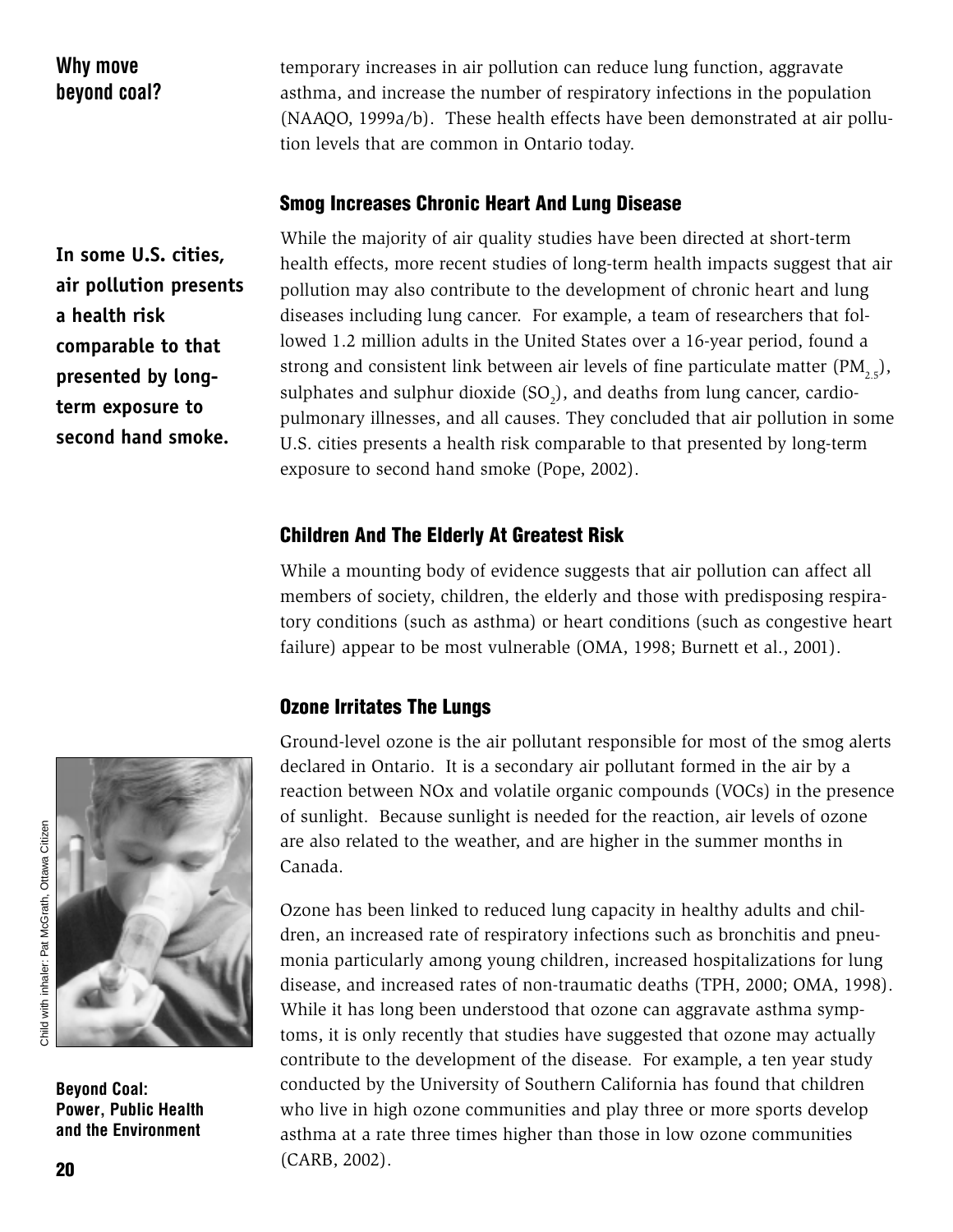temporary increases in air pollution can reduce lung function, aggravate asthma, and increase the number of respiratory infections in the population (NAAQO, 1999a/b). These health effects have been demonstrated at air pollution levels that are common in Ontario today.

### Smog Increases Chronic Heart And Lung Disease

**In some U.S. cities, air pollution presents a health risk comparable to that presented by long-term exposure to second hand smoke.**

While the majority of air quality studies have been directed at short-term health effects, more recent studies of long-term health impacts suggest that air pollution may also contribute to the development of chronic heart and lung diseases including lung cancer. For example, a team of researchers that followed 1.2 million adults in the United States over a 16-year period, found a strong and consistent link between air levels of fine particulate matter ($PM_{2.5}$), sulphates and sulphur dioxide ($SO_2$), and deaths from lung cancer, cardiopulmonary illnesses, and all causes. They concluded that air pollution in some U.S. cities presents a health risk comparable to that presented by long-term exposure to second hand smoke (Pope, 2002).

### Children And The Elderly At Greatest Risk

While a mounting body of evidence suggests that air pollution can affect all members of society, children, the elderly and those with predisposing respiratory conditions (such as asthma) or heart conditions (such as congestive heart failure) appear to be most vulnerable (OMA, 1998; Burnett et al., 2001).

### Ozone Irritates The Lungs

Ground-level ozone is the air pollutant responsible for most of the smog alerts declared in Ontario. It is a secondary air pollutant formed in the air by a reaction between NOx and volatile organic compounds (VOCs) in the presence of sunlight. Because sunlight is needed for the reaction, air levels of ozone are also related to the weather, and are higher in the summer months in Canada.

Child with inhaler: Pat McGrath, Ottawa Citizen

Ozone has been linked to reduced lung capacity in healthy adults and children, an increased rate of respiratory infections such as bronchitis and pneumonia particularly among young children, increased hospitalizations for lung disease, and increased rates of non-traumatic deaths (TPH, 2000; OMA, 1998). While it has long been understood that ozone can aggravate asthma symptoms, it is only recently that studies have suggested that ozone may actually contribute to the development of the disease. For example, a ten year study conducted by the University of Southern California has found that children who live in high ozone communities and play three or more sports develop asthma at a rate three times higher than those in low ozone communities (CARB, 2002).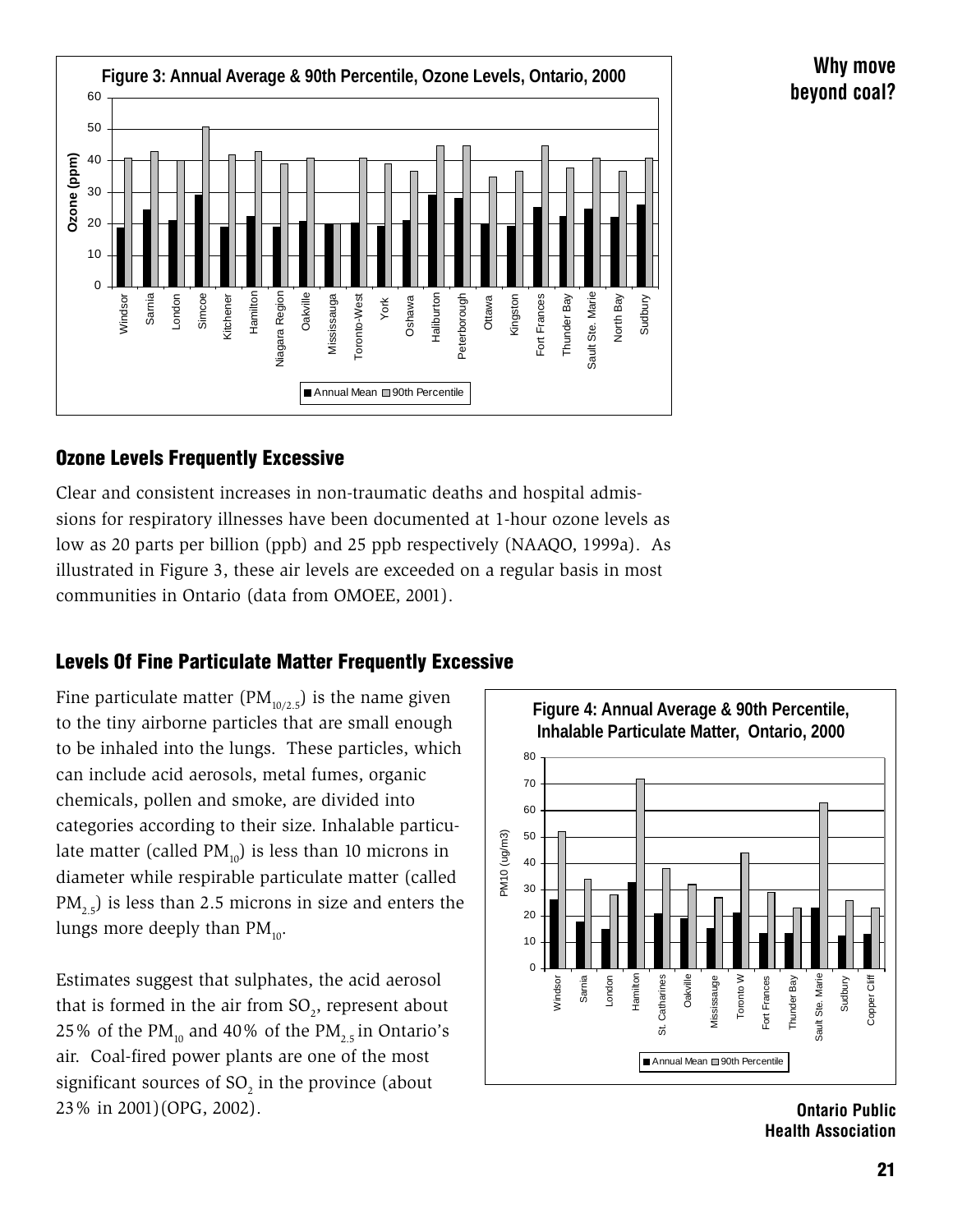**Figure 3: Annual Average & 90th Percentile, Ozone Levels, Ontario, 2000**

## Ozone Levels Frequently Excessive

Clear and consistent increases in non-traumatic deaths and hospital admissions for respiratory illnesses have been documented at 1-hour ozone levels as low as 20 parts per billion (ppb) and 25 ppb respectively (NAAQO, 1999a). As illustrated in Figure 3, these air levels are exceeded on a regular basis in most communities in Ontario (data from OMOEE, 2001).

## Levels Of Fine Particulate Matter Frequently Excessive

Fine particulate matter ($PM_{10/2.5}$) is the name given to the tiny airborne particles that are small enough to be inhaled into the lungs. These particles, which can include acid aerosols, metal fumes, organic chemicals, pollen and smoke, are divided into categories according to their size. Inhalable particulate matter (called $PM_{10}$) is less than 10 microns in diameter while respirable particulate matter (called $PM_{2.5}$) is less than 2.5 microns in size and enters the lungs more deeply than $PM_{10}$.

Estimates suggest that sulphates, the acid aerosol that is formed in the air from $SO_2$, represent about 25% of the $PM_{10}$ and 40% of the $PM_{2.5}$ in Ontario's air. Coal-fired power plants are one of the most significant sources of $SO_2$ in the province (about 23% in 2001)(OPG, 2002).

**Figure 4: Annual Average & 90th Percentile, Inhalable Particulate Matter, Ontario, 2000**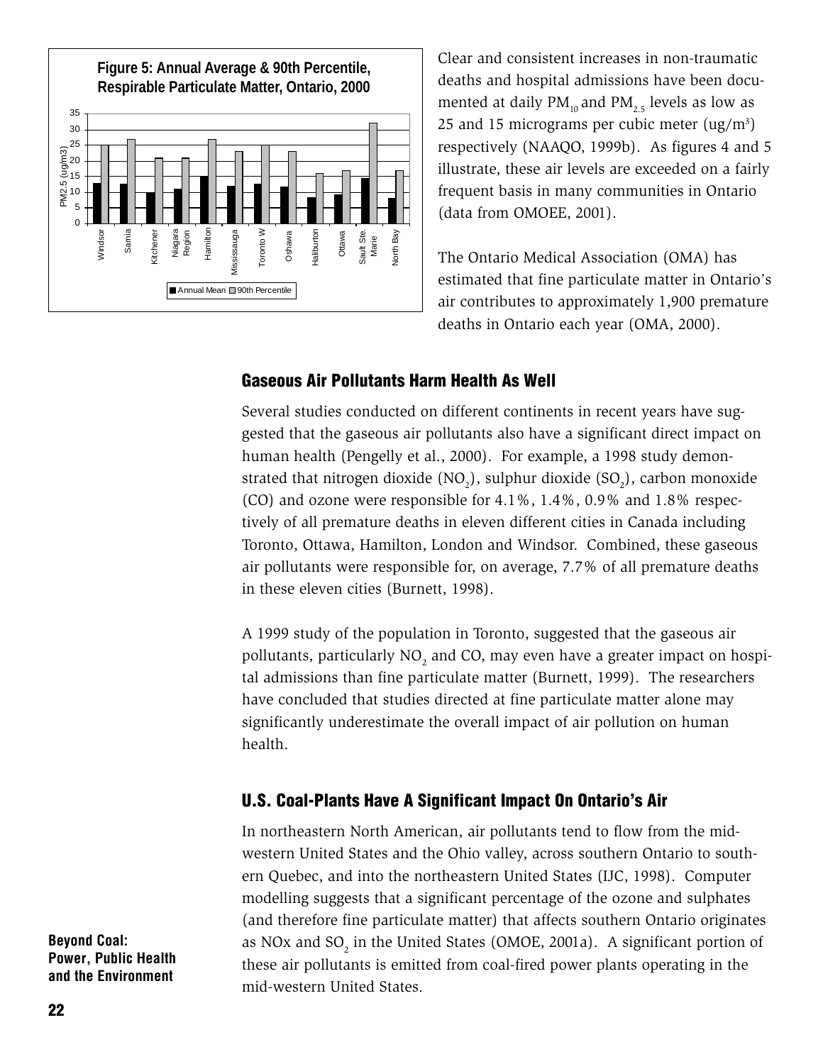**Figure 5: Annual Average & 90th Percentile, Respirable Particulate Matter, Ontario, 2000**

Clear and consistent increases in non-traumatic deaths and hospital admissions have been documented at daily $PM_{10}$ and $PM_{2.5}$ levels as low as 25 and 15 micrograms per cubic meter (ug/m$^3$) respectively (NAAQO, 1999b). As figures 4 and 5 illustrate, these air levels are exceeded on a fairly frequent basis in many communities in Ontario (data from OMOEE, 2001).

The Ontario Medical Association (OMA) has estimated that fine particulate matter in Ontario's air contributes to approximately 1,900 premature deaths in Ontario each year (OMA, 2000).

## Gaseous Air Pollutants Harm Health As Well

Several studies conducted on different continents in recent years have suggested that the gaseous air pollutants also have a significant direct impact on human health (Pengelly et al., 2000). For example, a 1998 study demonstrated that nitrogen dioxide ($NO_2$), sulphur dioxide ($SO_2$), carbon monoxide (CO) and ozone were responsible for 4.1%, 1.4%, 0.9% and 1.8% respectively of all premature deaths in eleven different cities in Canada including Toronto, Ottawa, Hamilton, London and Windsor. Combined, these gaseous air pollutants were responsible for, on average, 7.7% of all premature deaths in these eleven cities (Burnett, 1998).

A 1999 study of the population in Toronto, suggested that the gaseous air pollutants, particularly $NO_2$ and CO, may even have a greater impact on hospital admissions than fine particulate matter (Burnett, 1999). The researchers have concluded that studies directed at fine particulate matter alone may significantly underestimate the overall impact of air pollution on human health.

## U.S. Coal-Plants Have A Significant Impact On Ontario's Air

In northeastern North American, air pollutants tend to flow from the midwestern United States and the Ohio valley, across southern Ontario to southern Quebec, and into the northeastern United States (IJC, 1998). Computer modelling suggests that a significant percentage of the ozone and sulphates (and therefore fine particulate matter) that affects southern Ontario originates as NOx and $SO_2$ in the United States (OMOE, 2001a). A significant portion of these air pollutants is emitted from coal-fired power plants operating in the mid-western United States.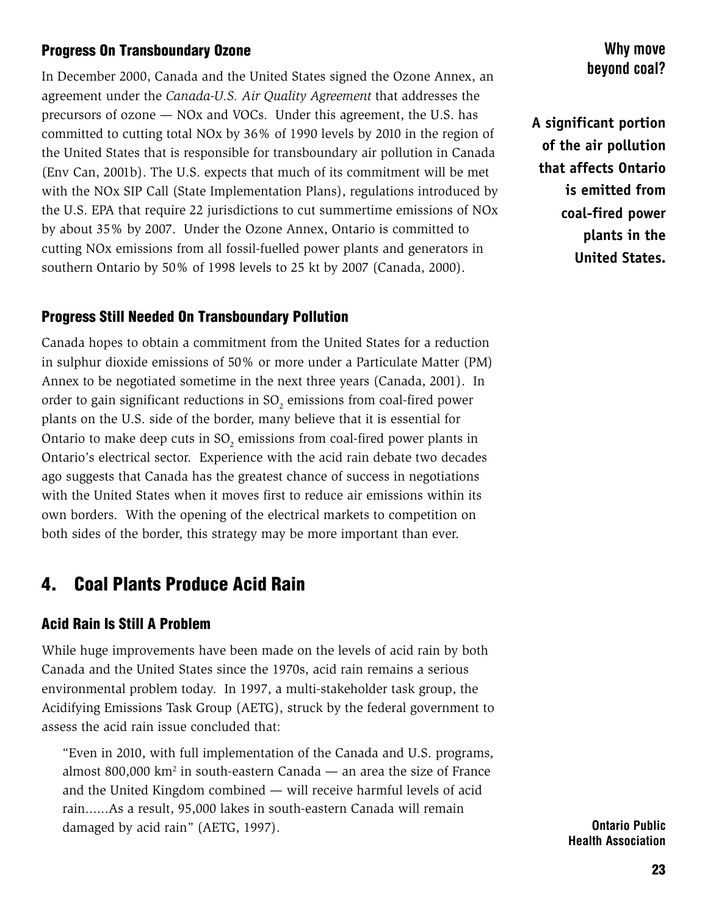### Progress On Transboundary Ozone

In December 2000, Canada and the United States signed the Ozone Annex, an agreement under the *Canada-U.S. Air Quality Agreement* that addresses the precursors of ozone — NOx and VOCs. Under this agreement, the U.S. has committed to cutting total NOx by 36% of 1990 levels by 2010 in the region of the United States that is responsible for transboundary air pollution in Canada (Env Can, 2001b). The U.S. expects that much of its commitment will be met with the NOx SIP Call (State Implementation Plans), regulations introduced by the U.S. EPA that require 22 jurisdictions to cut summertime emissions of NOx by about 35% by 2007. Under the Ozone Annex, Ontario is committed to cutting NOx emissions from all fossil-fuelled power plants and generators in southern Ontario by 50% of 1998 levels to 25 kt by 2007 (Canada, 2000).

**Why move beyond coal?**

**A significant portion of the air pollution that affects Ontario is emitted from coal-fired power plants in the United States.**

### Progress Still Needed On Transboundary Pollution

Canada hopes to obtain a commitment from the United States for a reduction in sulphur dioxide emissions of 50% or more under a Particulate Matter (PM) Annex to be negotiated sometime in the next three years (Canada, 2001). In order to gain significant reductions in $SO_2$ emissions from coal-fired power plants on the U.S. side of the border, many believe that it is essential for Ontario to make deep cuts in $SO_2$ emissions from coal-fired power plants in Ontario's electrical sector. Experience with the acid rain debate two decades ago suggests that Canada has the greatest chance of success in negotiations with the United States when it moves first to reduce air emissions within its own borders. With the opening of the electrical markets to competition on both sides of the border, this strategy may be more important than ever.

## 4. Coal Plants Produce Acid Rain

### Acid Rain Is Still A Problem

While huge improvements have been made on the levels of acid rain by both Canada and the United States since the 1970s, acid rain remains a serious environmental problem today. In 1997, a multi-stakeholder task group, the Acidifying Emissions Task Group (AETG), struck by the federal government to assess the acid rain issue concluded that:

> "Even in 2010, with full implementation of the Canada and U.S. programs, almost 800,000 km$^2$ in south-eastern Canada — an area the size of France and the United Kingdom combined — will receive harmful levels of acid rain......As a result, 95,000 lakes in south-eastern Canada will remain damaged by acid rain" (AETG, 1997).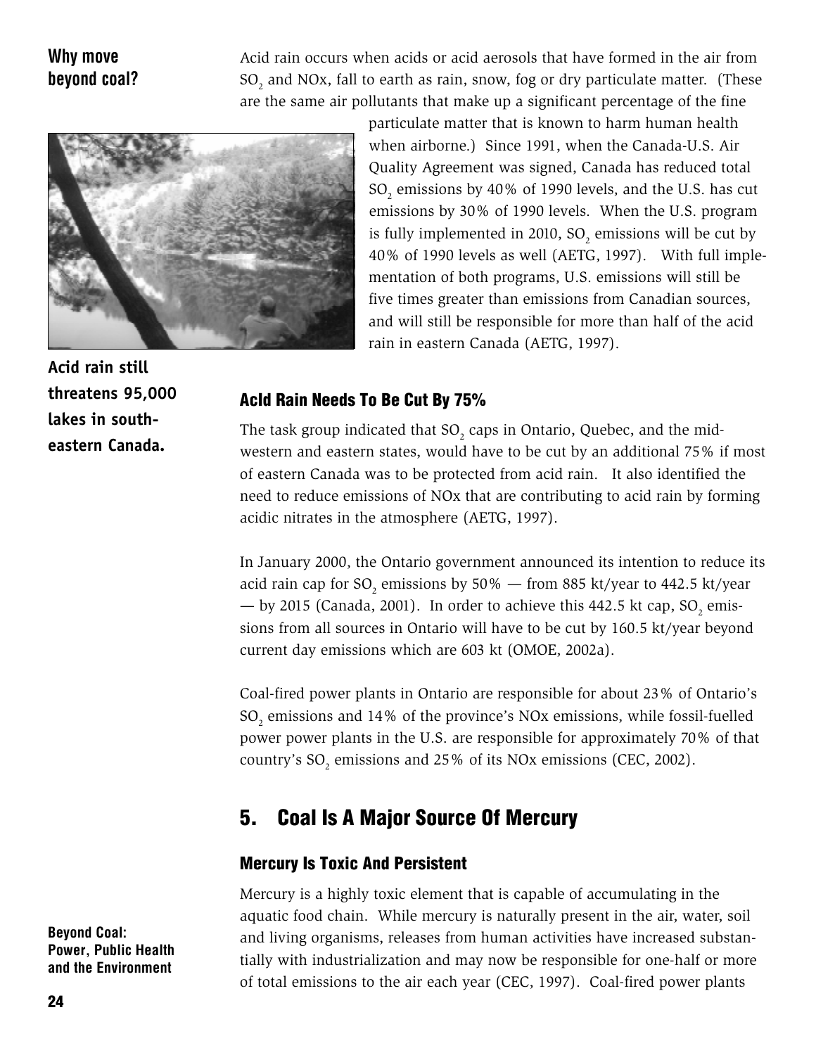Acid rain occurs when acids or acid aerosols that have formed in the air from $SO_2$ and NOx, fall to earth as rain, snow, fog or dry particulate matter. (These are the same air pollutants that make up a significant percentage of the fine particulate matter that is known to harm human health when airborne.) Since 1991, when the Canada-U.S. Air Quality Agreement was signed, Canada has reduced total $SO_2$ emissions by 40% of 1990 levels, and the U.S. has cut emissions by 30% of 1990 levels. When the U.S. program is fully implemented in 2010, $SO_2$ emissions will be cut by 40% of 1990 levels as well (AETG, 1997). With full implementation of both programs, U.S. emissions will still be five times greater than emissions from Canadian sources, and will still be responsible for more than half of the acid rain in eastern Canada (AETG, 1997).

**Acid rain still threatens 95,000 lakes in south-eastern Canada.**

### AcId Rain Needs To Be Cut By 75%

The task group indicated that $SO_2$ caps in Ontario, Quebec, and the mid-western and eastern states, would have to be cut by an additional 75% if most of eastern Canada was to be protected from acid rain. It also identified the need to reduce emissions of NOx that are contributing to acid rain by forming acidic nitrates in the atmosphere (AETG, 1997).

In January 2000, the Ontario government announced its intention to reduce its acid rain cap for $SO_2$ emissions by 50% — from 885 kt/year to 442.5 kt/year — by 2015 (Canada, 2001). In order to achieve this 442.5 kt cap, $SO_2$ emissions from all sources in Ontario will have to be cut by 160.5 kt/year beyond current day emissions which are 603 kt (OMOE, 2002a).

Coal-fired power plants in Ontario are responsible for about 23% of Ontario's $SO_2$ emissions and 14% of the province's NOx emissions, while fossil-fuelled power power plants in the U.S. are responsible for approximately 70% of that country's $SO_2$ emissions and 25% of its NOx emissions (CEC, 2002).

## 5. Coal Is A Major Source Of Mercury

### Mercury Is Toxic And Persistent

Mercury is a highly toxic element that is capable of accumulating in the aquatic food chain. While mercury is naturally present in the air, water, soil and living organisms, releases from human activities have increased substantially with industrialization and may now be responsible for one-half or more of total emissions to the air each year (CEC, 1997). Coal-fired power plants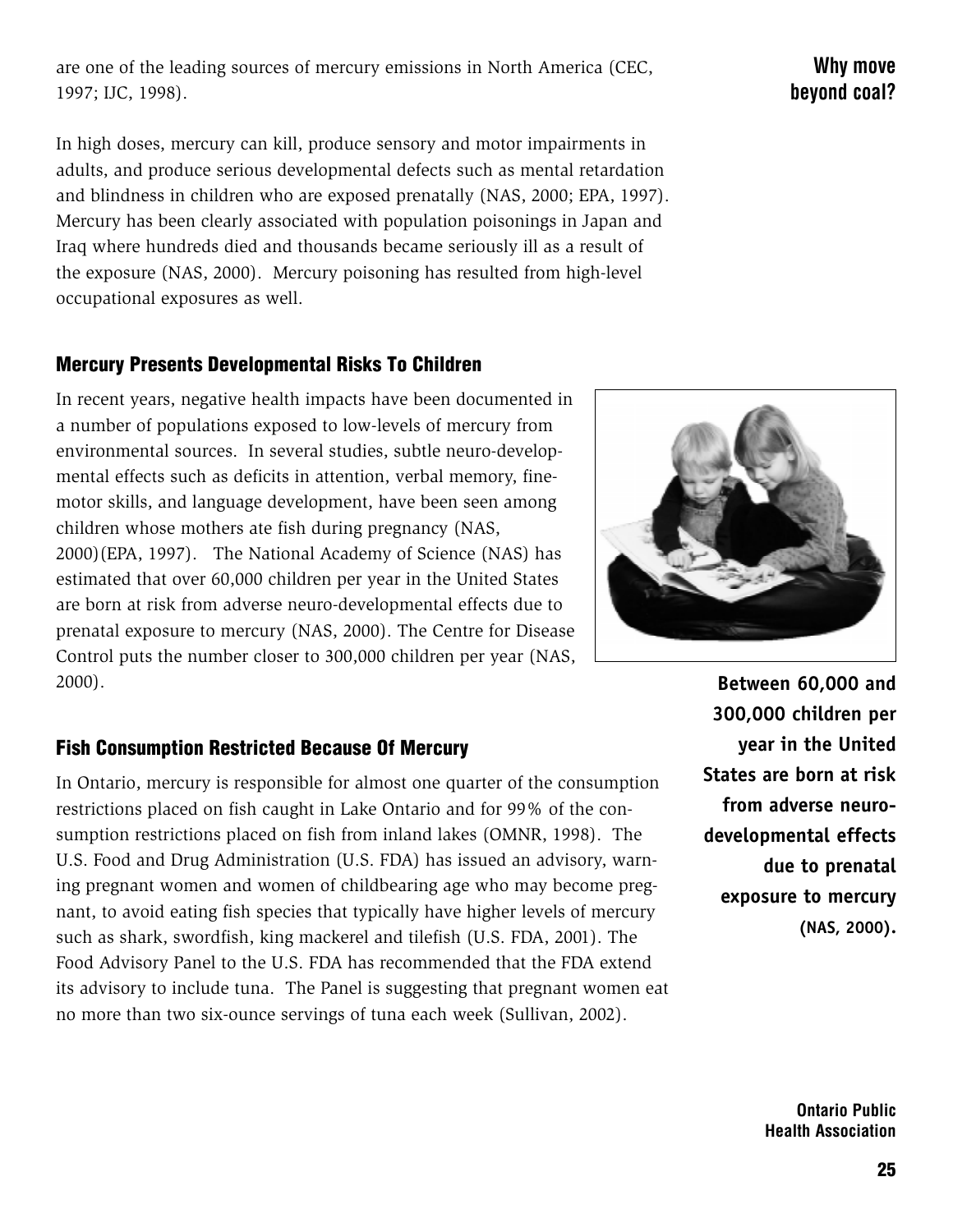are one of the leading sources of mercury emissions in North America (CEC, 1997; IJC, 1998).

In high doses, mercury can kill, produce sensory and motor impairments in adults, and produce serious developmental defects such as mental retardation and blindness in children who are exposed prenatally (NAS, 2000; EPA, 1997). Mercury has been clearly associated with population poisonings in Japan and Iraq where hundreds died and thousands became seriously ill as a result of the exposure (NAS, 2000). Mercury poisoning has resulted from high-level occupational exposures as well.

## Mercury Presents Developmental Risks To Children

In recent years, negative health impacts have been documented in a number of populations exposed to low-levels of mercury from environmental sources. In several studies, subtle neuro-developmental effects such as deficits in attention, verbal memory, fine-motor skills, and language development, have been seen among children whose mothers ate fish during pregnancy (NAS, 2000)(EPA, 1997). The National Academy of Science (NAS) has estimated that over 60,000 children per year in the United States are born at risk from adverse neuro-developmental effects due to prenatal exposure to mercury (NAS, 2000). The Centre for Disease Control puts the number closer to 300,000 children per year (NAS, 2000).

**Between 60,000 and 300,000 children per year in the United States are born at risk from adverse neuro-developmental effects due to prenatal exposure to mercury (NAS, 2000).**

## Fish Consumption Restricted Because Of Mercury

In Ontario, mercury is responsible for almost one quarter of the consumption restrictions placed on fish caught in Lake Ontario and for 99% of the consumption restrictions placed on fish from inland lakes (OMNR, 1998). The U.S. Food and Drug Administration (U.S. FDA) has issued an advisory, warning pregnant women and women of childbearing age who may become pregnant, to avoid eating fish species that typically have higher levels of mercury such as shark, swordfish, king mackerel and tilefish (U.S. FDA, 2001). The Food Advisory Panel to the U.S. FDA has recommended that the FDA extend its advisory to include tuna. The Panel is suggesting that pregnant women eat no more than two six-ounce servings of tuna each week (Sullivan, 2002).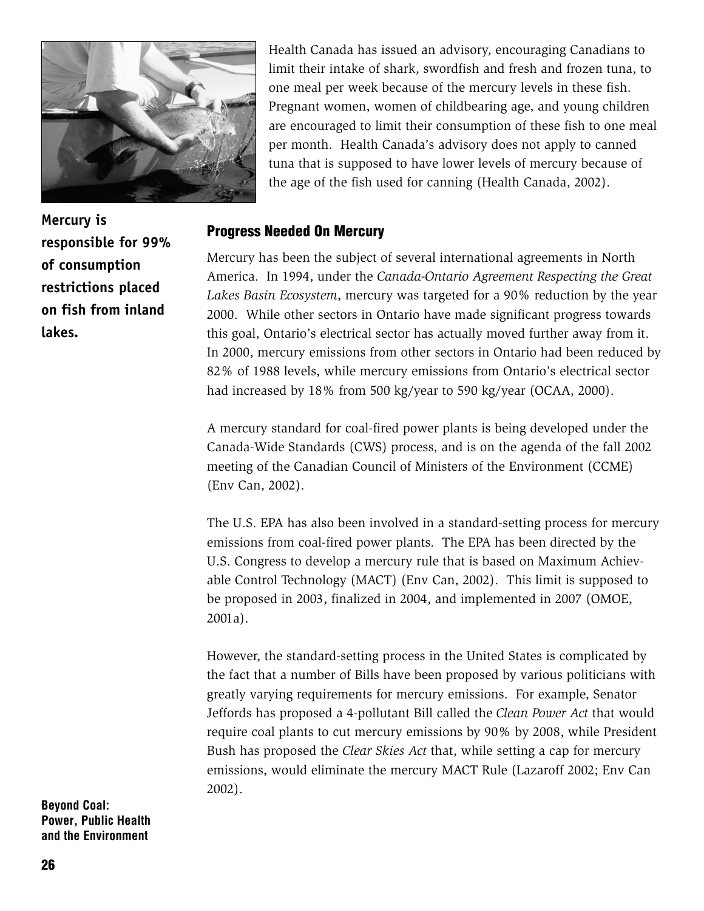Health Canada has issued an advisory, encouraging Canadians to limit their intake of shark, swordfish and fresh and frozen tuna, to one meal per week because of the mercury levels in these fish. Pregnant women, women of childbearing age, and young children are encouraged to limit their consumption of these fish to one meal per month. Health Canada's advisory does not apply to canned tuna that is supposed to have lower levels of mercury because of the age of the fish used for canning (Health Canada, 2002).

**Mercury is responsible for 99% of consumption restrictions placed on fish from inland lakes.**

### Progress Needed On Mercury

Mercury has been the subject of several international agreements in North America. In 1994, under the *Canada-Ontario Agreement Respecting the Great Lakes Basin Ecosystem*, mercury was targeted for a 90% reduction by the year 2000. While other sectors in Ontario have made significant progress towards this goal, Ontario's electrical sector has actually moved further away from it. In 2000, mercury emissions from other sectors in Ontario had been reduced by 82% of 1988 levels, while mercury emissions from Ontario's electrical sector had increased by 18% from 500 kg/year to 590 kg/year (OCAA, 2000).

A mercury standard for coal-fired power plants is being developed under the Canada-Wide Standards (CWS) process, and is on the agenda of the fall 2002 meeting of the Canadian Council of Ministers of the Environment (CCME) (Env Can, 2002).

The U.S. EPA has also been involved in a standard-setting process for mercury emissions from coal-fired power plants. The EPA has been directed by the U.S. Congress to develop a mercury rule that is based on Maximum Achievable Control Technology (MACT) (Env Can, 2002). This limit is supposed to be proposed in 2003, finalized in 2004, and implemented in 2007 (OMOE, 2001a).

However, the standard-setting process in the United States is complicated by the fact that a number of Bills have been proposed by various politicians with greatly varying requirements for mercury emissions. For example, Senator Jeffords has proposed a 4-pollutant Bill called the *Clean Power Act* that would require coal plants to cut mercury emissions by 90% by 2008, while President Bush has proposed the *Clear Skies Act* that, while setting a cap for mercury emissions, would eliminate the mercury MACT Rule (Lazaroff 2002; Env Can 2002).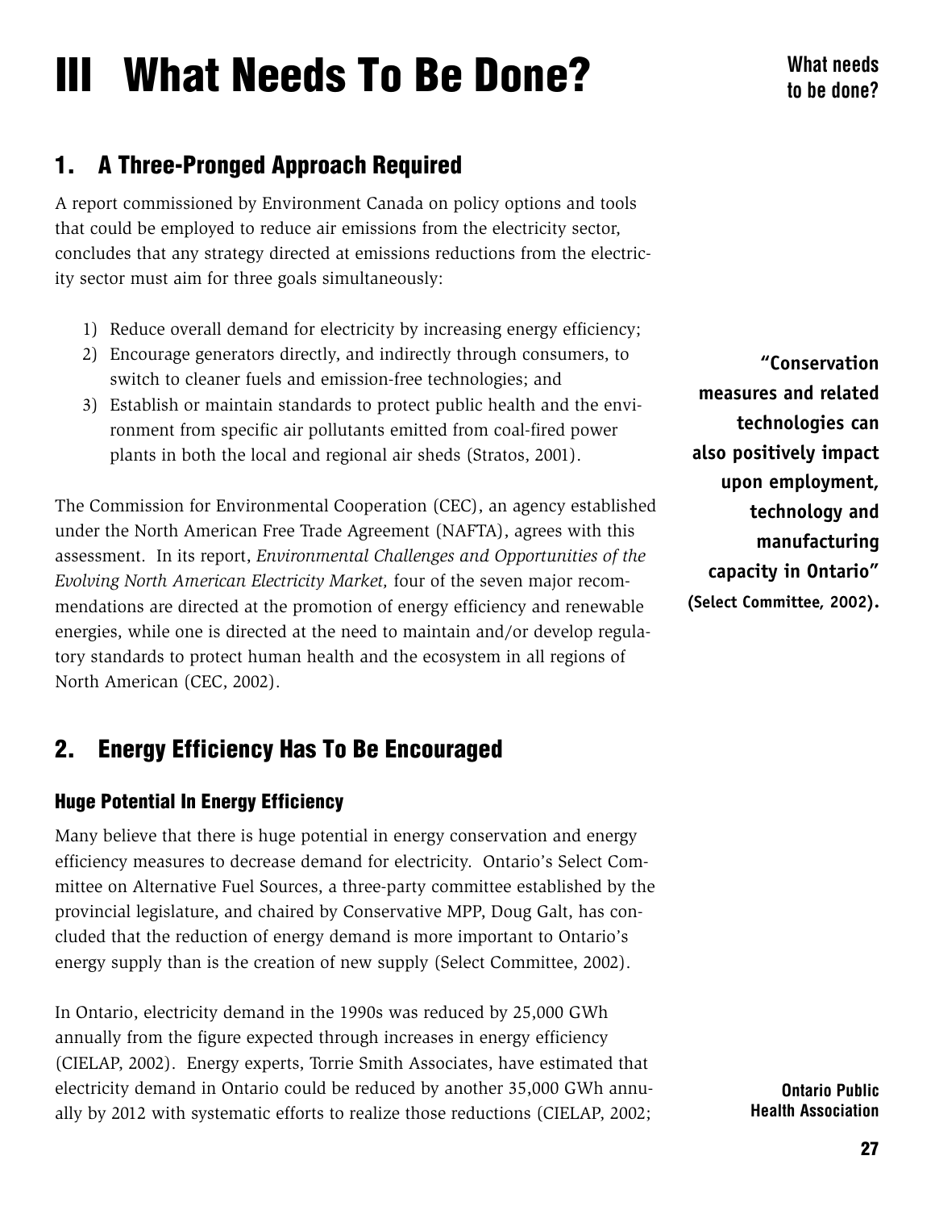# III What Needs To Be Done?

## 1. A Three-Pronged Approach Required

A report commissioned by Environment Canada on policy options and tools that could be employed to reduce air emissions from the electricity sector, concludes that any strategy directed at emissions reductions from the electricity sector must aim for three goals simultaneously:

1) Reduce overall demand for electricity by increasing energy efficiency;
2) Encourage generators directly, and indirectly through consumers, to switch to cleaner fuels and emission-free technologies; and
3) Establish or maintain standards to protect public health and the environment from specific air pollutants emitted from coal-fired power plants in both the local and regional air sheds (Stratos, 2001).

The Commission for Environmental Cooperation (CEC), an agency established under the North American Free Trade Agreement (NAFTA), agrees with this assessment. In its report, *Environmental Challenges and Opportunities of the Evolving North American Electricity Market,* four of the seven major recommendations are directed at the promotion of energy efficiency and renewable energies, while one is directed at the need to maintain and/or develop regulatory standards to protect human health and the ecosystem in all regions of North American (CEC, 2002).

**"Conservation measures and related technologies can also positively impact upon employment, technology and manufacturing capacity in Ontario" (Select Committee, 2002).**

## 2. Energy Efficiency Has To Be Encouraged

### Huge Potential In Energy Efficiency

Many believe that there is huge potential in energy conservation and energy efficiency measures to decrease demand for electricity. Ontario's Select Committee on Alternative Fuel Sources, a three-party committee established by the provincial legislature, and chaired by Conservative MPP, Doug Galt, has concluded that the reduction of energy demand is more important to Ontario's energy supply than is the creation of new supply (Select Committee, 2002).

In Ontario, electricity demand in the 1990s was reduced by 25,000 GWh annually from the figure expected through increases in energy efficiency (CIELAP, 2002). Energy experts, Torrie Smith Associates, have estimated that electricity demand in Ontario could be reduced by another 35,000 GWh annually by 2012 with systematic efforts to realize those reductions (CIELAP, 2002;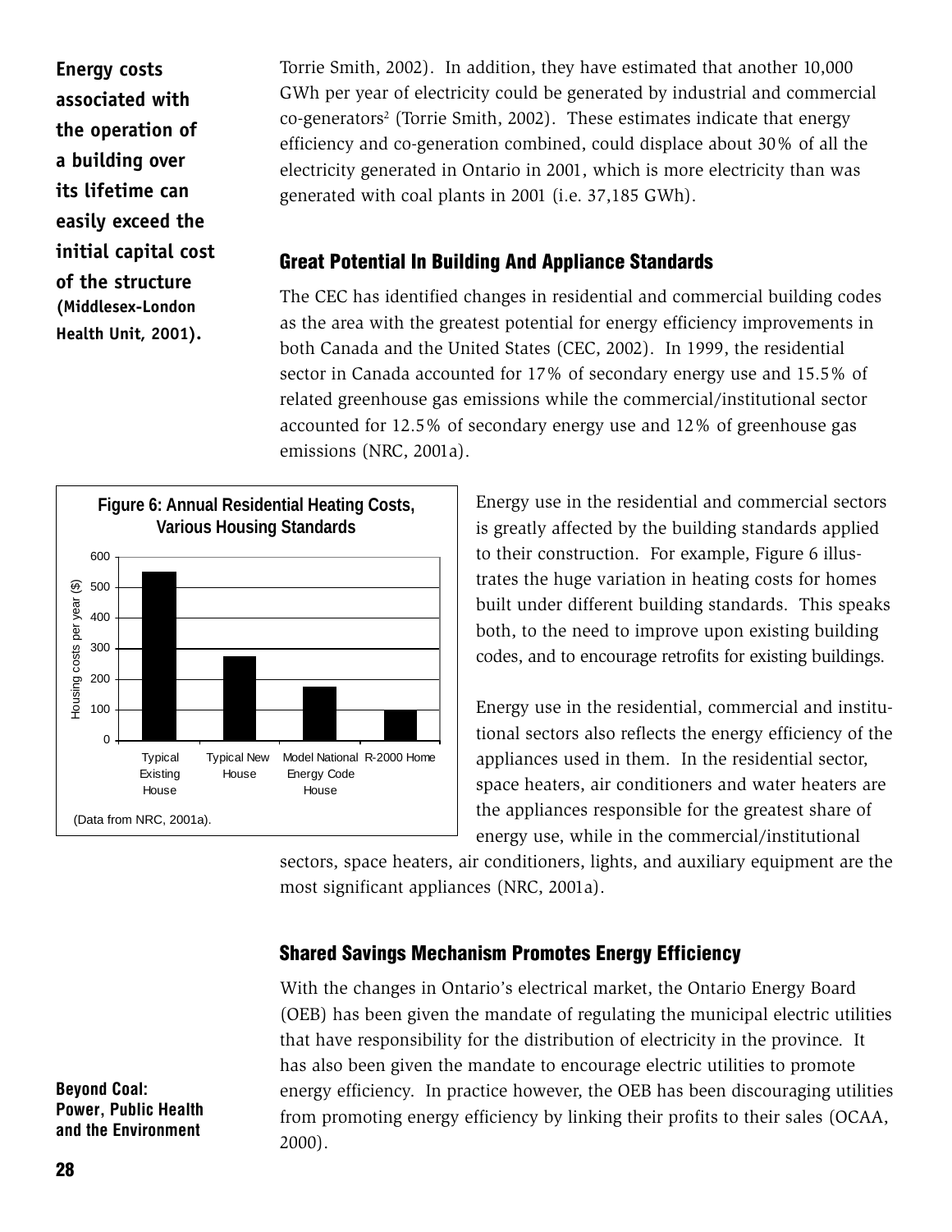**Energy costs associated with the operation of a building over its lifetime can easily exceed the initial capital cost of the structure (Middlesex-London Health Unit, 2001).**

Torrie Smith, 2002). In addition, they have estimated that another 10,000 GWh per year of electricity could be generated by industrial and commercial co-generators[2] (Torrie Smith, 2002). These estimates indicate that energy efficiency and co-generation combined, could displace about 30% of all the electricity generated in Ontario in 2001, which is more electricity than was generated with coal plants in 2001 (i.e. 37,185 GWh).

## Great Potential In Building And Appliance Standards

The CEC has identified changes in residential and commercial building codes as the area with the greatest potential for energy efficiency improvements in both Canada and the United States (CEC, 2002). In 1999, the residential sector in Canada accounted for 17% of secondary energy use and 15.5% of related greenhouse gas emissions while the commercial/institutional sector accounted for 12.5% of secondary energy use and 12% of greenhouse gas emissions (NRC, 2001a).

**Figure 6: Annual Residential Heating Costs, Various Housing Standards**

| Housing standard | Housing costs per year ($) |
|---|---|
| Typical Existing House | ~550 |
| Typical New House | ~275 |
| Model National Energy Code House | ~175 |
| R-2000 Home | ~100 |

(Data from NRC, 2001a).

Energy use in the residential and commercial sectors is greatly affected by the building standards applied to their construction. For example, Figure 6 illustrates the huge variation in heating costs for homes built under different building standards. This speaks both, to the need to improve upon existing building codes, and to encourage retrofits for existing buildings.

Energy use in the residential, commercial and institutional sectors also reflects the energy efficiency of the appliances used in them. In the residential sector, space heaters, air conditioners and water heaters are the appliances responsible for the greatest share of energy use, while in the commercial/institutional sectors, space heaters, air conditioners, lights, and auxiliary equipment are the most significant appliances (NRC, 2001a).

## Shared Savings Mechanism Promotes Energy Efficiency

With the changes in Ontario's electrical market, the Ontario Energy Board (OEB) has been given the mandate of regulating the municipal electric utilities that have responsibility for the distribution of electricity in the province. It has also been given the mandate to encourage electric utilities to promote energy efficiency. In practice however, the OEB has been discouraging utilities from promoting energy efficiency by linking their profits to their sales (OCAA, 2000).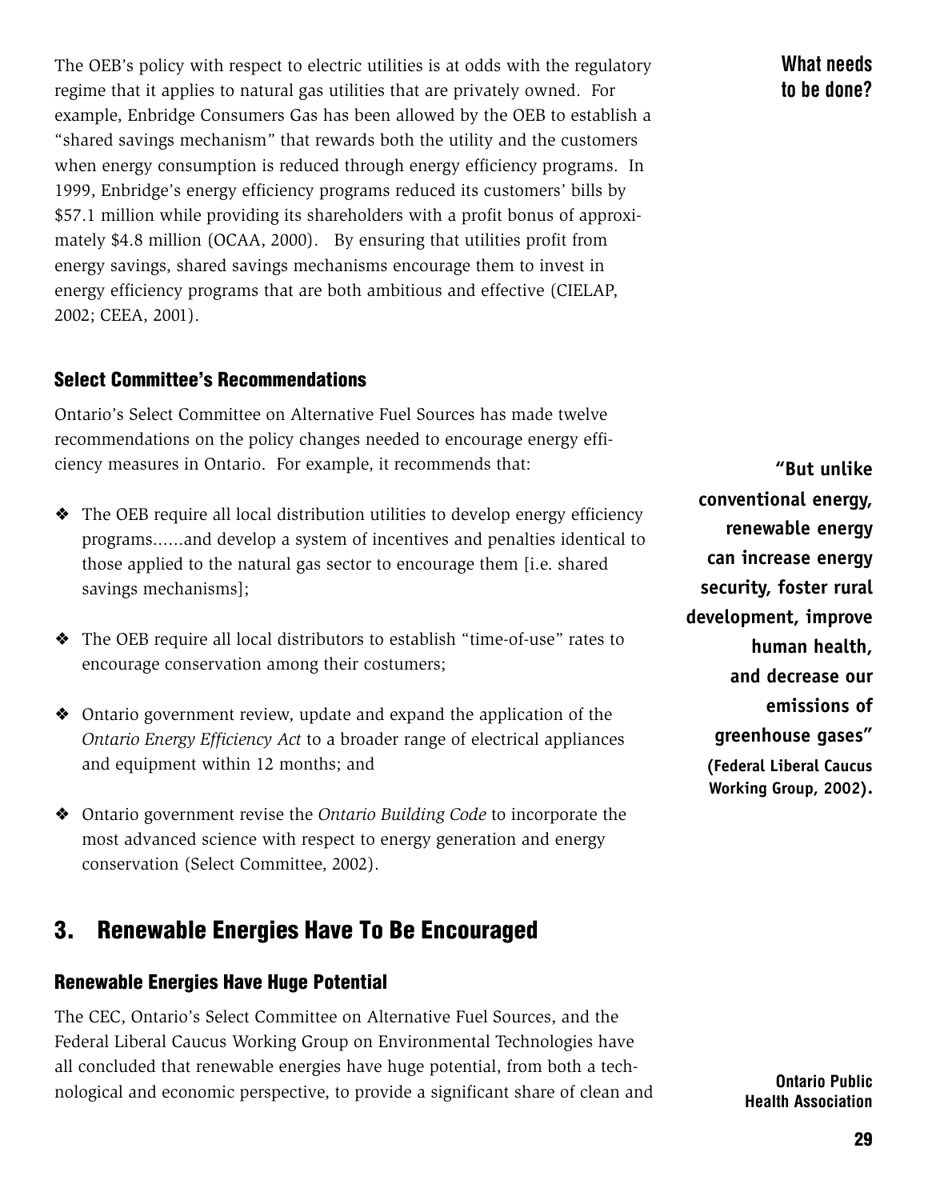The OEB's policy with respect to electric utilities is at odds with the regulatory regime that it applies to natural gas utilities that are privately owned. For example, Enbridge Consumers Gas has been allowed by the OEB to establish a "shared savings mechanism" that rewards both the utility and the customers when energy consumption is reduced through energy efficiency programs. In 1999, Enbridge's energy efficiency programs reduced its customers' bills by $57.1 million while providing its shareholders with a profit bonus of approximately $4.8 million (OCAA, 2000). By ensuring that utilities profit from energy savings, shared savings mechanisms encourage them to invest in energy efficiency programs that are both ambitious and effective (CIELAP, 2002; CEEA, 2001).

**What needs to be done?**

### Select Committee's Recommendations

Ontario's Select Committee on Alternative Fuel Sources has made twelve recommendations on the policy changes needed to encourage energy efficiency measures in Ontario. For example, it recommends that:

- The OEB require all local distribution utilities to develop energy efficiency programs......and develop a system of incentives and penalties identical to those applied to the natural gas sector to encourage them [i.e. shared savings mechanisms];
- The OEB require all local distributors to establish "time-of-use" rates to encourage conservation among their costumers;
- Ontario government review, update and expand the application of the *Ontario Energy Efficiency Act* to a broader range of electrical appliances and equipment within 12 months; and
- Ontario government revise the *Ontario Building Code* to incorporate the most advanced science with respect to energy generation and energy conservation (Select Committee, 2002).

**"But unlike conventional energy, renewable energy can increase energy security, foster rural development, improve human health, and decrease our emissions of greenhouse gases" (Federal Liberal Caucus Working Group, 2002).**

## 3. Renewable Energies Have To Be Encouraged

### Renewable Energies Have Huge Potential

The CEC, Ontario's Select Committee on Alternative Fuel Sources, and the Federal Liberal Caucus Working Group on Environmental Technologies have all concluded that renewable energies have huge potential, from both a technological and economic perspective, to provide a significant share of clean and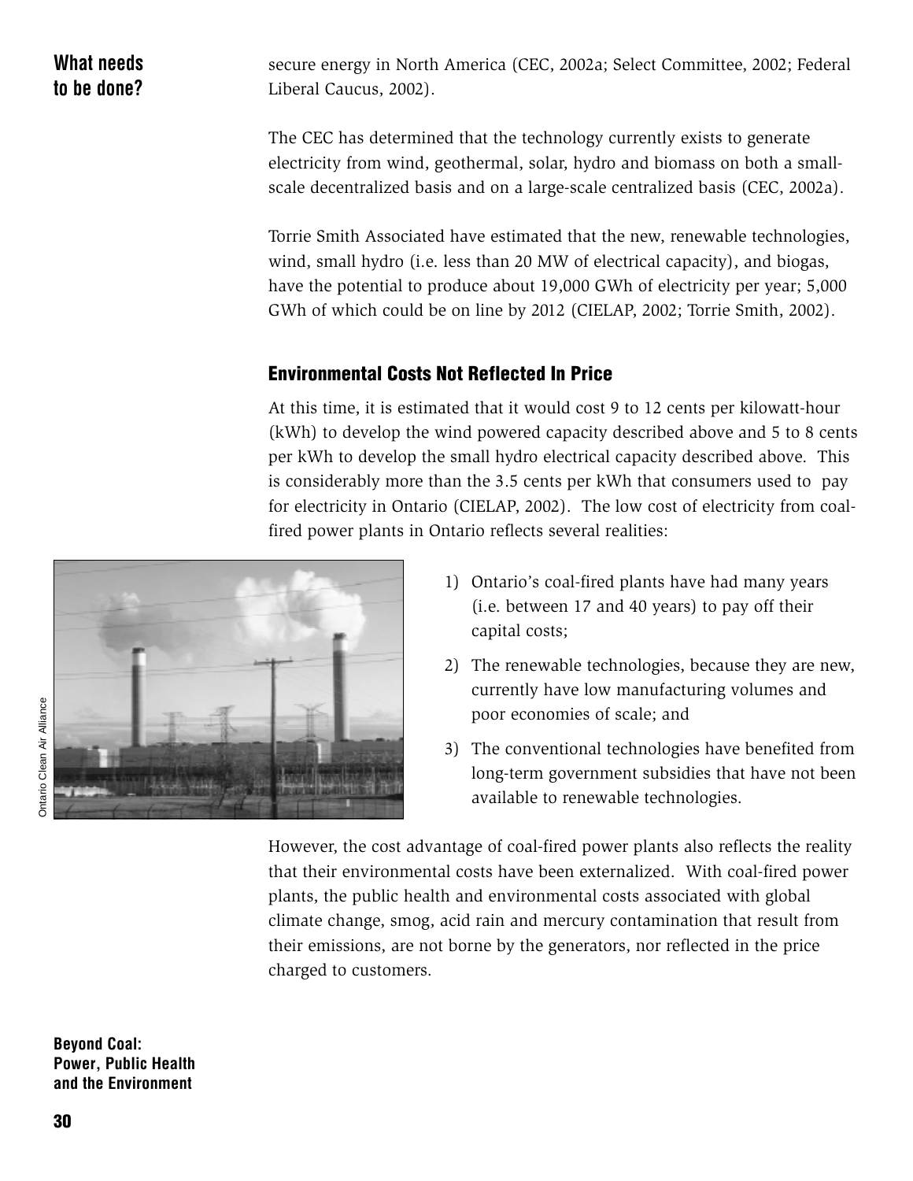## What needs to be done?

secure energy in North America (CEC, 2002a; Select Committee, 2002; Federal Liberal Caucus, 2002).

The CEC has determined that the technology currently exists to generate electricity from wind, geothermal, solar, hydro and biomass on both a small-scale decentralized basis and on a large-scale centralized basis (CEC, 2002a).

Torrie Smith Associated have estimated that the new, renewable technologies, wind, small hydro (i.e. less than 20 MW of electrical capacity), and biogas, have the potential to produce about 19,000 GWh of electricity per year; 5,000 GWh of which could be on line by 2012 (CIELAP, 2002; Torrie Smith, 2002).

### Environmental Costs Not Reflected In Price

At this time, it is estimated that it would cost 9 to 12 cents per kilowatt-hour (kWh) to develop the wind powered capacity described above and 5 to 8 cents per kWh to develop the small hydro electrical capacity described above. This is considerably more than the 3.5 cents per kWh that consumers used to pay for electricity in Ontario (CIELAP, 2002). The low cost of electricity from coal-fired power plants in Ontario reflects several realities:

Ontario Clean Air Alliance

1) Ontario's coal-fired plants have had many years (i.e. between 17 and 40 years) to pay off their capital costs;
2) The renewable technologies, because they are new, currently have low manufacturing volumes and poor economies of scale; and
3) The conventional technologies have benefited from long-term government subsidies that have not been available to renewable technologies.

However, the cost advantage of coal-fired power plants also reflects the reality that their environmental costs have been externalized. With coal-fired power plants, the public health and environmental costs associated with global climate change, smog, acid rain and mercury contamination that result from their emissions, are not borne by the generators, nor reflected in the price charged to customers.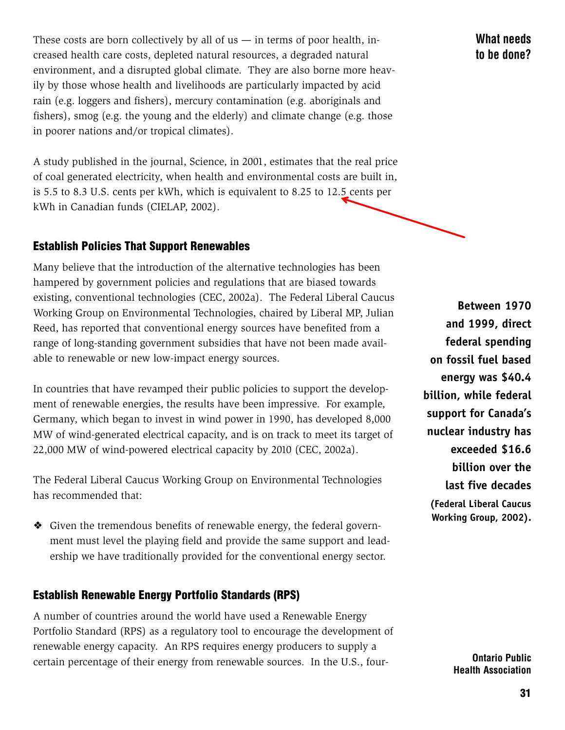These costs are born collectively by all of us — in terms of poor health, increased health care costs, depleted natural resources, a degraded natural environment, and a disrupted global climate. They are also borne more heavily by those whose health and livelihoods are particularly impacted by acid rain (e.g. loggers and fishers), mercury contamination (e.g. aboriginals and fishers), smog (e.g. the young and the elderly) and climate change (e.g. those in poorer nations and/or tropical climates).

A study published in the journal, Science, in 2001, estimates that the real price of coal generated electricity, when health and environmental costs are built in, is 5.5 to 8.3 U.S. cents per kWh, which is equivalent to 8.25 to 12.5 cents per kWh in Canadian funds (CIELAP, 2002).

## What needs to be done?

### Establish Policies That Support Renewables

Many believe that the introduction of the alternative technologies has been hampered by government policies and regulations that are biased towards existing, conventional technologies (CEC, 2002a). The Federal Liberal Caucus Working Group on Environmental Technologies, chaired by Liberal MP, Julian Reed, has reported that conventional energy sources have benefited from a range of long-standing government subsidies that have not been made available to renewable or new low-impact energy sources.

**Between 1970 and 1999, direct federal spending on fossil fuel based energy was $40.4 billion, while federal support for Canada's nuclear industry has exceeded $16.6 billion over the last five decades (Federal Liberal Caucus Working Group, 2002).**

In countries that have revamped their public policies to support the development of renewable energies, the results have been impressive. For example, Germany, which began to invest in wind power in 1990, has developed 8,000 MW of wind-generated electrical capacity, and is on track to meet its target of 22,000 MW of wind-powered electrical capacity by 2010 (CEC, 2002a).

The Federal Liberal Caucus Working Group on Environmental Technologies has recommended that:

❖ Given the tremendous benefits of renewable energy, the federal government must level the playing field and provide the same support and leadership we have traditionally provided for the conventional energy sector.

### Establish Renewable Energy Portfolio Standards (RPS)

A number of countries around the world have used a Renewable Energy Portfolio Standard (RPS) as a regulatory tool to encourage the development of renewable energy capacity. An RPS requires energy producers to supply a certain percentage of their energy from renewable sources. In the U.S., four-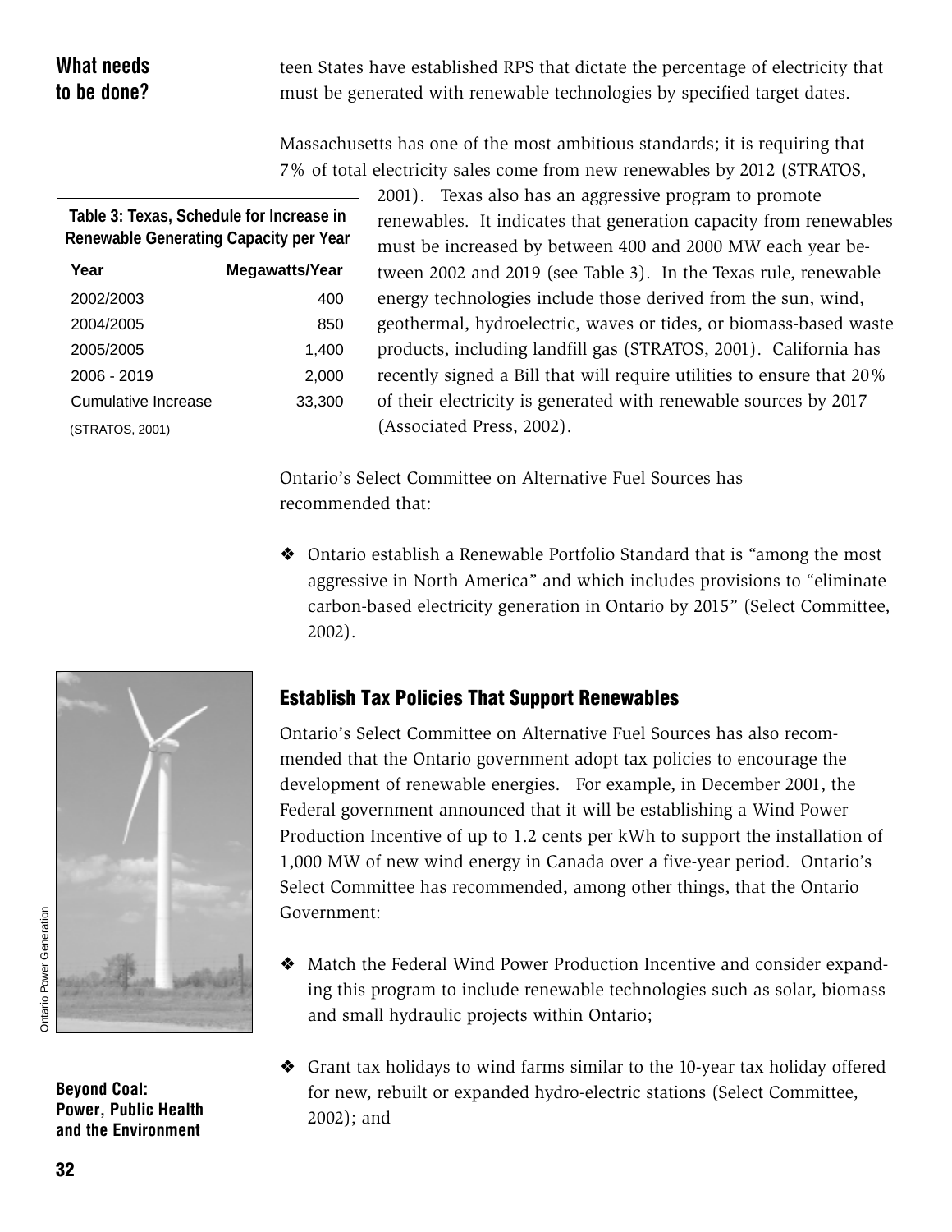teen States have established RPS that dictate the percentage of electricity that must be generated with renewable technologies by specified target dates.

Massachusetts has one of the most ambitious standards; it is requiring that 7% of total electricity sales come from new renewables by 2012 (STRATOS, 2001). Texas also has an aggressive program to promote renewables. It indicates that generation capacity from renewables must be increased by between 400 and 2000 MW each year between 2002 and 2019 (see Table 3). In the Texas rule, renewable energy technologies include those derived from the sun, wind, geothermal, hydroelectric, waves or tides, or biomass-based waste products, including landfill gas (STRATOS, 2001). California has recently signed a Bill that will require utilities to ensure that 20% of their electricity is generated with renewable sources by 2017 (Associated Press, 2002).

**Table 3: Texas, Schedule for Increase in Renewable Generating Capacity per Year**

| Year | Megawatts/Year |
|---|---|
| 2002/2003 | 400 |
| 2004/2005 | 850 |
| 2005/2005 | 1,400 |
| 2006 - 2019 | 2,000 |
| Cumulative Increase | 33,300 |

(STRATOS, 2001)

Ontario's Select Committee on Alternative Fuel Sources has recommended that:

- Ontario establish a Renewable Portfolio Standard that is "among the most aggressive in North America" and which includes provisions to "eliminate carbon-based electricity generation in Ontario by 2015" (Select Committee, 2002).

### Establish Tax Policies That Support Renewables

Ontario's Select Committee on Alternative Fuel Sources has also recommended that the Ontario government adopt tax policies to encourage the development of renewable energies. For example, in December 2001, the Federal government announced that it will be establishing a Wind Power Production Incentive of up to 1.2 cents per kWh to support the installation of 1,000 MW of new wind energy in Canada over a five-year period. Ontario's Select Committee has recommended, among other things, that the Ontario Government:

- Match the Federal Wind Power Production Incentive and consider expanding this program to include renewable technologies such as solar, biomass and small hydraulic projects within Ontario;
- Grant tax holidays to wind farms similar to the 10-year tax holiday offered for new, rebuilt or expanded hydro-electric stations (Select Committee, 2002); and

Ontario Power Generation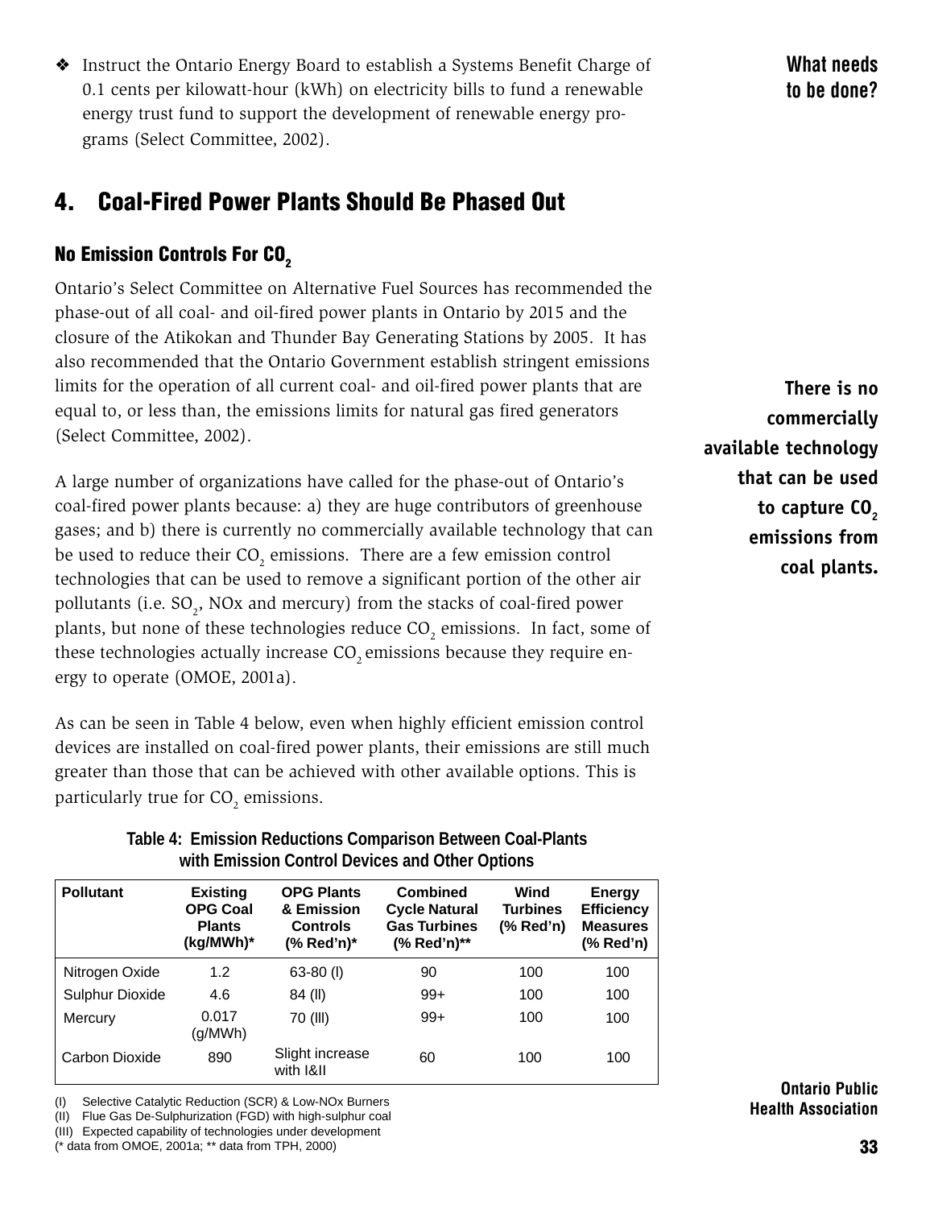❖ Instruct the Ontario Energy Board to establish a Systems Benefit Charge of 0.1 cents per kilowatt-hour (kWh) on electricity bills to fund a renewable energy trust fund to support the development of renewable energy programs (Select Committee, 2002).

**What needs to be done?**

## 4. Coal-Fired Power Plants Should Be Phased Out

### No Emission Controls For $CO_2$

Ontario's Select Committee on Alternative Fuel Sources has recommended the phase-out of all coal- and oil-fired power plants in Ontario by 2015 and the closure of the Atikokan and Thunder Bay Generating Stations by 2005. It has also recommended that the Ontario Government establish stringent emissions limits for the operation of all current coal- and oil-fired power plants that are equal to, or less than, the emissions limits for natural gas fired generators (Select Committee, 2002).

**There is no commercially available technology that can be used to capture $CO_2$ emissions from coal plants.**

A large number of organizations have called for the phase-out of Ontario's coal-fired power plants because: a) they are huge contributors of greenhouse gases; and b) there is currently no commercially available technology that can be used to reduce their $CO_2$ emissions. There are a few emission control technologies that can be used to remove a significant portion of the other air pollutants (i.e. $SO_2$, NOx and mercury) from the stacks of coal-fired power plants, but none of these technologies reduce $CO_2$ emissions. In fact, some of these technologies actually increase $CO_2$ emissions because they require energy to operate (OMOE, 2001a).

As can be seen in Table 4 below, even when highly efficient emission control devices are installed on coal-fired power plants, their emissions are still much greater than those that can be achieved with other available options. This is particularly true for $CO_2$ emissions.

**Table 4: Emission Reductions Comparison Between Coal-Plants with Emission Control Devices and Other Options**

| Pollutant | Existing OPG Coal Plants (kg/MWh)* | OPG Plants & Emission Controls (% Red'n)* | Combined Cycle Natural Gas Turbines (% Red'n)** | Wind Turbines (% Red'n) | Energy Efficiency Measures (% Red'n) |
|---|---|---|---|---|---|
| Nitrogen Oxide | 1.2 | 63-80 (I) | 90 | 100 | 100 |
| Sulphur Dioxide | 4.6 | 84 (II) | 99+ | 100 | 100 |
| Mercury | 0.017 (g/MWh) | 70 (III) | 99+ | 100 | 100 |
| Carbon Dioxide | 890 | Slight increase with I&II | 60 | 100 | 100 |

(I) Selective Catalytic Reduction (SCR) & Low-NOx Burners
(II) Flue Gas De-Sulphurization (FGD) with high-sulphur coal
(III) Expected capability of technologies under development
(* data from OMOE, 2001a; ** data from TPH, 2000)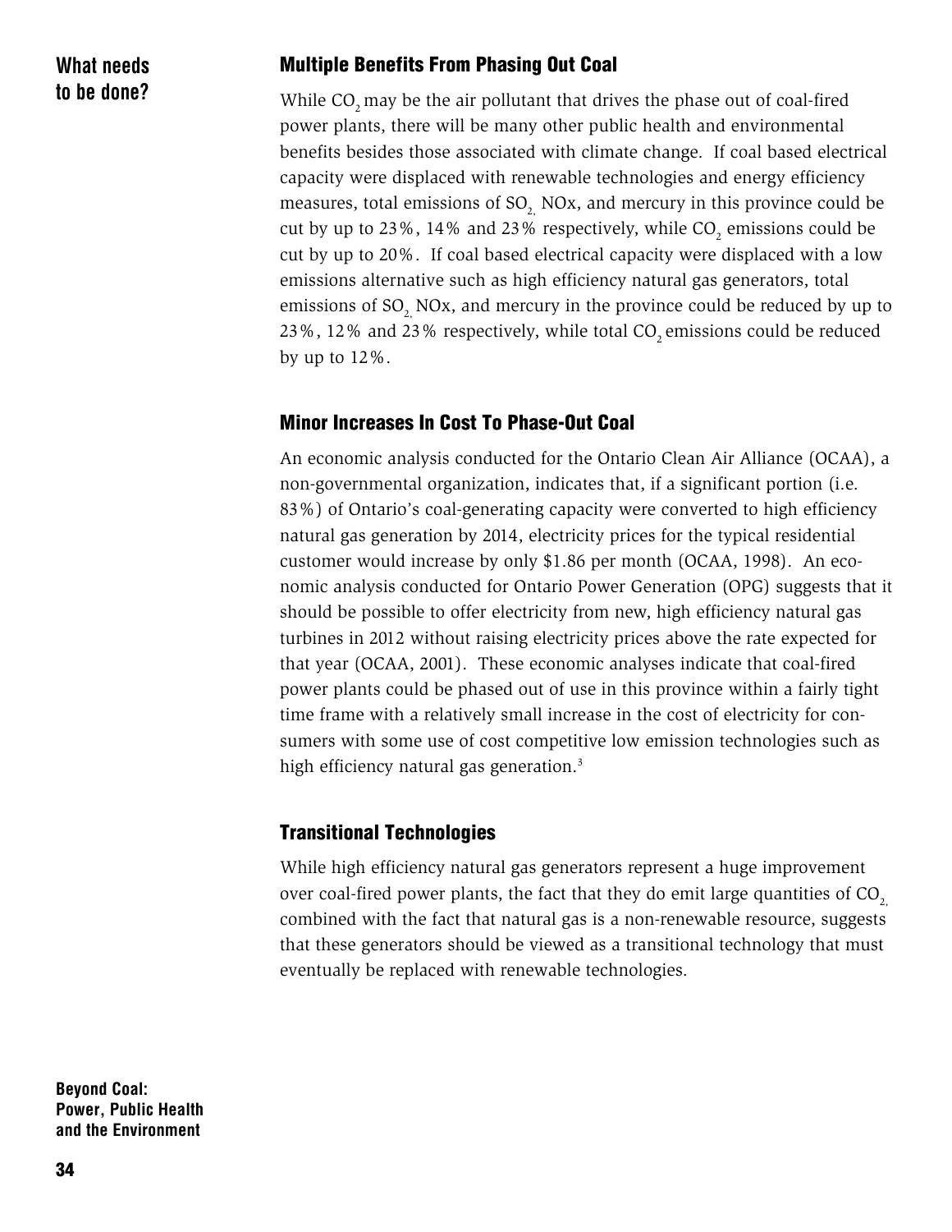## What needs to be done?

### Multiple Benefits From Phasing Out Coal

While $CO_2$ may be the air pollutant that drives the phase out of coal-fired power plants, there will be many other public health and environmental benefits besides those associated with climate change. If coal based electrical capacity were displaced with renewable technologies and energy efficiency measures, total emissions of $SO_2$, NOx, and mercury in this province could be cut by up to 23%, 14% and 23% respectively, while $CO_2$ emissions could be cut by up to 20%. If coal based electrical capacity were displaced with a low emissions alternative such as high efficiency natural gas generators, total emissions of $SO_2$, NOx, and mercury in the province could be reduced by up to 23%, 12% and 23% respectively, while total $CO_2$ emissions could be reduced by up to 12%.

### Minor Increases In Cost To Phase-Out Coal

An economic analysis conducted for the Ontario Clean Air Alliance (OCAA), a non-governmental organization, indicates that, if a significant portion (i.e. 83%) of Ontario's coal-generating capacity were converted to high efficiency natural gas generation by 2014, electricity prices for the typical residential customer would increase by only $1.86 per month (OCAA, 1998). An economic analysis conducted for Ontario Power Generation (OPG) suggests that it should be possible to offer electricity from new, high efficiency natural gas turbines in 2012 without raising electricity prices above the rate expected for that year (OCAA, 2001). These economic analyses indicate that coal-fired power plants could be phased out of use in this province within a fairly tight time frame with a relatively small increase in the cost of electricity for consumers with some use of cost competitive low emission technologies such as high efficiency natural gas generation.[3]

### Transitional Technologies

While high efficiency natural gas generators represent a huge improvement over coal-fired power plants, the fact that they do emit large quantities of $CO_2$, combined with the fact that natural gas is a non-renewable resource, suggests that these generators should be viewed as a transitional technology that must eventually be replaced with renewable technologies.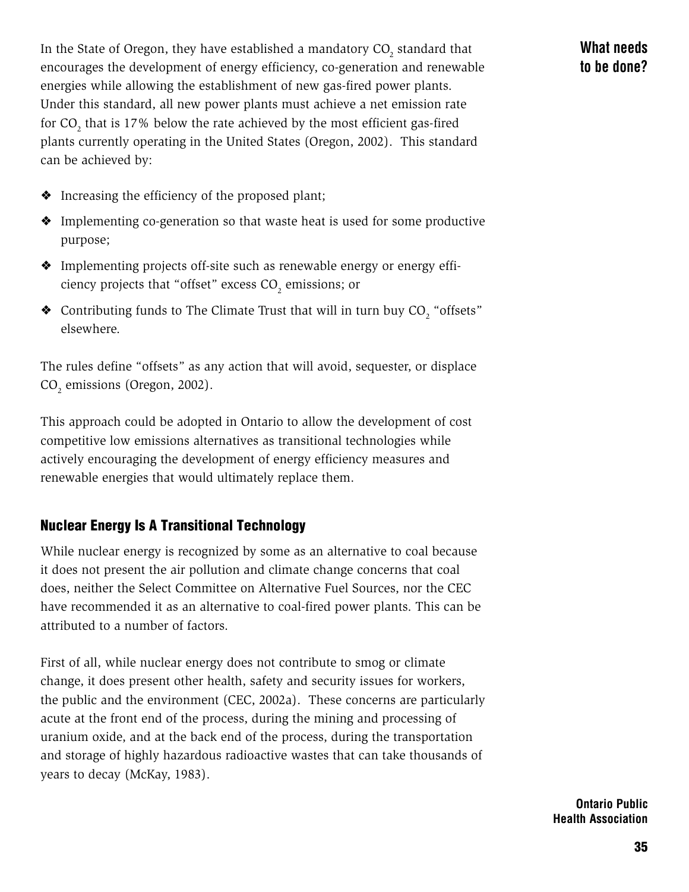**What needs to be done?**

In the State of Oregon, they have established a mandatory $CO_2$ standard that encourages the development of energy efficiency, co-generation and renewable energies while allowing the establishment of new gas-fired power plants. Under this standard, all new power plants must achieve a net emission rate for $CO_2$ that is 17% below the rate achieved by the most efficient gas-fired plants currently operating in the United States (Oregon, 2002). This standard can be achieved by:

- Increasing the efficiency of the proposed plant;
- Implementing co-generation so that waste heat is used for some productive purpose;
- Implementing projects off-site such as renewable energy or energy efficiency projects that "offset" excess $CO_2$ emissions; or
- Contributing funds to The Climate Trust that will in turn buy $CO_2$ "offsets" elsewhere.

The rules define "offsets" as any action that will avoid, sequester, or displace $CO_2$ emissions (Oregon, 2002).

This approach could be adopted in Ontario to allow the development of cost competitive low emissions alternatives as transitional technologies while actively encouraging the development of energy efficiency measures and renewable energies that would ultimately replace them.

### Nuclear Energy Is A Transitional Technology

While nuclear energy is recognized by some as an alternative to coal because it does not present the air pollution and climate change concerns that coal does, neither the Select Committee on Alternative Fuel Sources, nor the CEC have recommended it as an alternative to coal-fired power plants. This can be attributed to a number of factors.

First of all, while nuclear energy does not contribute to smog or climate change, it does present other health, safety and security issues for workers, the public and the environment (CEC, 2002a). These concerns are particularly acute at the front end of the process, during the mining and processing of uranium oxide, and at the back end of the process, during the transportation and storage of highly hazardous radioactive wastes that can take thousands of years to decay (McKay, 1983).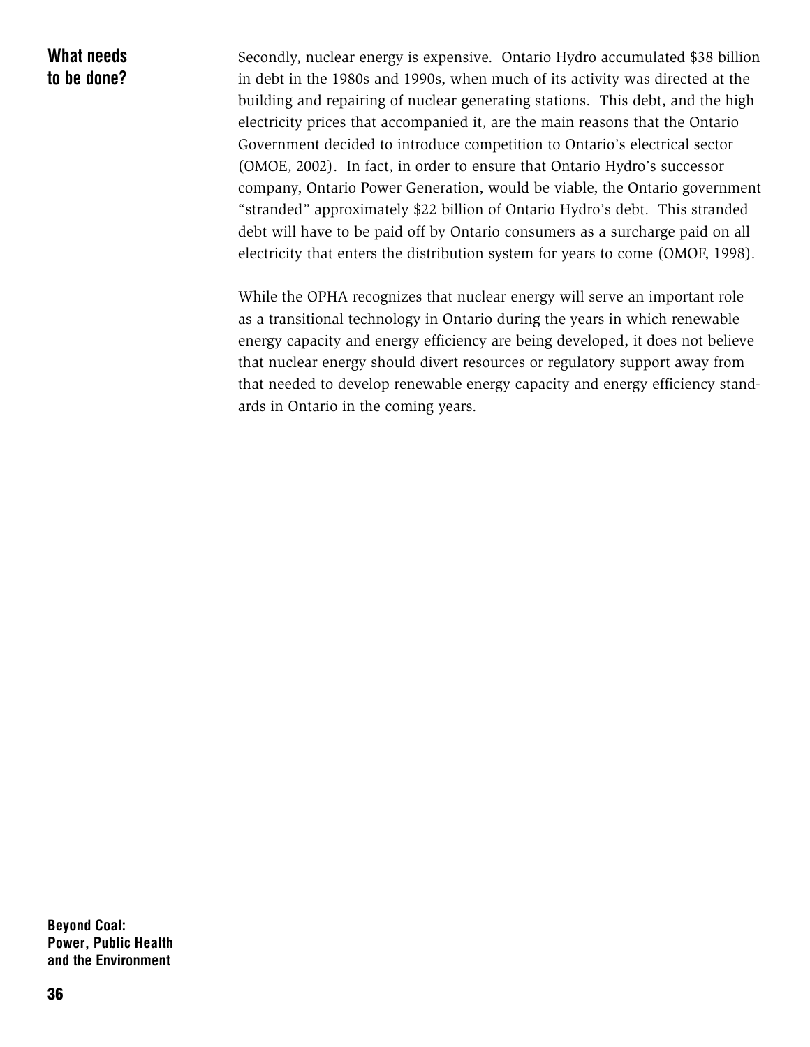## What needs to be done?

Secondly, nuclear energy is expensive. Ontario Hydro accumulated $38 billion in debt in the 1980s and 1990s, when much of its activity was directed at the building and repairing of nuclear generating stations. This debt, and the high electricity prices that accompanied it, are the main reasons that the Ontario Government decided to introduce competition to Ontario's electrical sector (OMOE, 2002). In fact, in order to ensure that Ontario Hydro's successor company, Ontario Power Generation, would be viable, the Ontario government "stranded" approximately $22 billion of Ontario Hydro's debt. This stranded debt will have to be paid off by Ontario consumers as a surcharge paid on all electricity that enters the distribution system for years to come (OMOF, 1998).

While the OPHA recognizes that nuclear energy will serve an important role as a transitional technology in Ontario during the years in which renewable energy capacity and energy efficiency are being developed, it does not believe that nuclear energy should divert resources or regulatory support away from that needed to develop renewable energy capacity and energy efficiency standards in Ontario in the coming years.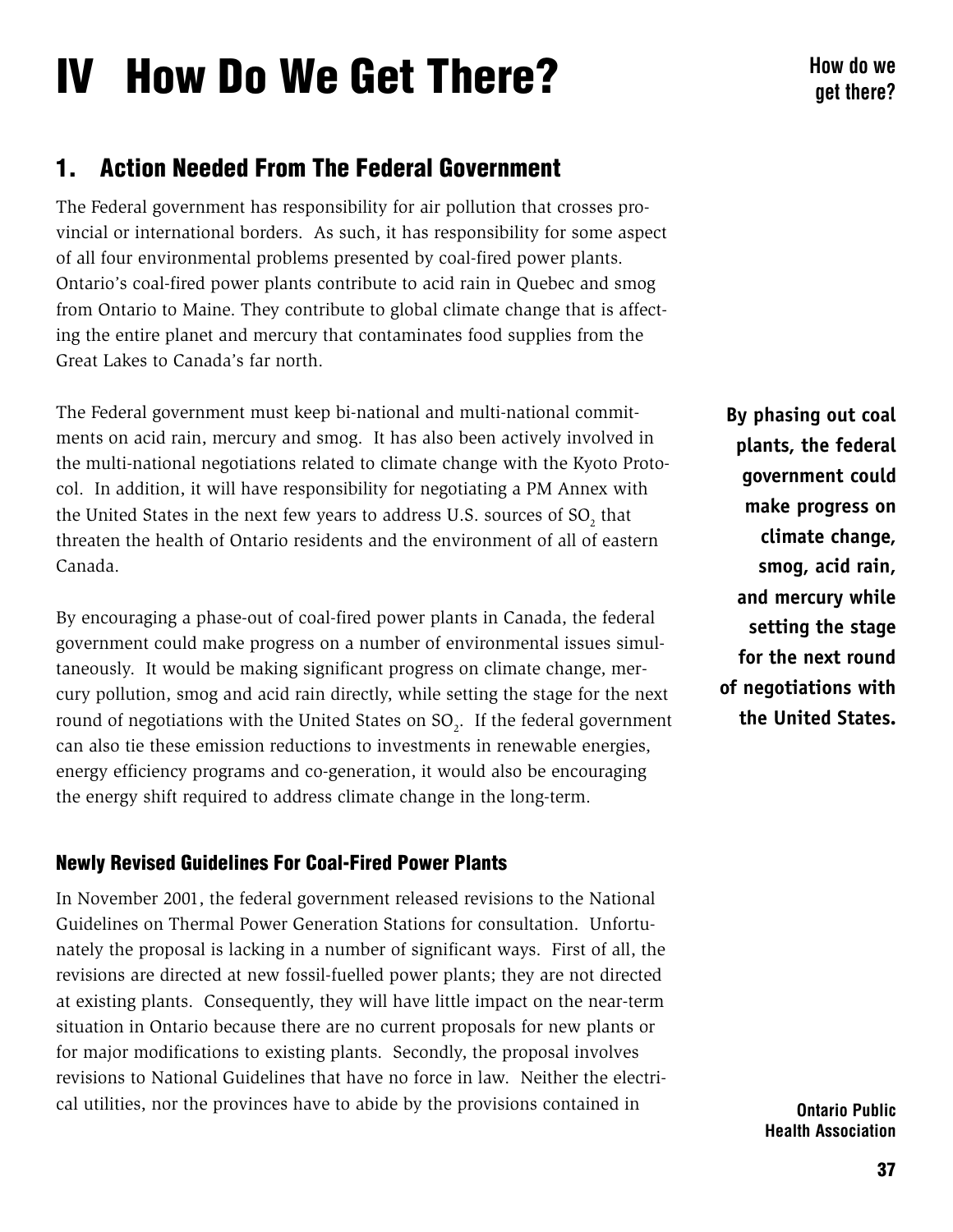# IV How Do We Get There?

## 1. Action Needed From The Federal Government

The Federal government has responsibility for air pollution that crosses provincial or international borders. As such, it has responsibility for some aspect of all four environmental problems presented by coal-fired power plants. Ontario's coal-fired power plants contribute to acid rain in Quebec and smog from Ontario to Maine. They contribute to global climate change that is affecting the entire planet and mercury that contaminates food supplies from the Great Lakes to Canada's far north.

The Federal government must keep bi-national and multi-national commitments on acid rain, mercury and smog. It has also been actively involved in the multi-national negotiations related to climate change with the Kyoto Protocol. In addition, it will have responsibility for negotiating a PM Annex with the United States in the next few years to address U.S. sources of $SO_2$ that threaten the health of Ontario residents and the environment of all of eastern Canada.

**By phasing out coal plants, the federal government could make progress on climate change, smog, acid rain, and mercury while setting the stage for the next round of negotiations with the United States.**

By encouraging a phase-out of coal-fired power plants in Canada, the federal government could make progress on a number of environmental issues simultaneously. It would be making significant progress on climate change, mercury pollution, smog and acid rain directly, while setting the stage for the next round of negotiations with the United States on $SO_2$. If the federal government can also tie these emission reductions to investments in renewable energies, energy efficiency programs and co-generation, it would also be encouraging the energy shift required to address climate change in the long-term.

### Newly Revised Guidelines For Coal-Fired Power Plants

In November 2001, the federal government released revisions to the National Guidelines on Thermal Power Generation Stations for consultation. Unfortunately the proposal is lacking in a number of significant ways. First of all, the revisions are directed at new fossil-fuelled power plants; they are not directed at existing plants. Consequently, they will have little impact on the near-term situation in Ontario because there are no current proposals for new plants or for major modifications to existing plants. Secondly, the proposal involves revisions to National Guidelines that have no force in law. Neither the electrical utilities, nor the provinces have to abide by the provisions contained in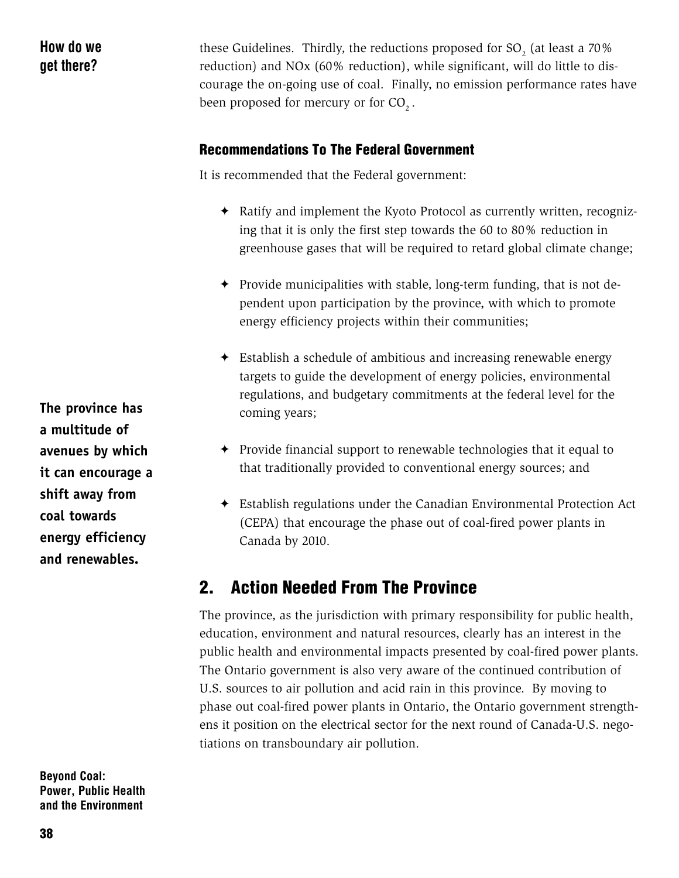these Guidelines. Thirdly, the reductions proposed for $SO_2$ (at least a 70% reduction) and NOx (60% reduction), while significant, will do little to discourage the on-going use of coal. Finally, no emission performance rates have been proposed for mercury or for $CO_2$.

### Recommendations To The Federal Government

It is recommended that the Federal government:

- Ratify and implement the Kyoto Protocol as currently written, recognizing that it is only the first step towards the 60 to 80% reduction in greenhouse gases that will be required to retard global climate change;
- Provide municipalities with stable, long-term funding, that is not dependent upon participation by the province, with which to promote energy efficiency projects within their communities;
- Establish a schedule of ambitious and increasing renewable energy targets to guide the development of energy policies, environmental regulations, and budgetary commitments at the federal level for the coming years;
- Provide financial support to renewable technologies that it equal to that traditionally provided to conventional energy sources; and
- Establish regulations under the Canadian Environmental Protection Act (CEPA) that encourage the phase out of coal-fired power plants in Canada by 2010.

**The province has a multitude of avenues by which it can encourage a shift away from coal towards energy efficiency and renewables.**

## 2. Action Needed From The Province

The province, as the jurisdiction with primary responsibility for public health, education, environment and natural resources, clearly has an interest in the public health and environmental impacts presented by coal-fired power plants. The Ontario government is also very aware of the continued contribution of U.S. sources to air pollution and acid rain in this province. By moving to phase out coal-fired power plants in Ontario, the Ontario government strengthens it position on the electrical sector for the next round of Canada-U.S. negotiations on transboundary air pollution.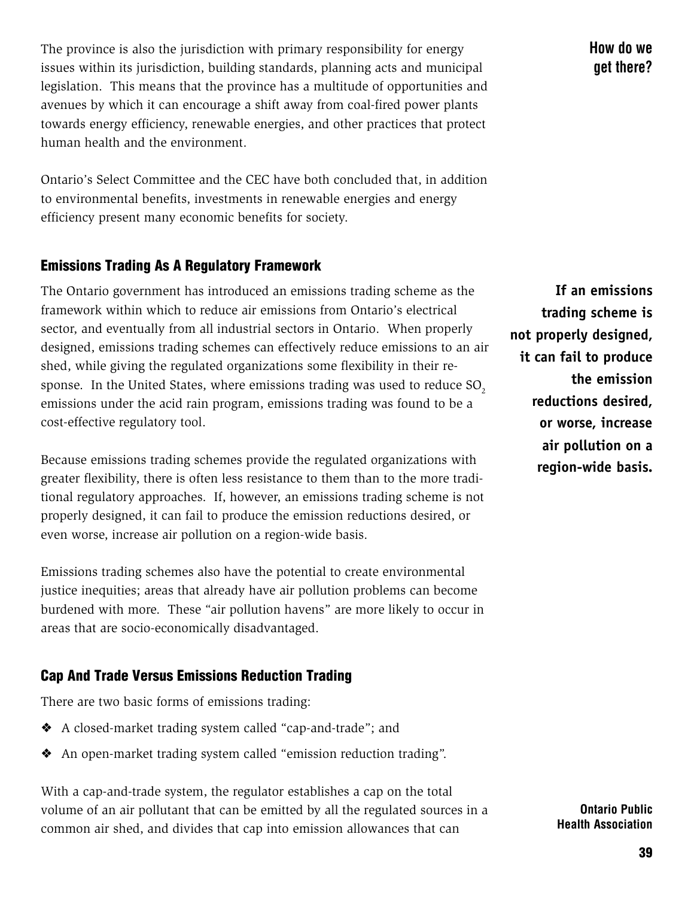The province is also the jurisdiction with primary responsibility for energy issues within its jurisdiction, building standards, planning acts and municipal legislation. This means that the province has a multitude of opportunities and avenues by which it can encourage a shift away from coal-fired power plants towards energy efficiency, renewable energies, and other practices that protect human health and the environment.

Ontario's Select Committee and the CEC have both concluded that, in addition to environmental benefits, investments in renewable energies and energy efficiency present many economic benefits for society.

### Emissions Trading As A Regulatory Framework

The Ontario government has introduced an emissions trading scheme as the framework within which to reduce air emissions from Ontario's electrical sector, and eventually from all industrial sectors in Ontario. When properly designed, emissions trading schemes can effectively reduce emissions to an air shed, while giving the regulated organizations some flexibility in their response. In the United States, where emissions trading was used to reduce $SO_2$ emissions under the acid rain program, emissions trading was found to be a cost-effective regulatory tool.

**If an emissions trading scheme is not properly designed, it can fail to produce the emission reductions desired, or worse, increase air pollution on a region-wide basis.**

Because emissions trading schemes provide the regulated organizations with greater flexibility, there is often less resistance to them than to the more traditional regulatory approaches. If, however, an emissions trading scheme is not properly designed, it can fail to produce the emission reductions desired, or even worse, increase air pollution on a region-wide basis.

Emissions trading schemes also have the potential to create environmental justice inequities; areas that already have air pollution problems can become burdened with more. These "air pollution havens" are more likely to occur in areas that are socio-economically disadvantaged.

### Cap And Trade Versus Emissions Reduction Trading

There are two basic forms of emissions trading:

- A closed-market trading system called "cap-and-trade"; and
- An open-market trading system called "emission reduction trading".

With a cap-and-trade system, the regulator establishes a cap on the total volume of an air pollutant that can be emitted by all the regulated sources in a common air shed, and divides that cap into emission allowances that can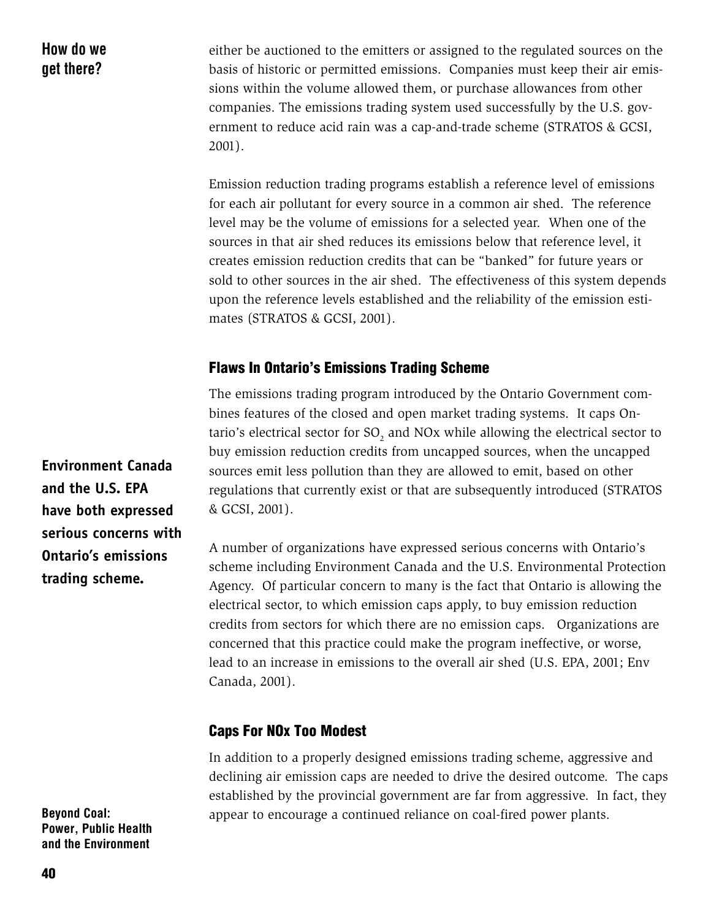either be auctioned to the emitters or assigned to the regulated sources on the basis of historic or permitted emissions. Companies must keep their air emissions within the volume allowed them, or purchase allowances from other companies. The emissions trading system used successfully by the U.S. government to reduce acid rain was a cap-and-trade scheme (STRATOS & GCSI, 2001).

Emission reduction trading programs establish a reference level of emissions for each air pollutant for every source in a common air shed. The reference level may be the volume of emissions for a selected year. When one of the sources in that air shed reduces its emissions below that reference level, it creates emission reduction credits that can be "banked" for future years or sold to other sources in the air shed. The effectiveness of this system depends upon the reference levels established and the reliability of the emission estimates (STRATOS & GCSI, 2001).

### Flaws In Ontario's Emissions Trading Scheme

The emissions trading program introduced by the Ontario Government combines features of the closed and open market trading systems. It caps Ontario's electrical sector for $SO_2$ and NOx while allowing the electrical sector to buy emission reduction credits from uncapped sources, when the uncapped sources emit less pollution than they are allowed to emit, based on other regulations that currently exist or that are subsequently introduced (STRATOS & GCSI, 2001).

**Environment Canada and the U.S. EPA have both expressed serious concerns with Ontario's emissions trading scheme.**

A number of organizations have expressed serious concerns with Ontario's scheme including Environment Canada and the U.S. Environmental Protection Agency. Of particular concern to many is the fact that Ontario is allowing the electrical sector, to which emission caps apply, to buy emission reduction credits from sectors for which there are no emission caps. Organizations are concerned that this practice could make the program ineffective, or worse, lead to an increase in emissions to the overall air shed (U.S. EPA, 2001; Env Canada, 2001).

### Caps For NOx Too Modest

In addition to a properly designed emissions trading scheme, aggressive and declining air emission caps are needed to drive the desired outcome. The caps established by the provincial government are far from aggressive. In fact, they appear to encourage a continued reliance on coal-fired power plants.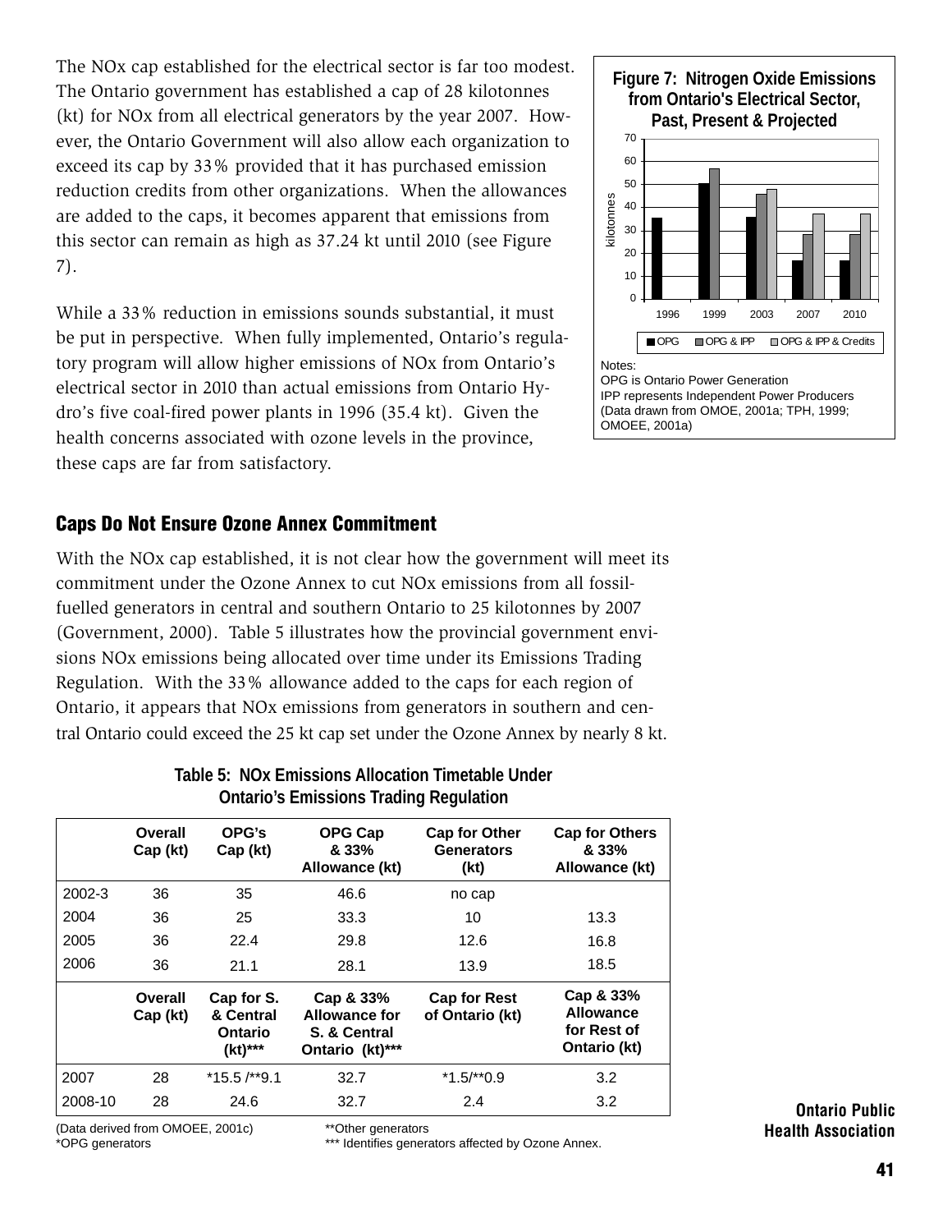The NOx cap established for the electrical sector is far too modest. The Ontario government has established a cap of 28 kilotonnes (kt) for NOx from all electrical generators by the year 2007. However, the Ontario Government will also allow each organization to exceed its cap by 33% provided that it has purchased emission reduction credits from other organizations. When the allowances are added to the caps, it becomes apparent that emissions from this sector can remain as high as 37.24 kt until 2010 (see Figure 7).

While a 33% reduction in emissions sounds substantial, it must be put in perspective. When fully implemented, Ontario's regulatory program will allow higher emissions of NOx from Ontario's electrical sector in 2010 than actual emissions from Ontario Hydro's five coal-fired power plants in 1996 (35.4 kt). Given the health concerns associated with ozone levels in the province, these caps are far from satisfactory.

**Figure 7: Nitrogen Oxide Emissions from Ontario's Electrical Sector, Past, Present & Projected**

Notes:
OPG is Ontario Power Generation
IPP represents Independent Power Producers
(Data drawn from OMOE, 2001a; TPH, 1999; OMOEE, 2001a)

## Caps Do Not Ensure Ozone Annex Commitment

With the NOx cap established, it is not clear how the government will meet its commitment under the Ozone Annex to cut NOx emissions from all fossil-fuelled generators in central and southern Ontario to 25 kilotonnes by 2007 (Government, 2000). Table 5 illustrates how the provincial government envisions NOx emissions being allocated over time under its Emissions Trading Regulation. With the 33% allowance added to the caps for each region of Ontario, it appears that NOx emissions from generators in southern and central Ontario could exceed the 25 kt cap set under the Ozone Annex by nearly 8 kt.

**Table 5: NOx Emissions Allocation Timetable Under Ontario's Emissions Trading Regulation**

| | Overall Cap (kt) | OPG's Cap (kt) | OPG Cap & 33% Allowance (kt) | Cap for Other Generators (kt) | Cap for Others & 33% Allowance (kt) |
|---|---|---|---|---|---|
| 2002-3 | 36 | 35 | 46.6 | no cap | |
| 2004 | 36 | 25 | 33.3 | 10 | 13.3 |
| 2005 | 36 | 22.4 | 29.8 | 12.6 | 16.8 |
| 2006 | 36 | 21.1 | 28.1 | 13.9 | 18.5 |
| | **Overall Cap (kt)** | **Cap for S. & Central Ontario (kt)*** ** | **Cap & 33% Allowance for S. & Central Ontario (kt)*** ** | **Cap for Rest of Ontario (kt)** | **Cap & 33% Allowance for Rest of Ontario (kt)** |
| 2007 | 28 | *15.5 /**9.1 | 32.7 | *1.5/**0.9 | 3.2 |
| 2008-10 | 28 | 24.6 | 32.7 | 2.4 | 3.2 |

(Data derived from OMOEE, 2001c)
*OPG generators
**Other generators
*** Identifies generators affected by Ozone Annex.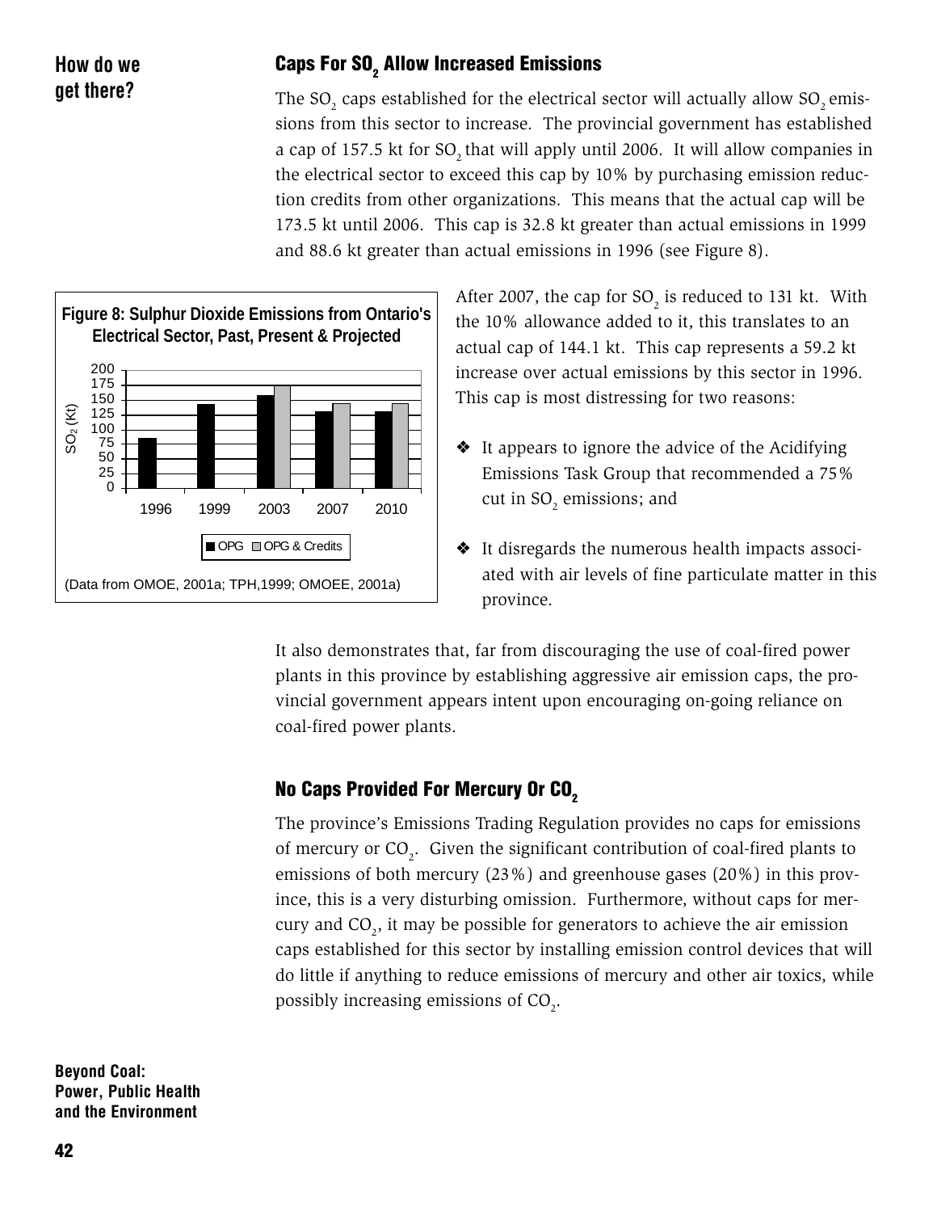How do we get there?

## Caps For $SO_2$ Allow Increased Emissions

The $SO_2$ caps established for the electrical sector will actually allow $SO_2$ emissions from this sector to increase. The provincial government has established a cap of 157.5 kt for $SO_2$ that will apply until 2006. It will allow companies in the electrical sector to exceed this cap by 10% by purchasing emission reduction credits from other organizations. This means that the actual cap will be 173.5 kt until 2006. This cap is 32.8 kt greater than actual emissions in 1999 and 88.6 kt greater than actual emissions in 1996 (see Figure 8).

**Figure 8: Sulphur Dioxide Emissions from Ontario's Electrical Sector, Past, Present & Projected**

(Data from OMOE, 2001a; TPH,1999; OMOEE, 2001a)

After 2007, the cap for $SO_2$ is reduced to 131 kt. With the 10% allowance added to it, this translates to an actual cap of 144.1 kt. This cap represents a 59.2 kt increase over actual emissions by this sector in 1996. This cap is most distressing for two reasons:

- It appears to ignore the advice of the Acidifying Emissions Task Group that recommended a 75% cut in $SO_2$ emissions; and
- It disregards the numerous health impacts associated with air levels of fine particulate matter in this province.

It also demonstrates that, far from discouraging the use of coal-fired power plants in this province by establishing aggressive air emission caps, the provincial government appears intent upon encouraging on-going reliance on coal-fired power plants.

## No Caps Provided For Mercury Or $CO_2$

The province's Emissions Trading Regulation provides no caps for emissions of mercury or $CO_2$. Given the significant contribution of coal-fired plants to emissions of both mercury (23%) and greenhouse gases (20%) in this province, this is a very disturbing omission. Furthermore, without caps for mercury and $CO_2$, it may be possible for generators to achieve the air emission caps established for this sector by installing emission control devices that will do little if anything to reduce emissions of mercury and other air toxics, while possibly increasing emissions of $CO_2$.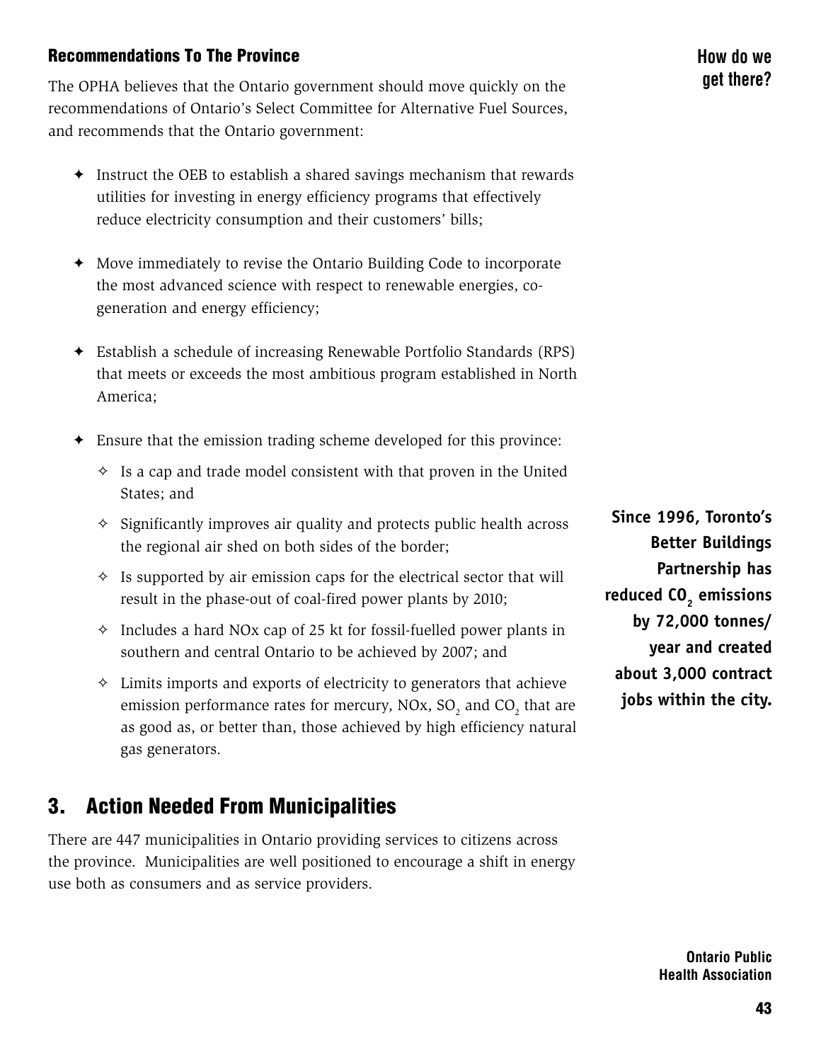### Recommendations To The Province

The OPHA believes that the Ontario government should move quickly on the recommendations of Ontario's Select Committee for Alternative Fuel Sources, and recommends that the Ontario government:

- Instruct the OEB to establish a shared savings mechanism that rewards utilities for investing in energy efficiency programs that effectively reduce electricity consumption and their customers' bills;
- Move immediately to revise the Ontario Building Code to incorporate the most advanced science with respect to renewable energies, co-generation and energy efficiency;
- Establish a schedule of increasing Renewable Portfolio Standards (RPS) that meets or exceeds the most ambitious program established in North America;
- Ensure that the emission trading scheme developed for this province:
  - Is a cap and trade model consistent with that proven in the United States; and
  - Significantly improves air quality and protects public health across the regional air shed on both sides of the border;
  - Is supported by air emission caps for the electrical sector that will result in the phase-out of coal-fired power plants by 2010;
  - Includes a hard NOx cap of 25 kt for fossil-fuelled power plants in southern and central Ontario to be achieved by 2007; and
  - Limits imports and exports of electricity to generators that achieve emission performance rates for mercury, NOx, $SO_2$ and $CO_2$ that are as good as, or better than, those achieved by high efficiency natural gas generators.

**How do we get there?**

**Since 1996, Toronto's Better Buildings Partnership has reduced $CO_2$ emissions by 72,000 tonnes/year and created about 3,000 contract jobs within the city.**

## 3. Action Needed From Municipalities

There are 447 municipalities in Ontario providing services to citizens across the province. Municipalities are well positioned to encourage a shift in energy use both as consumers and as service providers.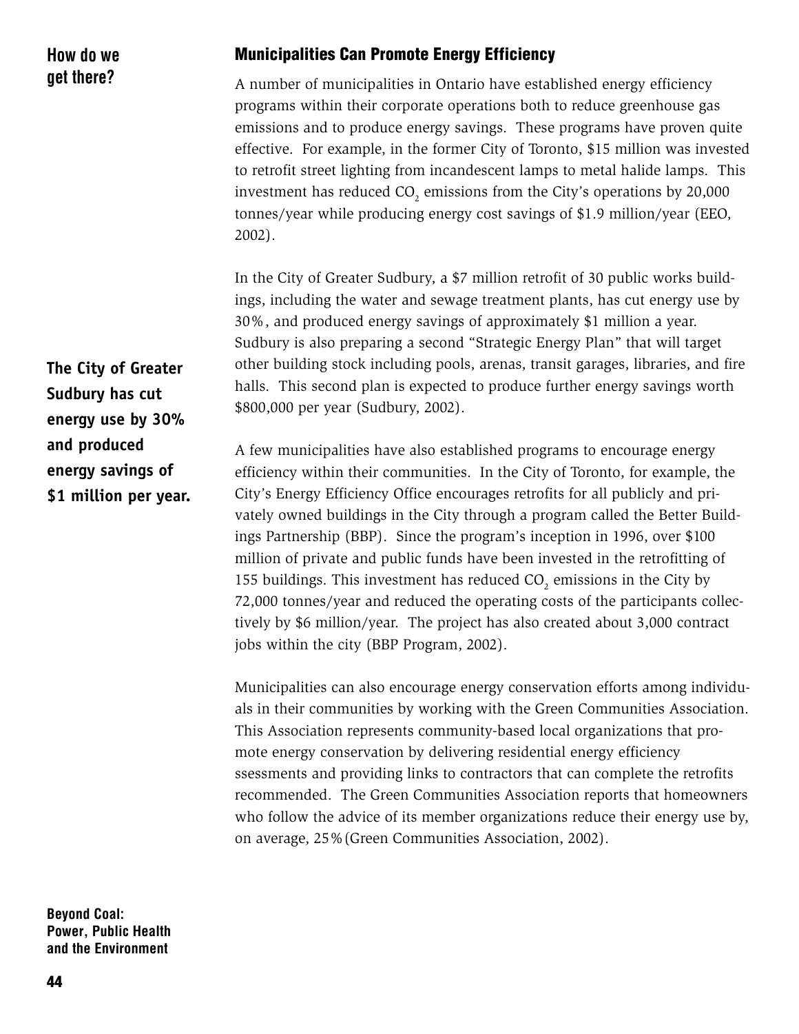## How do we get there?

### Municipalities Can Promote Energy Efficiency

A number of municipalities in Ontario have established energy efficiency programs within their corporate operations both to reduce greenhouse gas emissions and to produce energy savings. These programs have proven quite effective. For example, in the former City of Toronto, $15 million was invested to retrofit street lighting from incandescent lamps to metal halide lamps. This investment has reduced $CO_2$ emissions from the City's operations by 20,000 tonnes/year while producing energy cost savings of $1.9 million/year (EEO, 2002).

In the City of Greater Sudbury, a $7 million retrofit of 30 public works buildings, including the water and sewage treatment plants, has cut energy use by 30%, and produced energy savings of approximately $1 million a year. Sudbury is also preparing a second "Strategic Energy Plan" that will target other building stock including pools, arenas, transit garages, libraries, and fire halls. This second plan is expected to produce further energy savings worth $800,000 per year (Sudbury, 2002).

**The City of Greater Sudbury has cut energy use by 30% and produced energy savings of $1 million per year.**

A few municipalities have also established programs to encourage energy efficiency within their communities. In the City of Toronto, for example, the City's Energy Efficiency Office encourages retrofits for all publicly and privately owned buildings in the City through a program called the Better Buildings Partnership (BBP). Since the program's inception in 1996, over $100 million of private and public funds have been invested in the retrofitting of 155 buildings. This investment has reduced $CO_2$ emissions in the City by 72,000 tonnes/year and reduced the operating costs of the participants collectively by $6 million/year. The project has also created about 3,000 contract jobs within the city (BBP Program, 2002).

Municipalities can also encourage energy conservation efforts among individuals in their communities by working with the Green Communities Association. This Association represents community-based local organizations that promote energy conservation by delivering residential energy efficiency ssessments and providing links to contractors that can complete the retrofits recommended. The Green Communities Association reports that homeowners who follow the advice of its member organizations reduce their energy use by, on average, 25%(Green Communities Association, 2002).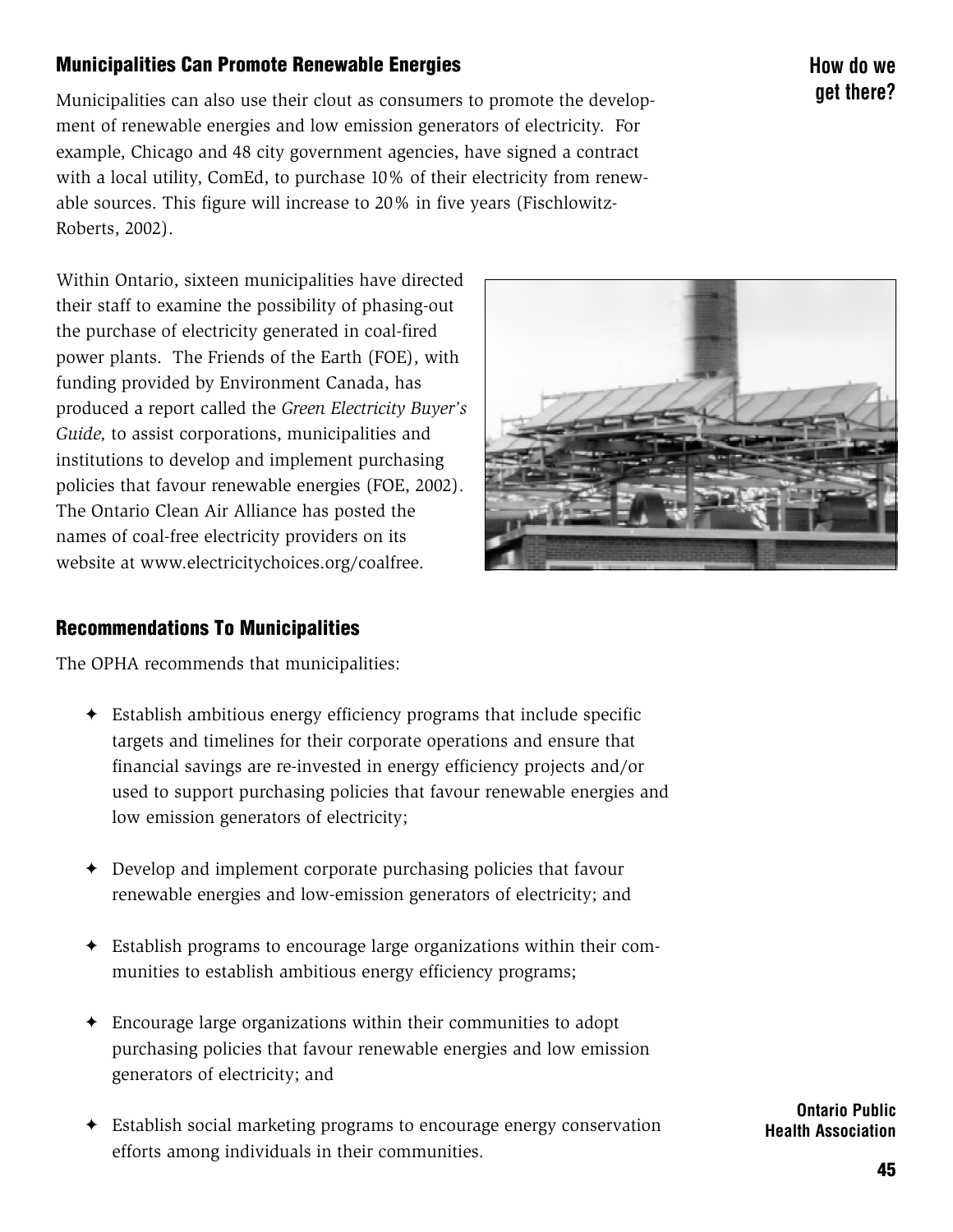## Municipalities Can Promote Renewable Energies

**How do we get there?**

Municipalities can also use their clout as consumers to promote the development of renewable energies and low emission generators of electricity. For example, Chicago and 48 city government agencies, have signed a contract with a local utility, ComEd, to purchase 10% of their electricity from renewable sources. This figure will increase to 20% in five years (Fischlowitz-Roberts, 2002).

Within Ontario, sixteen municipalities have directed their staff to examine the possibility of phasing-out the purchase of electricity generated in coal-fired power plants. The Friends of the Earth (FOE), with funding provided by Environment Canada, has produced a report called the *Green Electricity Buyer's Guide,* to assist corporations, municipalities and institutions to develop and implement purchasing policies that favour renewable energies (FOE, 2002). The Ontario Clean Air Alliance has posted the names of coal-free electricity providers on its website at www.electricitychoices.org/coalfree.

## Recommendations To Municipalities

The OPHA recommends that municipalities:

- Establish ambitious energy efficiency programs that include specific targets and timelines for their corporate operations and ensure that financial savings are re-invested in energy efficiency projects and/or used to support purchasing policies that favour renewable energies and low emission generators of electricity;
- Develop and implement corporate purchasing policies that favour renewable energies and low-emission generators of electricity; and
- Establish programs to encourage large organizations within their communities to establish ambitious energy efficiency programs;
- Encourage large organizations within their communities to adopt purchasing policies that favour renewable energies and low emission generators of electricity; and
- Establish social marketing programs to encourage energy conservation efforts among individuals in their communities.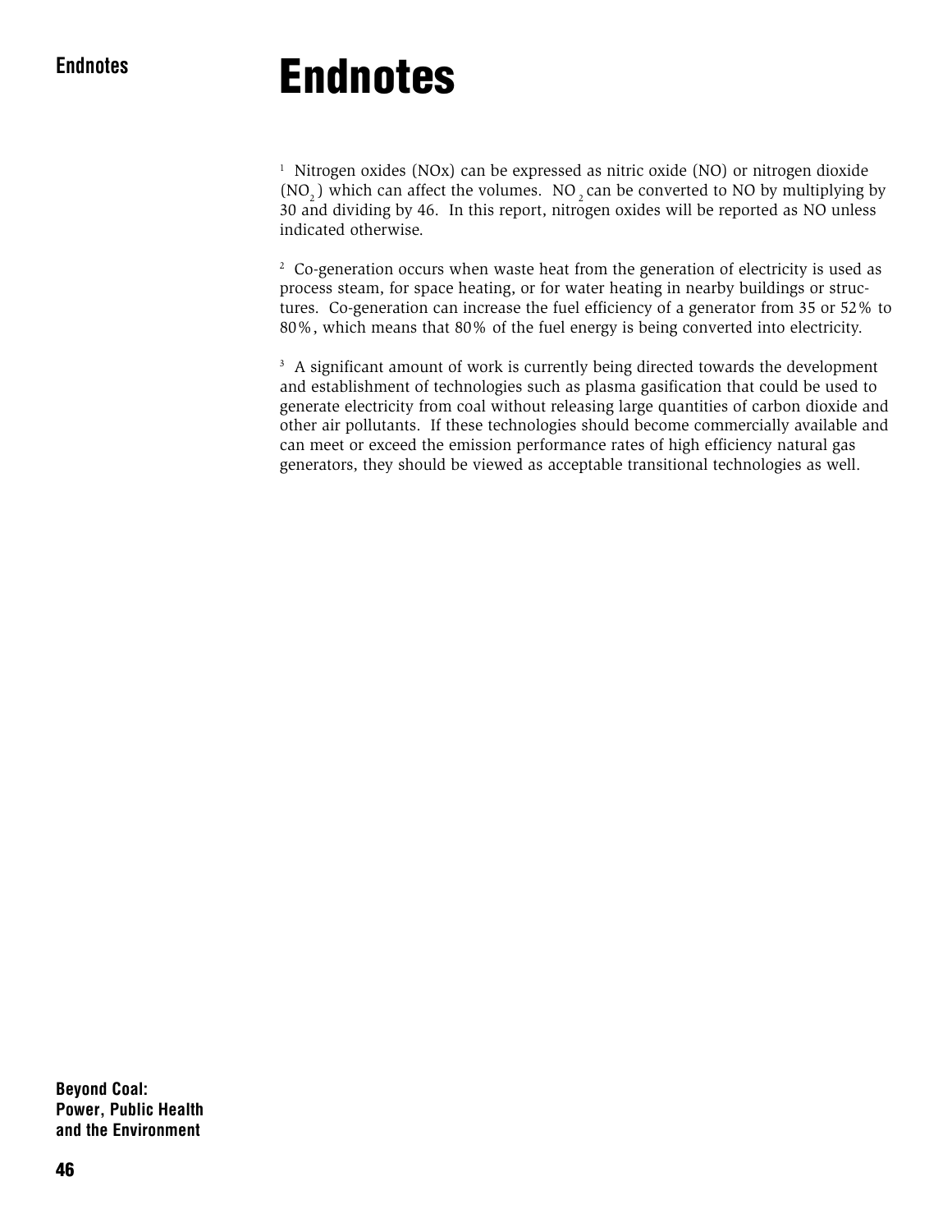# Endnotes

[1] Nitrogen oxides (NOx) can be expressed as nitric oxide (NO) or nitrogen dioxide ($NO_2$) which can affect the volumes. $NO_2$ can be converted to NO by multiplying by 30 and dividing by 46. In this report, nitrogen oxides will be reported as NO unless indicated otherwise.

[2] Co-generation occurs when waste heat from the generation of electricity is used as process steam, for space heating, or for water heating in nearby buildings or structures. Co-generation can increase the fuel efficiency of a generator from 35 or 52% to 80%, which means that 80% of the fuel energy is being converted into electricity.

[3] A significant amount of work is currently being directed towards the development and establishment of technologies such as plasma gasification that could be used to generate electricity from coal without releasing large quantities of carbon dioxide and other air pollutants. If these technologies should become commercially available and can meet or exceed the emission performance rates of high efficiency natural gas generators, they should be viewed as acceptable transitional technologies as well.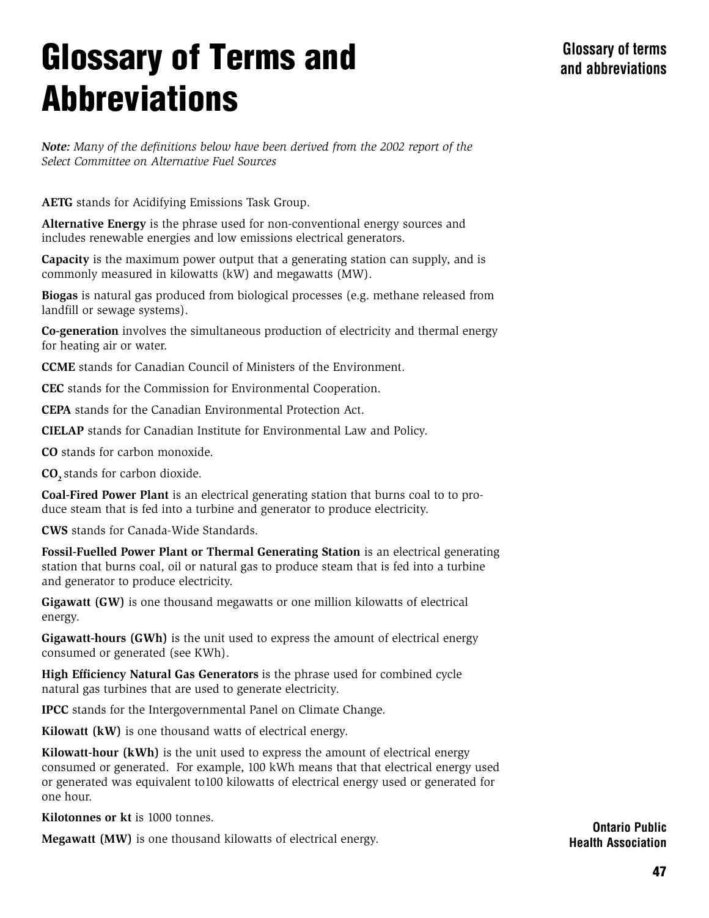# Glossary of Terms and Abbreviations

*Note: Many of the definitions below have been derived from the 2002 report of the Select Committee on Alternative Fuel Sources*

**AETG** stands for Acidifying Emissions Task Group.

**Alternative Energy** is the phrase used for non-conventional energy sources and includes renewable energies and low emissions electrical generators.

**Capacity** is the maximum power output that a generating station can supply, and is commonly measured in kilowatts (kW) and megawatts (MW).

**Biogas** is natural gas produced from biological processes (e.g. methane released from landfill or sewage systems).

**Co-generation** involves the simultaneous production of electricity and thermal energy for heating air or water.

**CCME** stands for Canadian Council of Ministers of the Environment.

**CEC** stands for the Commission for Environmental Cooperation.

**CEPA** stands for the Canadian Environmental Protection Act.

**CIELAP** stands for Canadian Institute for Environmental Law and Policy.

**CO** stands for carbon monoxide.

**$CO_2$** stands for carbon dioxide.

**Coal-Fired Power Plant** is an electrical generating station that burns coal to to produce steam that is fed into a turbine and generator to produce electricity.

**CWS** stands for Canada-Wide Standards.

**Fossil-Fuelled Power Plant or Thermal Generating Station** is an electrical generating station that burns coal, oil or natural gas to produce steam that is fed into a turbine and generator to produce electricity.

**Gigawatt (GW)** is one thousand megawatts or one million kilowatts of electrical energy.

**Gigawatt-hours (GWh)** is the unit used to express the amount of electrical energy consumed or generated (see KWh).

**High Efficiency Natural Gas Generators** is the phrase used for combined cycle natural gas turbines that are used to generate electricity.

**IPCC** stands for the Intergovernmental Panel on Climate Change.

**Kilowatt (kW)** is one thousand watts of electrical energy.

**Kilowatt-hour (kWh)** is the unit used to express the amount of electrical energy consumed or generated. For example, 100 kWh means that that electrical energy used or generated was equivalent to100 kilowatts of electrical energy used or generated for one hour.

**Kilotonnes or kt** is 1000 tonnes.

**Megawatt (MW)** is one thousand kilowatts of electrical energy.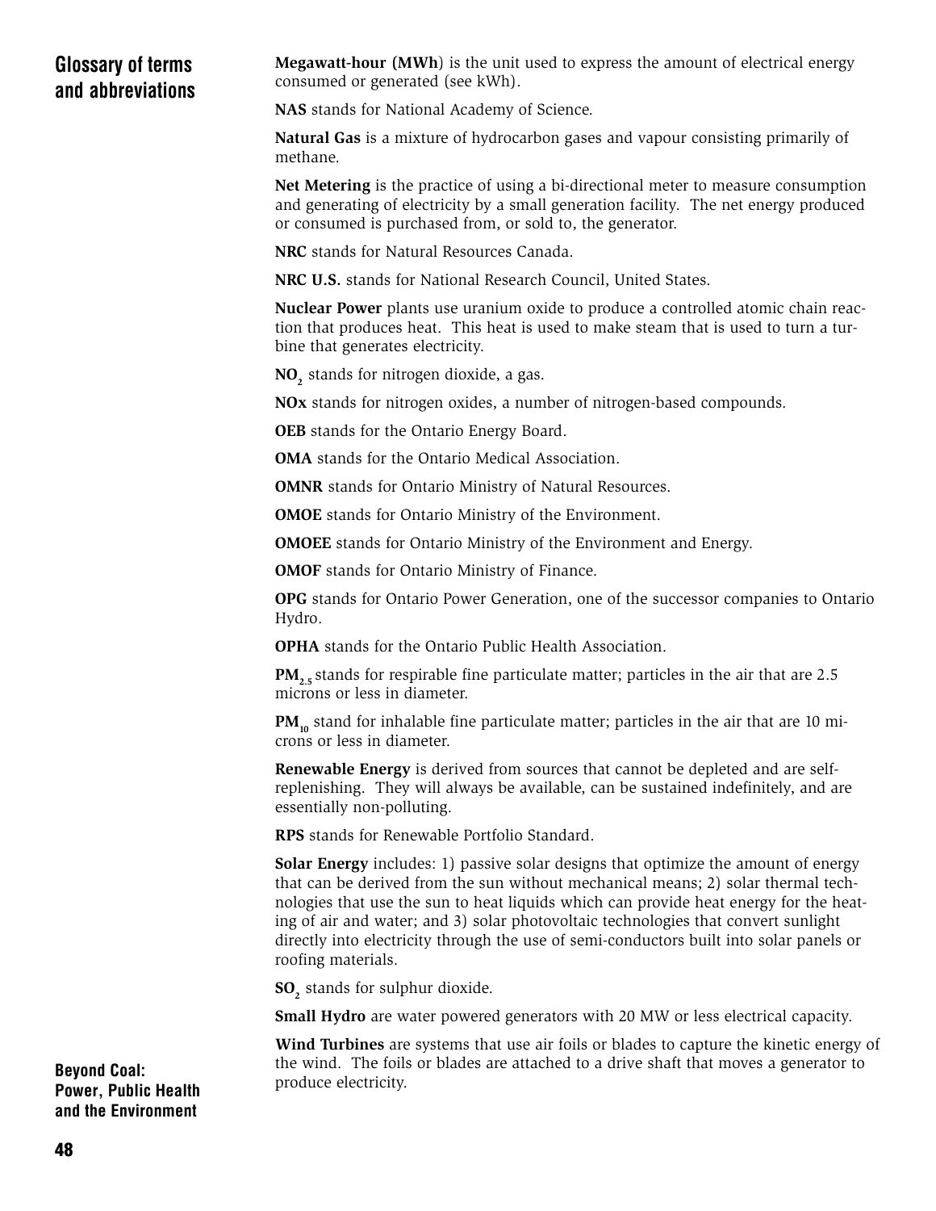## Glossary of terms and abbreviations

**Megawatt-hour (MWh**) is the unit used to express the amount of electrical energy consumed or generated (see kWh).

**NAS** stands for National Academy of Science.

**Natural Gas** is a mixture of hydrocarbon gases and vapour consisting primarily of methane.

**Net Metering** is the practice of using a bi-directional meter to measure consumption and generating of electricity by a small generation facility. The net energy produced or consumed is purchased from, or sold to, the generator.

**NRC** stands for Natural Resources Canada.

**NRC U.S.** stands for National Research Council, United States.

**Nuclear Power** plants use uranium oxide to produce a controlled atomic chain reaction that produces heat. This heat is used to make steam that is used to turn a turbine that generates electricity.

**$NO_2$** stands for nitrogen dioxide, a gas.

**NOx** stands for nitrogen oxides, a number of nitrogen-based compounds.

**OEB** stands for the Ontario Energy Board.

**OMA** stands for the Ontario Medical Association.

**OMNR** stands for Ontario Ministry of Natural Resources.

**OMOE** stands for Ontario Ministry of the Environment.

**OMOEE** stands for Ontario Ministry of the Environment and Energy.

**OMOF** stands for Ontario Ministry of Finance.

**OPG** stands for Ontario Power Generation, one of the successor companies to Ontario Hydro.

**OPHA** stands for the Ontario Public Health Association.

**$PM_{2.5}$** stands for respirable fine particulate matter; particles in the air that are 2.5 microns or less in diameter.

**$PM_{10}$** stand for inhalable fine particulate matter; particles in the air that are 10 microns or less in diameter.

**Renewable Energy** is derived from sources that cannot be depleted and are self-replenishing. They will always be available, can be sustained indefinitely, and are essentially non-polluting.

**RPS** stands for Renewable Portfolio Standard.

**Solar Energy** includes: 1) passive solar designs that optimize the amount of energy that can be derived from the sun without mechanical means; 2) solar thermal technologies that use the sun to heat liquids which can provide heat energy for the heating of air and water; and 3) solar photovoltaic technologies that convert sunlight directly into electricity through the use of semi-conductors built into solar panels or roofing materials.

**$SO_2$** stands for sulphur dioxide.

**Small Hydro** are water powered generators with 20 MW or less electrical capacity.

**Wind Turbines** are systems that use air foils or blades to capture the kinetic energy of the wind. The foils or blades are attached to a drive shaft that moves a generator to produce electricity.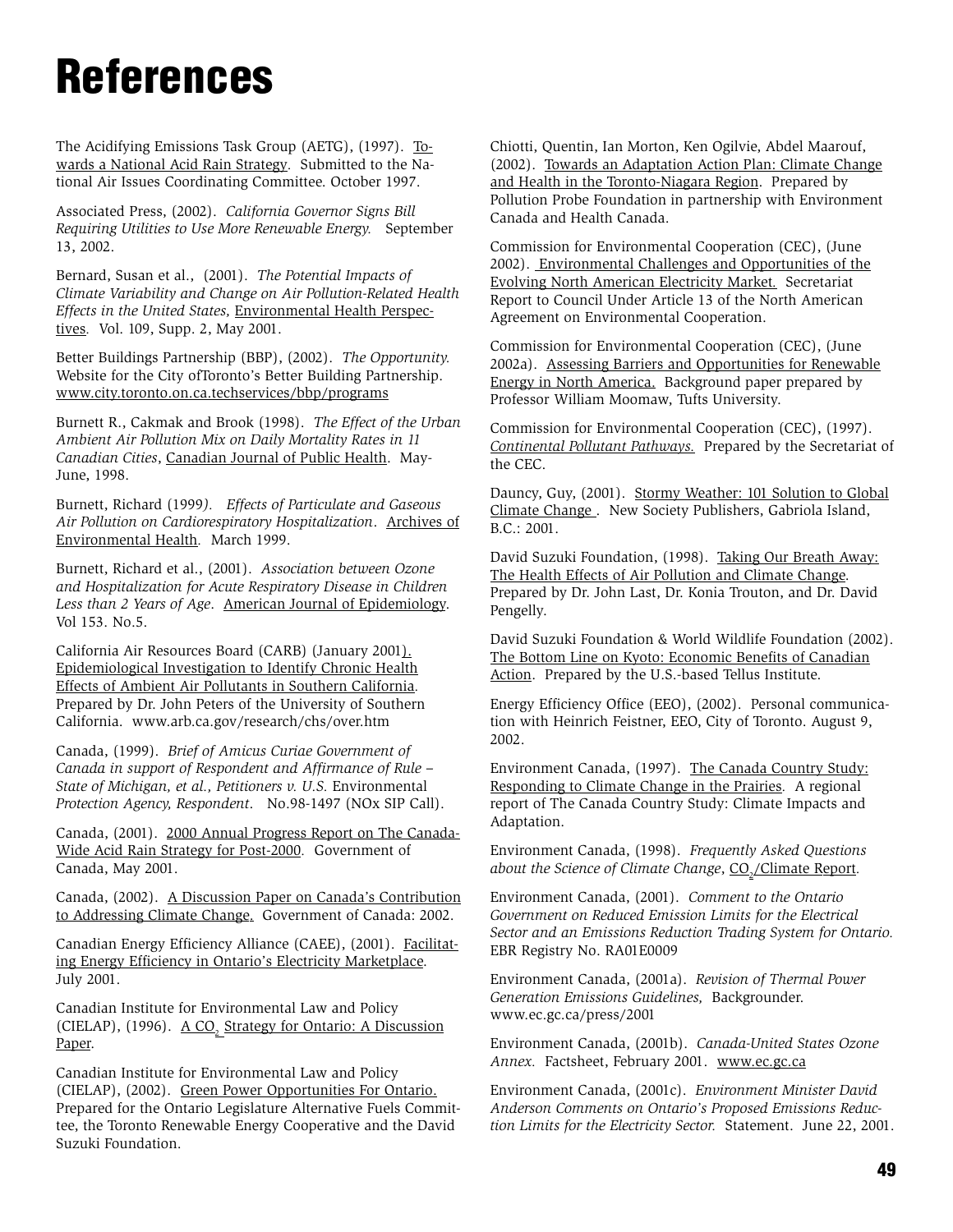# References

The Acidifying Emissions Task Group (AETG), (1997). Towards a National Acid Rain Strategy. Submitted to the National Air Issues Coordinating Committee. October 1997.

Associated Press, (2002). *California Governor Signs Bill Requiring Utilities to Use More Renewable Energy.* September 13, 2002.

Bernard, Susan et al., (2001). *The Potential Impacts of Climate Variability and Change on Air Pollution-Related Health Effects in the United States,* Environmental Health Perspectives. Vol. 109, Supp. 2, May 2001.

Better Buildings Partnership (BBP), (2002). *The Opportunity.* Website for the City ofToronto's Better Building Partnership. www.city.toronto.on.ca.techservices/bbp/programs

Burnett R., Cakmak and Brook (1998). *The Effect of the Urban Ambient Air Pollution Mix on Daily Mortality Rates in 11 Canadian Cities*, Canadian Journal of Public Health. May-June, 1998.

Burnett, Richard (1999). *Effects of Particulate and Gaseous Air Pollution on Cardiorespiratory Hospitalization*. Archives of Environmental Health. March 1999.

Burnett, Richard et al., (2001). *Association between Ozone and Hospitalization for Acute Respiratory Disease in Children Less than 2 Years of Age.* American Journal of Epidemiology. Vol 153. No.5.

California Air Resources Board (CARB) (January 2001). Epidemiological Investigation to Identify Chronic Health Effects of Ambient Air Pollutants in Southern California. Prepared by Dr. John Peters of the University of Southern California. www.arb.ca.gov/research/chs/over.htm

Canada, (1999). *Brief of Amicus Curiae Government of Canada in support of Respondent and Affirmance of Rule – State of Michigan, et al., Petitioners v. U.S.* Environmental *Protection Agency, Respondent*. No.98-1497 (NOx SIP Call).

Canada, (2001). 2000 Annual Progress Report on The Canada-Wide Acid Rain Strategy for Post-2000. Government of Canada, May 2001.

Canada, (2002). A Discussion Paper on Canada's Contribution to Addressing Climate Change. Government of Canada: 2002.

Canadian Energy Efficiency Alliance (CAEE), (2001). Facilitating Energy Efficiency in Ontario's Electricity Marketplace. July 2001.

Canadian Institute for Environmental Law and Policy (CIELAP), (1996). A $CO_2$ Strategy for Ontario: A Discussion Paper.

Canadian Institute for Environmental Law and Policy (CIELAP), (2002). Green Power Opportunities For Ontario. Prepared for the Ontario Legislature Alternative Fuels Committee, the Toronto Renewable Energy Cooperative and the David Suzuki Foundation.

Chiotti, Quentin, Ian Morton, Ken Ogilvie, Abdel Maarouf, (2002). Towards an Adaptation Action Plan: Climate Change and Health in the Toronto-Niagara Region. Prepared by Pollution Probe Foundation in partnership with Environment Canada and Health Canada.

Commission for Environmental Cooperation (CEC), (June 2002). Environmental Challenges and Opportunities of the Evolving North American Electricity Market. Secretariat Report to Council Under Article 13 of the North American Agreement on Environmental Cooperation.

Commission for Environmental Cooperation (CEC), (June 2002a). Assessing Barriers and Opportunities for Renewable Energy in North America. Background paper prepared by Professor William Moomaw, Tufts University.

Commission for Environmental Cooperation (CEC), (1997). *Continental Pollutant Pathways.* Prepared by the Secretariat of the CEC.

Dauncy, Guy, (2001). Stormy Weather: 101 Solution to Global Climate Change . New Society Publishers, Gabriola Island, B.C.: 2001.

David Suzuki Foundation, (1998). Taking Our Breath Away: The Health Effects of Air Pollution and Climate Change. Prepared by Dr. John Last, Dr. Konia Trouton, and Dr. David Pengelly.

David Suzuki Foundation & World Wildlife Foundation (2002). The Bottom Line on Kyoto: Economic Benefits of Canadian Action. Prepared by the U.S.-based Tellus Institute.

Energy Efficiency Office (EEO), (2002). Personal communication with Heinrich Feistner, EEO, City of Toronto. August 9, 2002.

Environment Canada, (1997). The Canada Country Study: Responding to Climate Change in the Prairies. A regional report of The Canada Country Study: Climate Impacts and Adaptation.

Environment Canada, (1998). *Frequently Asked Questions about the Science of Climate Change*, $CO_2$/Climate Report.

Environment Canada, (2001). *Comment to the Ontario Government on Reduced Emission Limits for the Electrical Sector and an Emissions Reduction Trading System for Ontario.* EBR Registry No. RA01E0009

Environment Canada, (2001a). *Revision of Thermal Power Generation Emissions Guidelines,* Backgrounder. www.ec.gc.ca/press/2001

Environment Canada, (2001b). *Canada-United States Ozone Annex.* Factsheet, February 2001. www.ec.gc.ca

Environment Canada, (2001c). *Environment Minister David Anderson Comments on Ontario's Proposed Emissions Reduction Limits for the Electricity Sector.* Statement. June 22, 2001.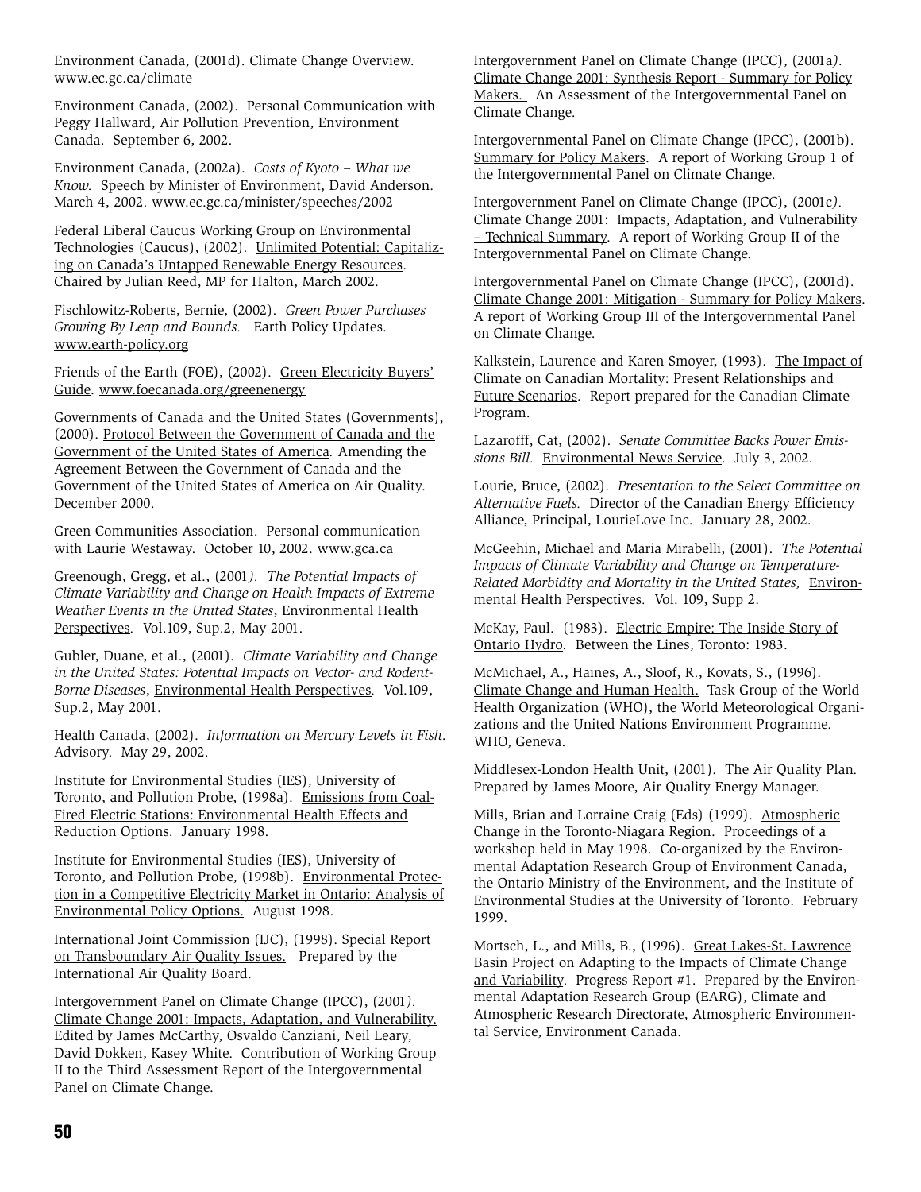Environment Canada, (2001d). Climate Change Overview. www.ec.gc.ca/climate

Environment Canada, (2002). Personal Communication with Peggy Hallward, Air Pollution Prevention, Environment Canada. September 6, 2002.

Environment Canada, (2002a). *Costs of Kyoto – What we Know.* Speech by Minister of Environment, David Anderson. March 4, 2002. www.ec.gc.ca/minister/speeches/2002

Federal Liberal Caucus Working Group on Environmental Technologies (Caucus), (2002). Unlimited Potential: Capitalizing on Canada's Untapped Renewable Energy Resources. Chaired by Julian Reed, MP for Halton, March 2002.

Fischlowitz-Roberts, Bernie, (2002). *Green Power Purchases Growing By Leap and Bounds.* Earth Policy Updates. www.earth-policy.org

Friends of the Earth (FOE), (2002). Green Electricity Buyers' Guide. www.foecanada.org/greenenergy

Governments of Canada and the United States (Governments), (2000). Protocol Between the Government of Canada and the Government of the United States of America. Amending the Agreement Between the Government of Canada and the Government of the United States of America on Air Quality. December 2000.

Green Communities Association. Personal communication with Laurie Westaway. October 10, 2002. www.gca.ca

Greenough, Gregg, et al., (2001). *The Potential Impacts of Climate Variability and Change on Health Impacts of Extreme Weather Events in the United States*, Environmental Health Perspectives. Vol.109, Sup.2, May 2001.

Gubler, Duane, et al., (2001). *Climate Variability and Change in the United States: Potential Impacts on Vector- and Rodent-Borne Diseases*, Environmental Health Perspectives. Vol.109, Sup.2, May 2001.

Health Canada, (2002). *Information on Mercury Levels in Fish.* Advisory. May 29, 2002.

Institute for Environmental Studies (IES), University of Toronto, and Pollution Probe, (1998a). Emissions from Coal-Fired Electric Stations: Environmental Health Effects and Reduction Options. January 1998.

Institute for Environmental Studies (IES), University of Toronto, and Pollution Probe, (1998b). Environmental Protection in a Competitive Electricity Market in Ontario: Analysis of Environmental Policy Options. August 1998.

International Joint Commission (IJC), (1998). Special Report on Transboundary Air Quality Issues. Prepared by the International Air Quality Board.

Intergovernment Panel on Climate Change (IPCC), (2001). Climate Change 2001: Impacts, Adaptation, and Vulnerability. Edited by James McCarthy, Osvaldo Canziani, Neil Leary, David Dokken, Kasey White. Contribution of Working Group II to the Third Assessment Report of the Intergovernmental Panel on Climate Change.

Intergovernment Panel on Climate Change (IPCC), (2001a). Climate Change 2001: Synthesis Report - Summary for Policy Makers. An Assessment of the Intergovernmental Panel on Climate Change.

Intergovernmental Panel on Climate Change (IPCC), (2001b). Summary for Policy Makers. A report of Working Group 1 of the Intergovernmental Panel on Climate Change.

Intergovernment Panel on Climate Change (IPCC), (2001c). Climate Change 2001: Impacts, Adaptation, and Vulnerability – Technical Summary. A report of Working Group II of the Intergovernmental Panel on Climate Change.

Intergovernmental Panel on Climate Change (IPCC), (2001d). Climate Change 2001: Mitigation - Summary for Policy Makers. A report of Working Group III of the Intergovernmental Panel on Climate Change.

Kalkstein, Laurence and Karen Smoyer, (1993). The Impact of Climate on Canadian Mortality: Present Relationships and Future Scenarios. Report prepared for the Canadian Climate Program.

Lazarofff, Cat, (2002). *Senate Committee Backs Power Emissions Bill.* Environmental News Service. July 3, 2002.

Lourie, Bruce, (2002). *Presentation to the Select Committee on Alternative Fuels.* Director of the Canadian Energy Efficiency Alliance, Principal, LourieLove Inc. January 28, 2002.

McGeehin, Michael and Maria Mirabelli, (2001). *The Potential Impacts of Climate Variability and Change on Temperature-Related Morbidity and Mortality in the United States,* Environmental Health Perspectives. Vol. 109, Supp 2.

McKay, Paul. (1983). Electric Empire: The Inside Story of Ontario Hydro. Between the Lines, Toronto: 1983.

McMichael, A., Haines, A., Sloof, R., Kovats, S., (1996). Climate Change and Human Health. Task Group of the World Health Organization (WHO), the World Meteorological Organizations and the United Nations Environment Programme. WHO, Geneva.

Middlesex-London Health Unit, (2001). The Air Quality Plan. Prepared by James Moore, Air Quality Energy Manager.

Mills, Brian and Lorraine Craig (Eds) (1999). Atmospheric Change in the Toronto-Niagara Region. Proceedings of a workshop held in May 1998. Co-organized by the Environmental Adaptation Research Group of Environment Canada, the Ontario Ministry of the Environment, and the Institute of Environmental Studies at the University of Toronto. February 1999.

Mortsch, L., and Mills, B., (1996). Great Lakes-St. Lawrence Basin Project on Adapting to the Impacts of Climate Change and Variability. Progress Report #1. Prepared by the Environmental Adaptation Research Group (EARG), Climate and Atmospheric Research Directorate, Atmospheric Environmental Service, Environment Canada.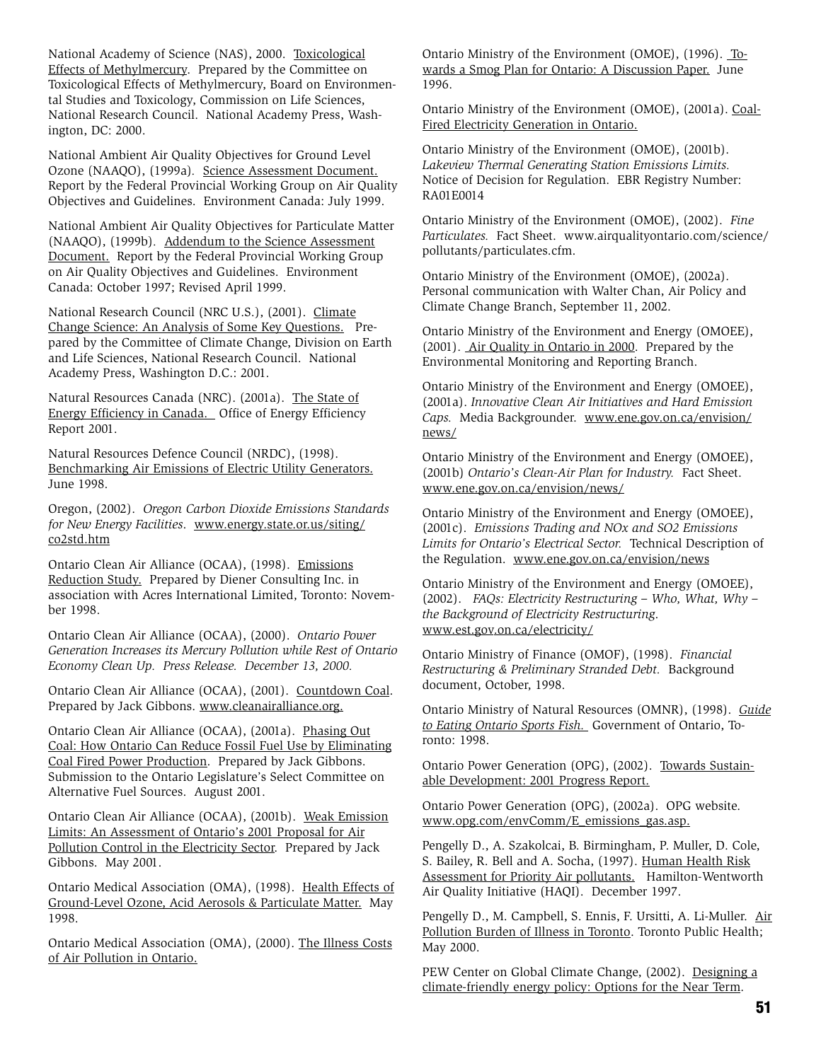National Academy of Science (NAS), 2000. Toxicological Effects of Methylmercury. Prepared by the Committee on Toxicological Effects of Methylmercury, Board on Environmental Studies and Toxicology, Commission on Life Sciences, National Research Council. National Academy Press, Washington, DC: 2000.

National Ambient Air Quality Objectives for Ground Level Ozone (NAAQO), (1999a). Science Assessment Document. Report by the Federal Provincial Working Group on Air Quality Objectives and Guidelines. Environment Canada: July 1999.

National Ambient Air Quality Objectives for Particulate Matter (NAAQO), (1999b). Addendum to the Science Assessment Document. Report by the Federal Provincial Working Group on Air Quality Objectives and Guidelines. Environment Canada: October 1997; Revised April 1999.

National Research Council (NRC U.S.), (2001). Climate Change Science: An Analysis of Some Key Questions. Prepared by the Committee of Climate Change, Division on Earth and Life Sciences, National Research Council. National Academy Press, Washington D.C.: 2001.

Natural Resources Canada (NRC). (2001a). The State of Energy Efficiency in Canada. Office of Energy Efficiency Report 2001.

Natural Resources Defence Council (NRDC), (1998). Benchmarking Air Emissions of Electric Utility Generators. June 1998.

Oregon, (2002). *Oregon Carbon Dioxide Emissions Standards for New Energy Facilities*. www.energy.state.or.us/siting/co2std.htm

Ontario Clean Air Alliance (OCAA), (1998). Emissions Reduction Study. Prepared by Diener Consulting Inc. in association with Acres International Limited, Toronto: November 1998.

Ontario Clean Air Alliance (OCAA), (2000). *Ontario Power Generation Increases its Mercury Pollution while Rest of Ontario Economy Clean Up. Press Release. December 13, 2000.*

Ontario Clean Air Alliance (OCAA), (2001). Countdown Coal. Prepared by Jack Gibbons. www.cleanairalliance.org.

Ontario Clean Air Alliance (OCAA), (2001a). Phasing Out Coal: How Ontario Can Reduce Fossil Fuel Use by Eliminating Coal Fired Power Production. Prepared by Jack Gibbons. Submission to the Ontario Legislature's Select Committee on Alternative Fuel Sources. August 2001.

Ontario Clean Air Alliance (OCAA), (2001b). Weak Emission Limits: An Assessment of Ontario's 2001 Proposal for Air Pollution Control in the Electricity Sector. Prepared by Jack Gibbons. May 2001.

Ontario Medical Association (OMA), (1998). Health Effects of Ground-Level Ozone, Acid Aerosols & Particulate Matter. May 1998.

Ontario Medical Association (OMA), (2000). The Illness Costs of Air Pollution in Ontario.

Ontario Ministry of the Environment (OMOE), (1996). Towards a Smog Plan for Ontario: A Discussion Paper. June 1996.

Ontario Ministry of the Environment (OMOE), (2001a). Coal-Fired Electricity Generation in Ontario.

Ontario Ministry of the Environment (OMOE), (2001b). *Lakeview Thermal Generating Station Emissions Limits.* Notice of Decision for Regulation. EBR Registry Number: RA01E0014

Ontario Ministry of the Environment (OMOE), (2002). *Fine Particulates.* Fact Sheet. www.airqualityontario.com/science/pollutants/particulates.cfm.

Ontario Ministry of the Environment (OMOE), (2002a). Personal communication with Walter Chan, Air Policy and Climate Change Branch, September 11, 2002.

Ontario Ministry of the Environment and Energy (OMOEE), (2001). Air Quality in Ontario in 2000. Prepared by the Environmental Monitoring and Reporting Branch.

Ontario Ministry of the Environment and Energy (OMOEE), (2001a). *Innovative Clean Air Initiatives and Hard Emission Caps.* Media Backgrounder. www.ene.gov.on.ca/envision/news/

Ontario Ministry of the Environment and Energy (OMOEE), (2001b) *Ontario's Clean-Air Plan for Industry.* Fact Sheet. www.ene.gov.on.ca/envision/news/

Ontario Ministry of the Environment and Energy (OMOEE), (2001c). *Emissions Trading and NOx and SO2 Emissions Limits for Ontario's Electrical Sector.* Technical Description of the Regulation. www.ene.gov.on.ca/envision/news

Ontario Ministry of the Environment and Energy (OMOEE), (2002). *FAQs: Electricity Restructuring – Who, What, Why – the Background of Electricity Restructuring*. www.est.gov.on.ca/electricity/

Ontario Ministry of Finance (OMOF), (1998). *Financial Restructuring & Preliminary Stranded Debt.* Background document, October, 1998.

Ontario Ministry of Natural Resources (OMNR), (1998). *Guide to Eating Ontario Sports Fish.* Government of Ontario, Toronto: 1998.

Ontario Power Generation (OPG), (2002). Towards Sustainable Development: 2001 Progress Report.

Ontario Power Generation (OPG), (2002a). OPG website. www.opg.com/envComm/E_emissions_gas.asp.

Pengelly D., A. Szakolcai, B. Birmingham, P. Muller, D. Cole, S. Bailey, R. Bell and A. Socha, (1997). Human Health Risk Assessment for Priority Air pollutants. Hamilton-Wentworth Air Quality Initiative (HAQI). December 1997.

Pengelly D., M. Campbell, S. Ennis, F. Ursitti, A. Li-Muller. Air Pollution Burden of Illness in Toronto. Toronto Public Health; May 2000.

PEW Center on Global Climate Change, (2002). Designing a climate-friendly energy policy: Options for the Near Term.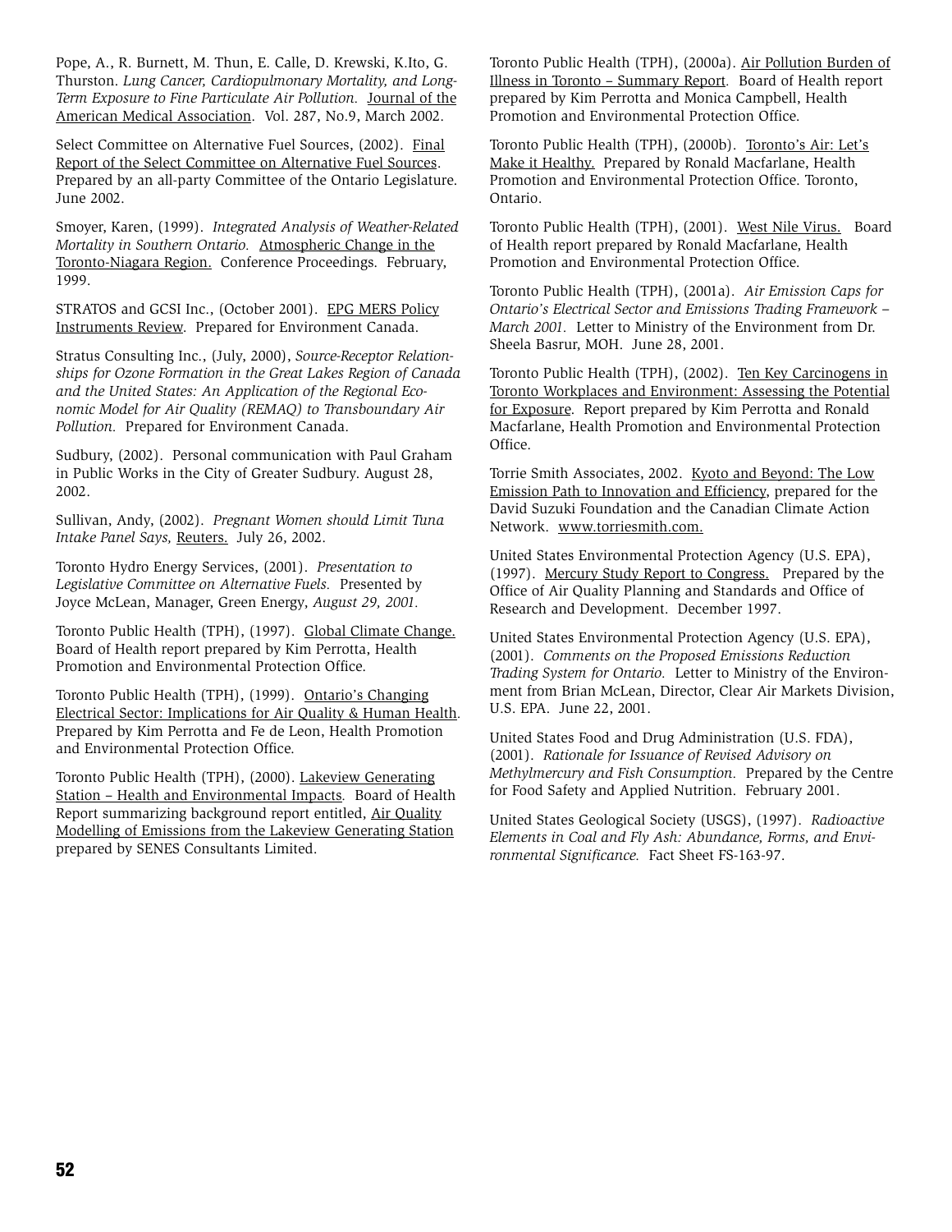Pope, A., R. Burnett, M. Thun, E. Calle, D. Krewski, K.Ito, G. Thurston. *Lung Cancer, Cardiopulmonary Mortality, and Long-Term Exposure to Fine Particulate Air Pollution.* Journal of the American Medical Association. Vol. 287, No.9, March 2002.

Select Committee on Alternative Fuel Sources, (2002). Final Report of the Select Committee on Alternative Fuel Sources. Prepared by an all-party Committee of the Ontario Legislature. June 2002.

Smoyer, Karen, (1999). *Integrated Analysis of Weather-Related Mortality in Southern Ontario.* Atmospheric Change in the Toronto-Niagara Region. Conference Proceedings. February, 1999.

STRATOS and GCSI Inc., (October 2001). EPG MERS Policy Instruments Review. Prepared for Environment Canada.

Stratus Consulting Inc., (July, 2000), *Source-Receptor Relationships for Ozone Formation in the Great Lakes Region of Canada and the United States: An Application of the Regional Economic Model for Air Quality (REMAQ) to Transboundary Air Pollution.* Prepared for Environment Canada.

Sudbury, (2002). Personal communication with Paul Graham in Public Works in the City of Greater Sudbury. August 28, 2002.

Sullivan, Andy, (2002). *Pregnant Women should Limit Tuna Intake Panel Says,* Reuters. July 26, 2002.

Toronto Hydro Energy Services, (2001). *Presentation to Legislative Committee on Alternative Fuels.* Presented by Joyce McLean, Manager, Green Energy, *August 29, 2001.*

Toronto Public Health (TPH), (1997). Global Climate Change. Board of Health report prepared by Kim Perrotta, Health Promotion and Environmental Protection Office.

Toronto Public Health (TPH), (1999). Ontario's Changing Electrical Sector: Implications for Air Quality & Human Health. Prepared by Kim Perrotta and Fe de Leon, Health Promotion and Environmental Protection Office.

Toronto Public Health (TPH), (2000). Lakeview Generating Station – Health and Environmental Impacts. Board of Health Report summarizing background report entitled, Air Quality Modelling of Emissions from the Lakeview Generating Station prepared by SENES Consultants Limited.

Toronto Public Health (TPH), (2000a). Air Pollution Burden of Illness in Toronto – Summary Report. Board of Health report prepared by Kim Perrotta and Monica Campbell, Health Promotion and Environmental Protection Office.

Toronto Public Health (TPH), (2000b). Toronto's Air: Let's Make it Healthy. Prepared by Ronald Macfarlane, Health Promotion and Environmental Protection Office. Toronto, Ontario.

Toronto Public Health (TPH), (2001). West Nile Virus. Board of Health report prepared by Ronald Macfarlane, Health Promotion and Environmental Protection Office.

Toronto Public Health (TPH), (2001a). *Air Emission Caps for Ontario's Electrical Sector and Emissions Trading Framework – March 2001.* Letter to Ministry of the Environment from Dr. Sheela Basrur, MOH. June 28, 2001.

Toronto Public Health (TPH), (2002). Ten Key Carcinogens in Toronto Workplaces and Environment: Assessing the Potential for Exposure. Report prepared by Kim Perrotta and Ronald Macfarlane, Health Promotion and Environmental Protection Office.

Torrie Smith Associates, 2002. Kyoto and Beyond: The Low Emission Path to Innovation and Efficiency, prepared for the David Suzuki Foundation and the Canadian Climate Action Network. www.torriesmith.com.

United States Environmental Protection Agency (U.S. EPA), (1997). Mercury Study Report to Congress. Prepared by the Office of Air Quality Planning and Standards and Office of Research and Development. December 1997.

United States Environmental Protection Agency (U.S. EPA), (2001). *Comments on the Proposed Emissions Reduction Trading System for Ontario.* Letter to Ministry of the Environment from Brian McLean, Director, Clear Air Markets Division, U.S. EPA. June 22, 2001.

United States Food and Drug Administration (U.S. FDA), (2001). *Rationale for Issuance of Revised Advisory on Methylmercury and Fish Consumption.* Prepared by the Centre for Food Safety and Applied Nutrition. February 2001.

United States Geological Society (USGS), (1997). *Radioactive Elements in Coal and Fly Ash: Abundance, Forms, and Environmental Significance.* Fact Sheet FS-163-97.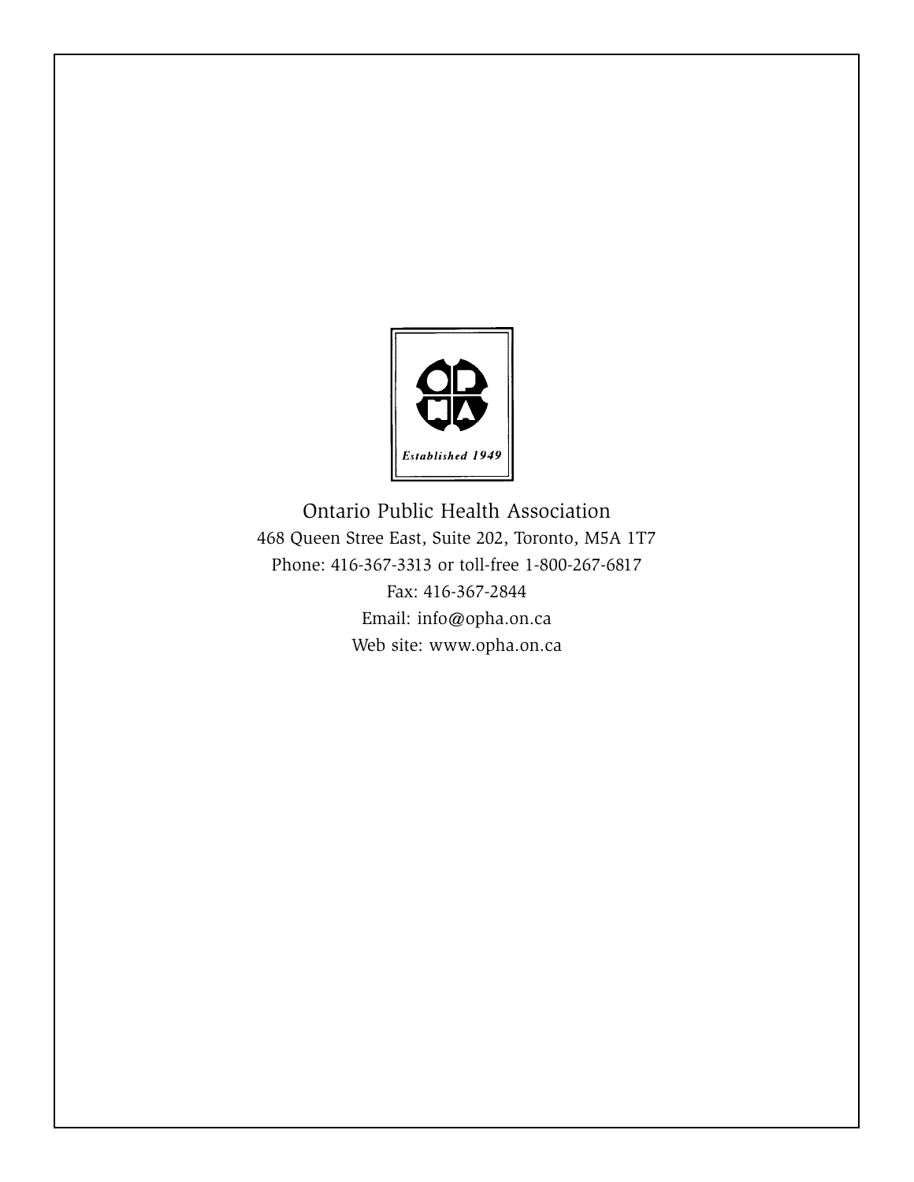Established 1949

Ontario Public Health Association

468 Queen Stree East, Suite 202, Toronto, M5A 1T7

Phone: 416-367-3313 or toll-free 1-800-267-6817

Fax: 416-367-2844

Email: info@opha.on.ca

Web site: www.opha.on.ca